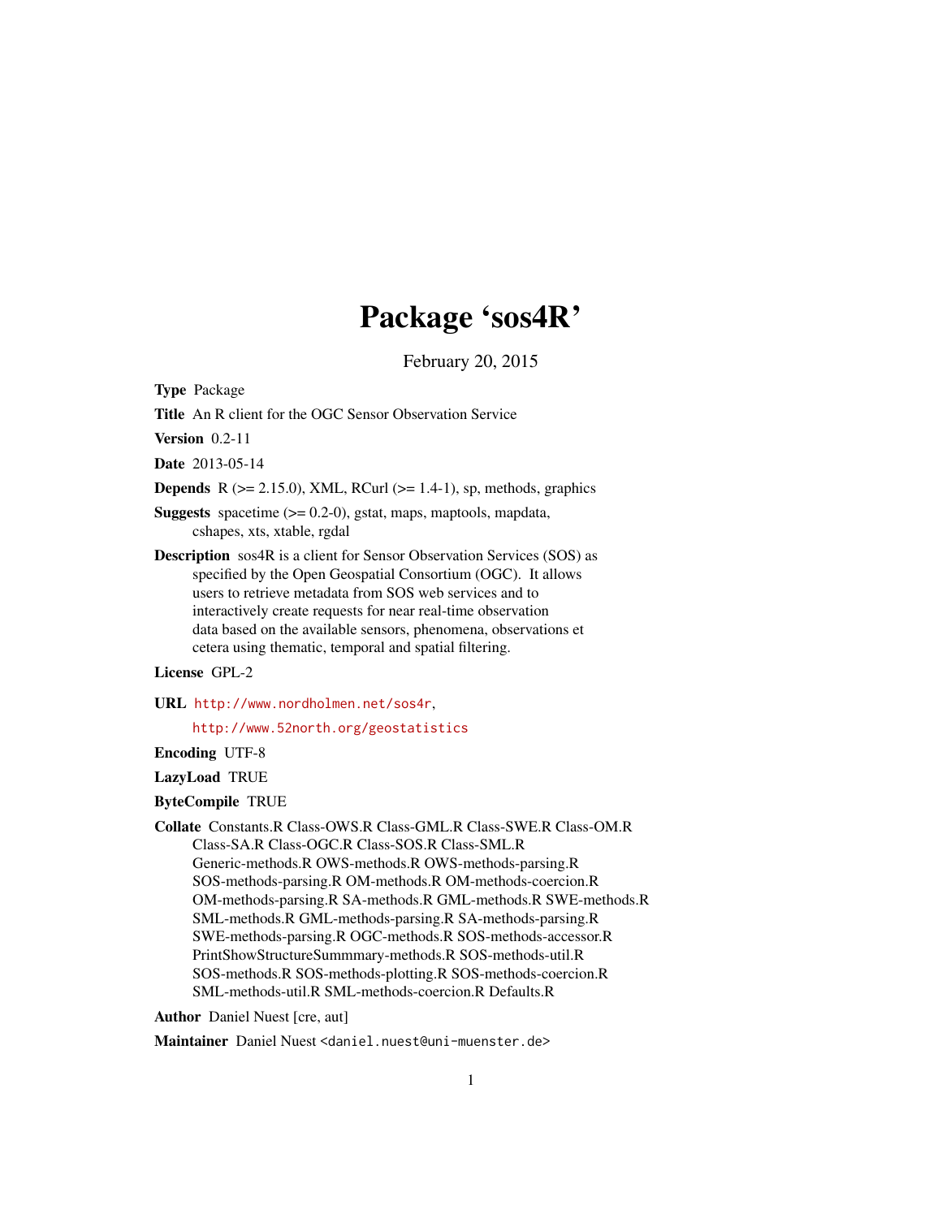# Package 'sos4R'

February 20, 2015

**Type** Package

**Title** An R client for the OGC Sensor Observation Service

**Version** 0.2-11

**Date** 2013-05-14

**Depends** R (>= 2.15.0), XML, RCurl (>= 1.4-1), sp, methods, graphics

**Suggests** spacetime (>= 0.2-0), gstat, maps, maptools, mapdata, cshapes, xts, xtable, rgdal

**Description** sos4R is a client for Sensor Observation Services (SOS) as specified by the Open Geospatial Consortium (OGC). It allows users to retrieve metadata from SOS web services and to interactively create requests for near real-time observation data based on the available sensors, phenomena, observations et cetera using thematic, temporal and spatial filtering.

**License** GPL-2

**URL** http://www.nordholmen.net/sos4r,
http://www.52north.org/geostatistics

**Encoding** UTF-8

**LazyLoad** TRUE

**ByteCompile** TRUE

**Collate** Constants.R Class-OWS.R Class-GML.R Class-SWE.R Class-OM.R Class-SA.R Class-OGC.R Class-SOS.R Class-SML.R Generic-methods.R OWS-methods.R OWS-methods-parsing.R SOS-methods-parsing.R OM-methods.R OM-methods-coercion.R OM-methods-parsing.R SA-methods.R GML-methods.R SWE-methods.R SML-methods.R GML-methods-parsing.R SA-methods-parsing.R SWE-methods-parsing.R OGC-methods.R SOS-methods-accessor.R PrintShowStructureSummmary-methods.R SOS-methods-util.R SOS-methods.R SOS-methods-plotting.R SOS-methods-coercion.R SML-methods-util.R SML-methods-coercion.R Defaults.R

**Author** Daniel Nuest [cre, aut]

**Maintainer** Daniel Nuest <daniel.nuest@uni-muenster.de>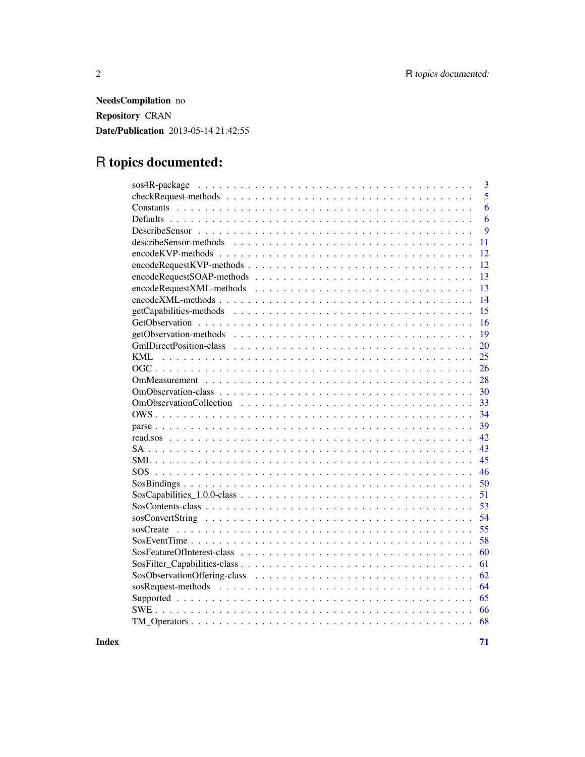**NeedsCompilation** no

**Repository** CRAN

**Date/Publication** 2013-05-14 21:42:55

# R topics documented:

| | |
|---|---|
| sos4R-package | 3 |
| checkRequest-methods | 5 |
| Constants | 6 |
| Defaults | 6 |
| DescribeSensor | 9 |
| describeSensor-methods | 11 |
| encodeKVP-methods | 12 |
| encodeRequestKVP-methods | 12 |
| encodeRequestSOAP-methods | 13 |
| encodeRequestXML-methods | 13 |
| encodeXML-methods | 14 |
| getCapabilities-methods | 15 |
| GetObservation | 16 |
| getObservation-methods | 19 |
| GmlDirectPosition-class | 20 |
| KML | 25 |
| OGC | 26 |
| OmMeasurement | 28 |
| OmObservation-class | 30 |
| OmObservationCollection | 33 |
| OWS | 34 |
| parse | 39 |
| read.sos | 42 |
| SA | 43 |
| SML | 45 |
| SOS | 46 |
| SosBindings | 50 |
| SosCapabilities_1.0.0-class | 51 |
| SosContents-class | 53 |
| sosConvertString | 54 |
| sosCreate | 55 |
| SosEventTime | 58 |
| SosFeatureOfInterest-class | 60 |
| SosFilter_Capabilities-class | 61 |
| SosObservationOffering-class | 62 |
| sosRequest-methods | 64 |
| Supported | 65 |
| SWE | 66 |
| TM_Operators | 68 |

**Index** **71**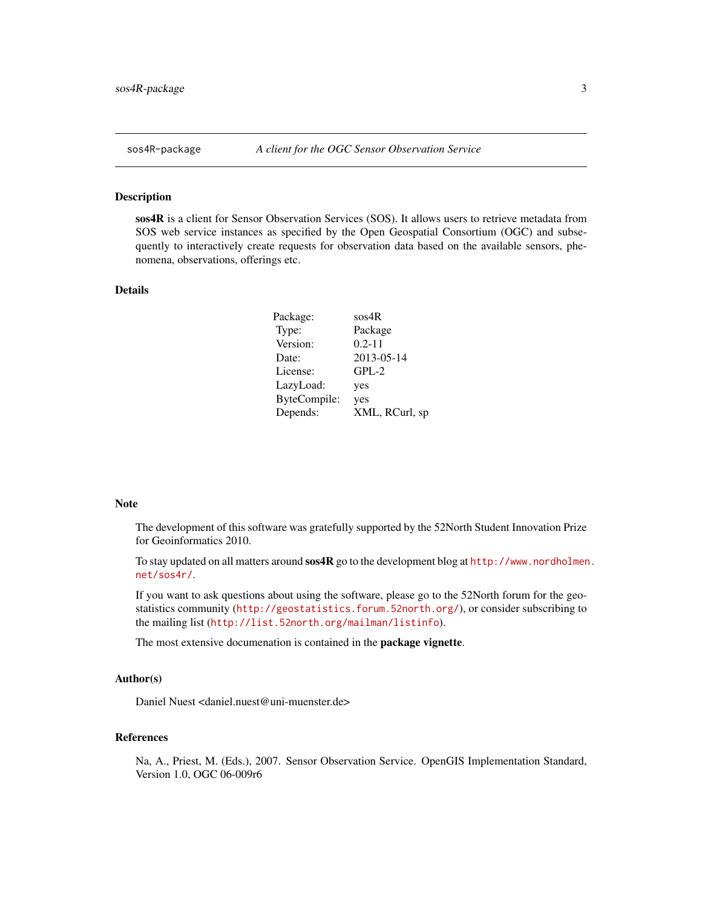sos4R-package *A client for the OGC Sensor Observation Service*

## Description

**sos4R** is a client for Sensor Observation Services (SOS). It allows users to retrieve metadata from SOS web service instances as specified by the Open Geospatial Consortium (OGC) and subsequently to interactively create requests for observation data based on the available sensors, phenomena, observations, offerings etc.

## Details

| | |
|---|---|
| Package: | sos4R |
| Type: | Package |
| Version: | 0.2-11 |
| Date: | 2013-05-14 |
| License: | GPL-2 |
| LazyLoad: | yes |
| ByteCompile: | yes |
| Depends: | XML, RCurl, sp |

## Note

The development of this software was gratefully supported by the 52North Student Innovation Prize for Geoinformatics 2010.

To stay updated on all matters around **sos4R** go to the development blog at `http://www.nordholmen.net/sos4r/`.

If you want to ask questions about using the software, please go to the 52North forum for the geostatistics community (`http://geostatistics.forum.52north.org/`), or consider subscribing to the mailing list (`http://list.52north.org/mailman/listinfo`).

The most extensive documenation is contained in the **package vignette**.

## Author(s)

Daniel Nuest <daniel.nuest@uni-muenster.de>

## References

Na, A., Priest, M. (Eds.), 2007. Sensor Observation Service. OpenGIS Implementation Standard, Version 1.0, OGC 06-009r6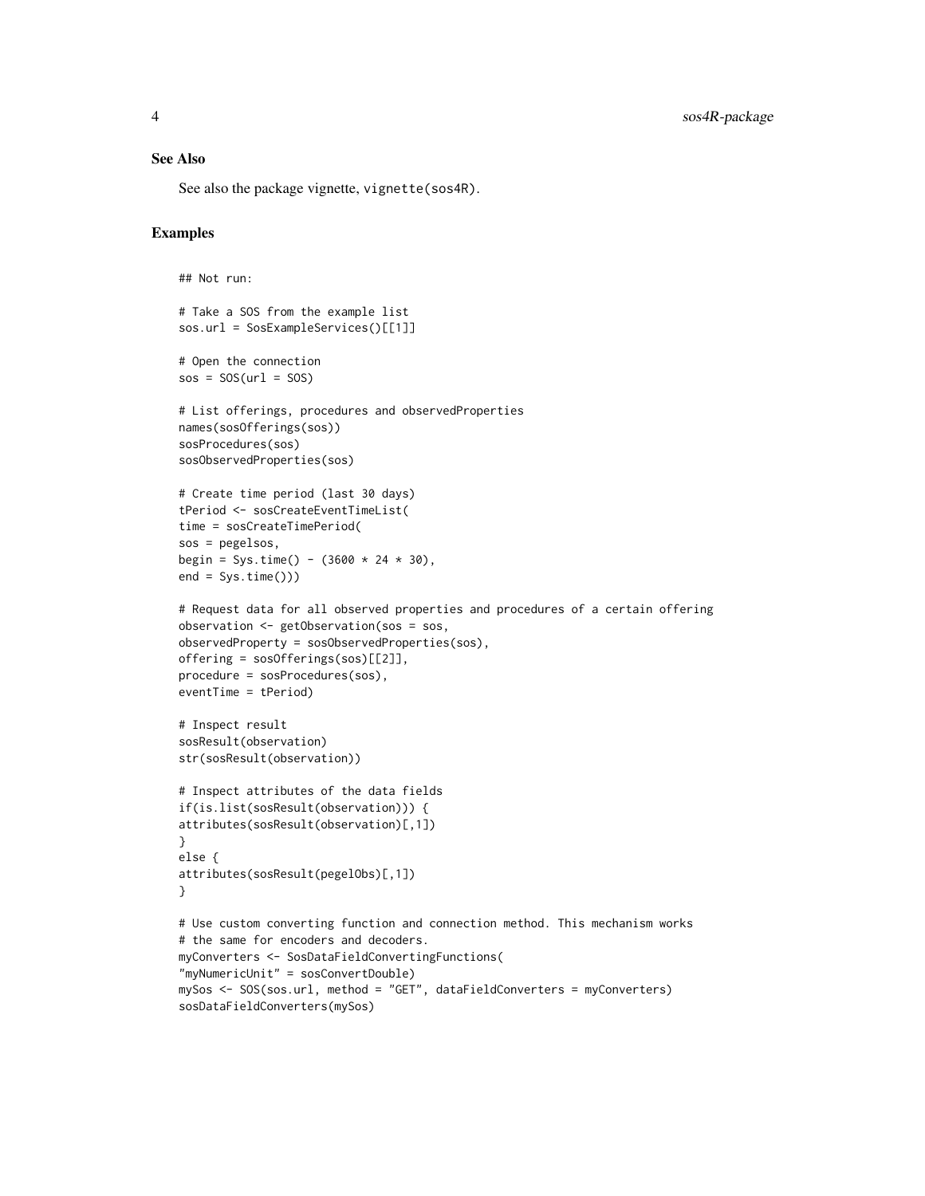## See Also

See also the package vignette, vignette(sos4R).

## Examples

```
## Not run:

# Take a SOS from the example list
sos.url = SosExampleServices()[[1]]

# Open the connection
sos = SOS(url = SOS)

# List offerings, procedures and observedProperties
names(sosOfferings(sos))
sosProcedures(sos)
sosObservedProperties(sos)

# Create time period (last 30 days)
tPeriod <- sosCreateEventTimeList(
time = sosCreateTimePeriod(
sos = pegelsos,
begin = Sys.time() - (3600 * 24 * 30),
end = Sys.time()))

# Request data for all observed properties and procedures of a certain offering
observation <- getObservation(sos = sos,
observedProperty = sosObservedProperties(sos),
offering = sosOfferings(sos)[[2]],
procedure = sosProcedures(sos),
eventTime = tPeriod)

# Inspect result
sosResult(observation)
str(sosResult(observation))

# Inspect attributes of the data fields
if(is.list(sosResult(observation))) {
attributes(sosResult(observation)[,1])
}
else {
attributes(sosResult(pegelObs)[,1])
}

# Use custom converting function and connection method. This mechanism works
# the same for encoders and decoders.
myConverters <- SosDataFieldConvertingFunctions(
"myNumericUnit" = sosConvertDouble)
mySos <- SOS(sos.url, method = "GET", dataFieldConverters = myConverters)
sosDataFieldConverters(mySos)
```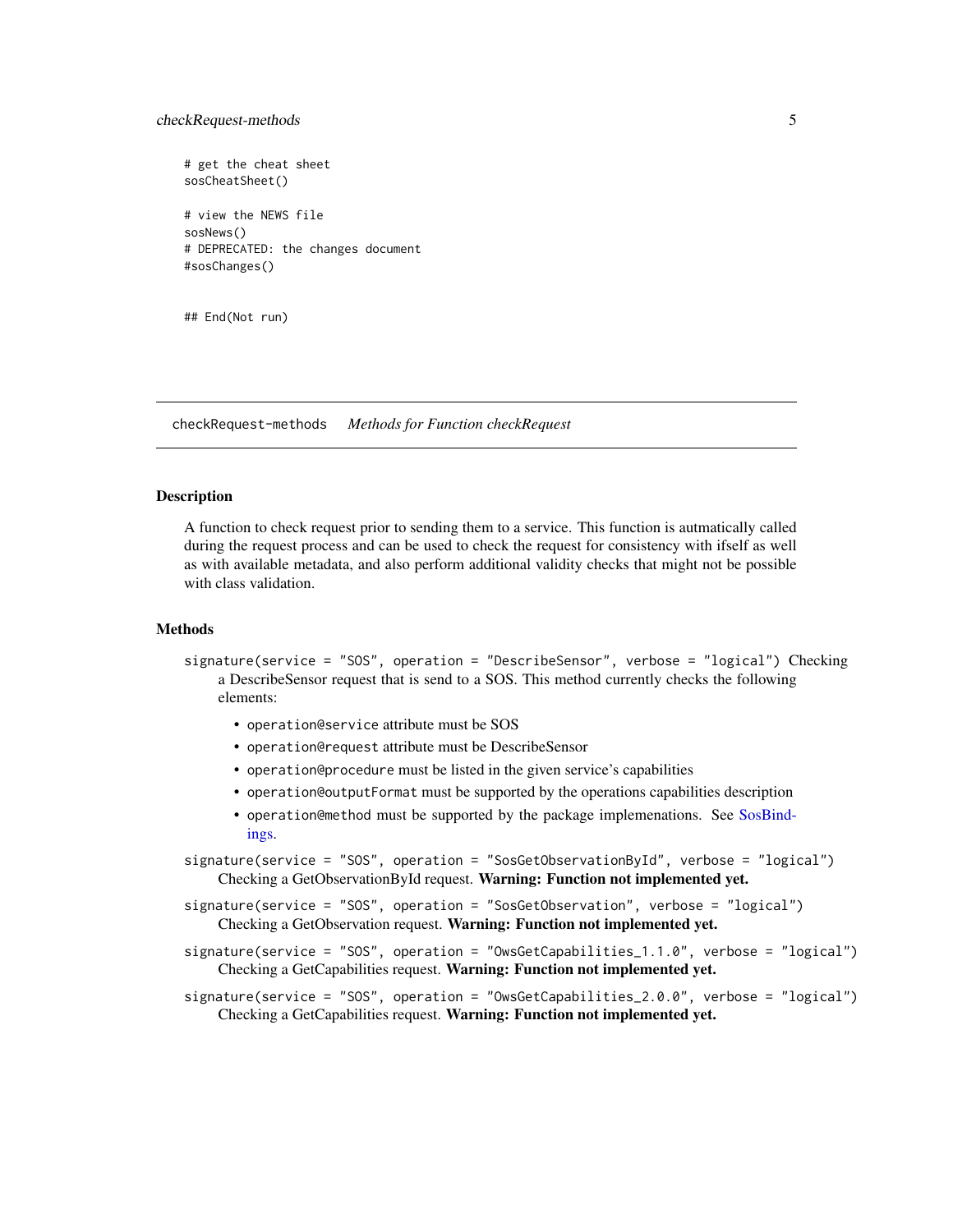```
# get the cheat sheet
sosCheatSheet()

# view the NEWS file
sosNews()
# DEPRECATED: the changes document
#sosChanges()


## End(Not run)
```

## checkRequest-methods *Methods for Function checkRequest*

### Description

A function to check request prior to sending them to a service. This function is autmatically called during the request process and can be used to check the request for consistency with ifself as well as with available metadata, and also perform additional validity checks that might not be possible with class validation.

### Methods

`signature(service = "SOS", operation = "DescribeSensor", verbose = "logical")` Checking a DescribeSensor request that is send to a SOS. This method currently checks the following elements:

- `operation@service` attribute must be SOS
- `operation@request` attribute must be DescribeSensor
- `operation@procedure` must be listed in the given service's capabilities
- `operation@outputFormat` must be supported by the operations capabilities description
- `operation@method` must be supported by the package implemenations. See SosBindings.

`signature(service = "SOS", operation = "SosGetObservationById", verbose = "logical")` Checking a GetObservationById request. **Warning: Function not implemented yet.**

`signature(service = "SOS", operation = "SosGetObservation", verbose = "logical")` Checking a GetObservation request. **Warning: Function not implemented yet.**

`signature(service = "SOS", operation = "OwsGetCapabilities_1.1.0", verbose = "logical")` Checking a GetCapabilities request. **Warning: Function not implemented yet.**

`signature(service = "SOS", operation = "OwsGetCapabilities_2.0.0", verbose = "logical")` Checking a GetCapabilities request. **Warning: Function not implemented yet.**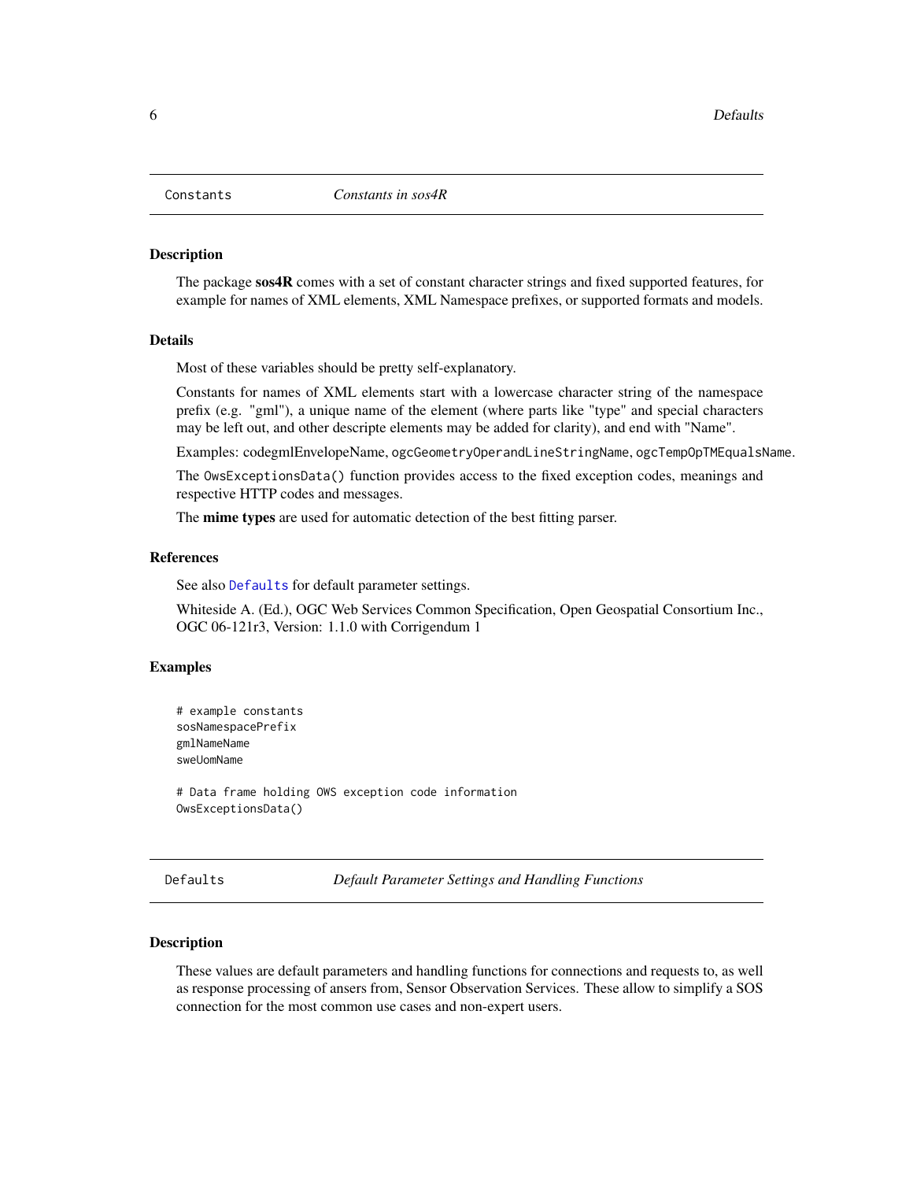## Constants — *Constants in sos4R*

### Description

The package **sos4R** comes with a set of constant character strings and fixed supported features, for example for names of XML elements, XML Namespace prefixes, or supported formats and models.

### Details

Most of these variables should be pretty self-explanatory.

Constants for names of XML elements start with a lowercase character string of the namespace prefix (e.g. "gml"), a unique name of the element (where parts like "type" and special characters may be left out, and other descripte elements may be added for clarity), and end with "Name".

Examples: codegmlEnvelopeName, `ogcGeometryOperandLineStringName`, `ogcTempOpTMEqualsName`.

The `OwsExceptionsData()` function provides access to the fixed exception codes, meanings and respective HTTP codes and messages.

The **mime types** are used for automatic detection of the best fitting parser.

### References

See also `Defaults` for default parameter settings.

Whiteside A. (Ed.), OGC Web Services Common Specification, Open Geospatial Consortium Inc., OGC 06-121r3, Version: 1.1.0 with Corrigendum 1

### Examples

```
# example constants
sosNamespacePrefix
gmlNameName
sweUomName

# Data frame holding OWS exception code information
OwsExceptionsData()
```

## Defaults — *Default Parameter Settings and Handling Functions*

### Description

These values are default parameters and handling functions for connections and requests to, as well as response processing of ansers from, Sensor Observation Services. These allow to simplify a SOS connection for the most common use cases and non-expert users.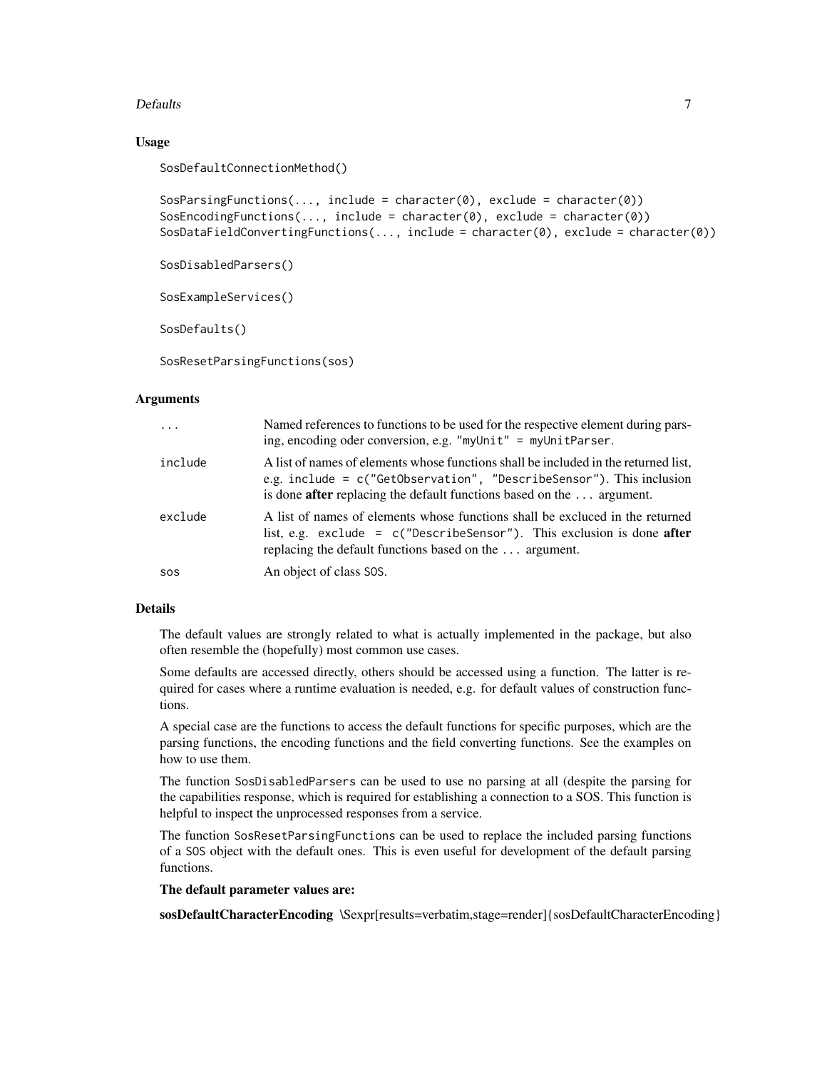### Usage

```
SosDefaultConnectionMethod()

SosParsingFunctions(..., include = character(0), exclude = character(0))
SosEncodingFunctions(..., include = character(0), exclude = character(0))
SosDataFieldConvertingFunctions(..., include = character(0), exclude = character(0))

SosDisabledParsers()

SosExampleServices()

SosDefaults()

SosResetParsingFunctions(sos)
```

### Arguments

| | |
|---|---|
| `...` | Named references to functions to be used for the respective element during parsing, encoding oder conversion, e.g. `"myUnit" = myUnitParser`. |
| `include` | A list of names of elements whose functions shall be included in the returned list, e.g. `include = c("GetObservation", "DescribeSensor")`. This inclusion is done **after** replacing the default functions based on the `...` argument. |
| `exclude` | A list of names of elements whose functions shall be excluced in the returned list, e.g. `exclude = c("DescribeSensor")`. This exclusion is done **after** replacing the default functions based on the `...` argument. |
| `sos` | An object of class `SOS`. |

### Details

The default values are strongly related to what is actually implemented in the package, but also often resemble the (hopefully) most common use cases.

Some defaults are accessed directly, others should be accessed using a function. The latter is required for cases where a runtime evaluation is needed, e.g. for default values of construction functions.

A special case are the functions to access the default functions for specific purposes, which are the parsing functions, the encoding functions and the field converting functions. See the examples on how to use them.

The function `SosDisabledParsers` can be used to use no parsing at all (despite the parsing for the capabilities response, which is required for establishing a connection to a SOS. This function is helpful to inspect the unprocessed responses from a service.

The function `SosResetParsingFunctions` can be used to replace the included parsing functions of a `SOS` object with the default ones. This is even useful for development of the default parsing functions.

**The default parameter values are:**

**sosDefaultCharacterEncoding** \Sexpr[results=verbatim,stage=render]{sosDefaultCharacterEncoding}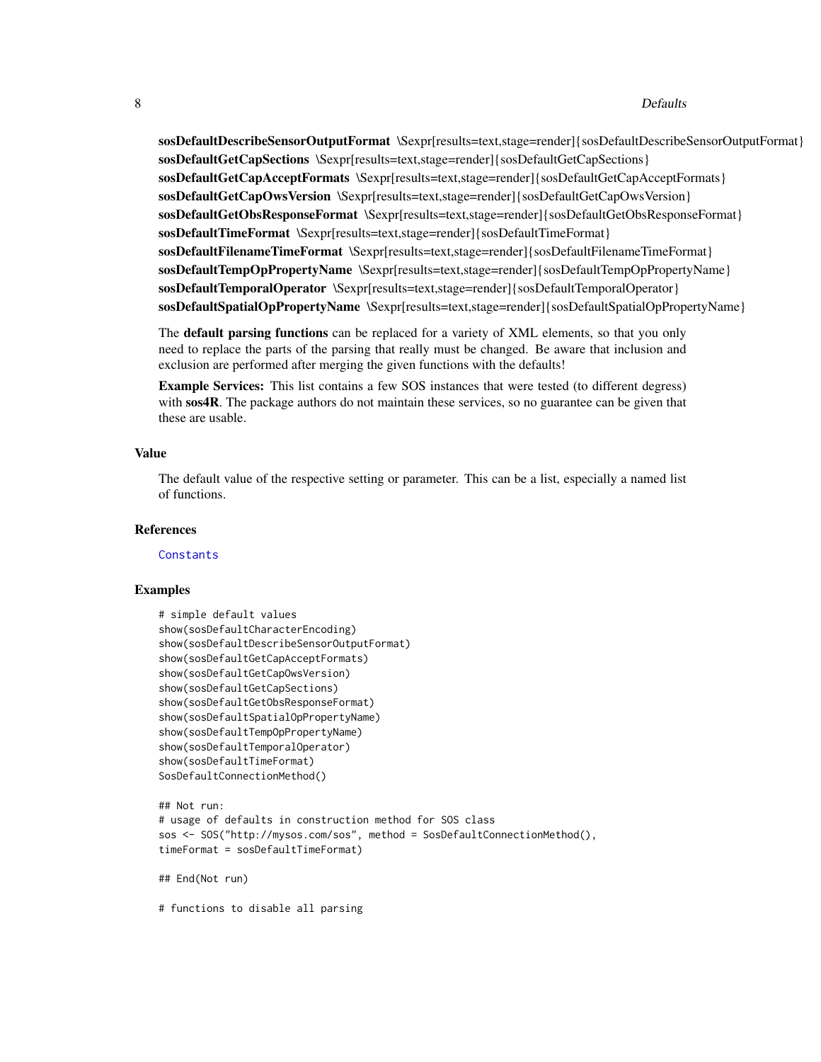**sosDefaultDescribeSensorOutputFormat** \Sexpr[results=text,stage=render]{sosDefaultDescribeSensorOutputFormat}
**sosDefaultGetCapSections** \Sexpr[results=text,stage=render]{sosDefaultGetCapSections}
**sosDefaultGetCapAcceptFormats** \Sexpr[results=text,stage=render]{sosDefaultGetCapAcceptFormats}
**sosDefaultGetCapOwsVersion** \Sexpr[results=text,stage=render]{sosDefaultGetCapOwsVersion}
**sosDefaultGetObsResponseFormat** \Sexpr[results=text,stage=render]{sosDefaultGetObsResponseFormat}
**sosDefaultTimeFormat** \Sexpr[results=text,stage=render]{sosDefaultTimeFormat}
**sosDefaultFilenameTimeFormat** \Sexpr[results=text,stage=render]{sosDefaultFilenameTimeFormat}
**sosDefaultTempOpPropertyName** \Sexpr[results=text,stage=render]{sosDefaultTempOpPropertyName}
**sosDefaultTemporalOperator** \Sexpr[results=text,stage=render]{sosDefaultTemporalOperator}
**sosDefaultSpatialOpPropertyName** \Sexpr[results=text,stage=render]{sosDefaultSpatialOpPropertyName}

The **default parsing functions** can be replaced for a variety of XML elements, so that you only need to replace the parts of the parsing that really must be changed. Be aware that inclusion and exclusion are performed after merging the given functions with the defaults!

**Example Services:** This list contains a few SOS instances that were tested (to different degress) with **sos4R**. The package authors do not maintain these services, so no guarantee can be given that these are usable.

## Value

The default value of the respective setting or parameter. This can be a list, especially a named list of functions.

## References

Constants

## Examples

```
# simple default values
show(sosDefaultCharacterEncoding)
show(sosDefaultDescribeSensorOutputFormat)
show(sosDefaultGetCapAcceptFormats)
show(sosDefaultGetCapOwsVersion)
show(sosDefaultGetCapSections)
show(sosDefaultGetObsResponseFormat)
show(sosDefaultSpatialOpPropertyName)
show(sosDefaultTempOpPropertyName)
show(sosDefaultTemporalOperator)
show(sosDefaultTimeFormat)
SosDefaultConnectionMethod()

## Not run:
# usage of defaults in construction method for SOS class
sos <- SOS("http://mysos.com/sos", method = SosDefaultConnectionMethod(),
timeFormat = sosDefaultTimeFormat)

## End(Not run)

# functions to disable all parsing
```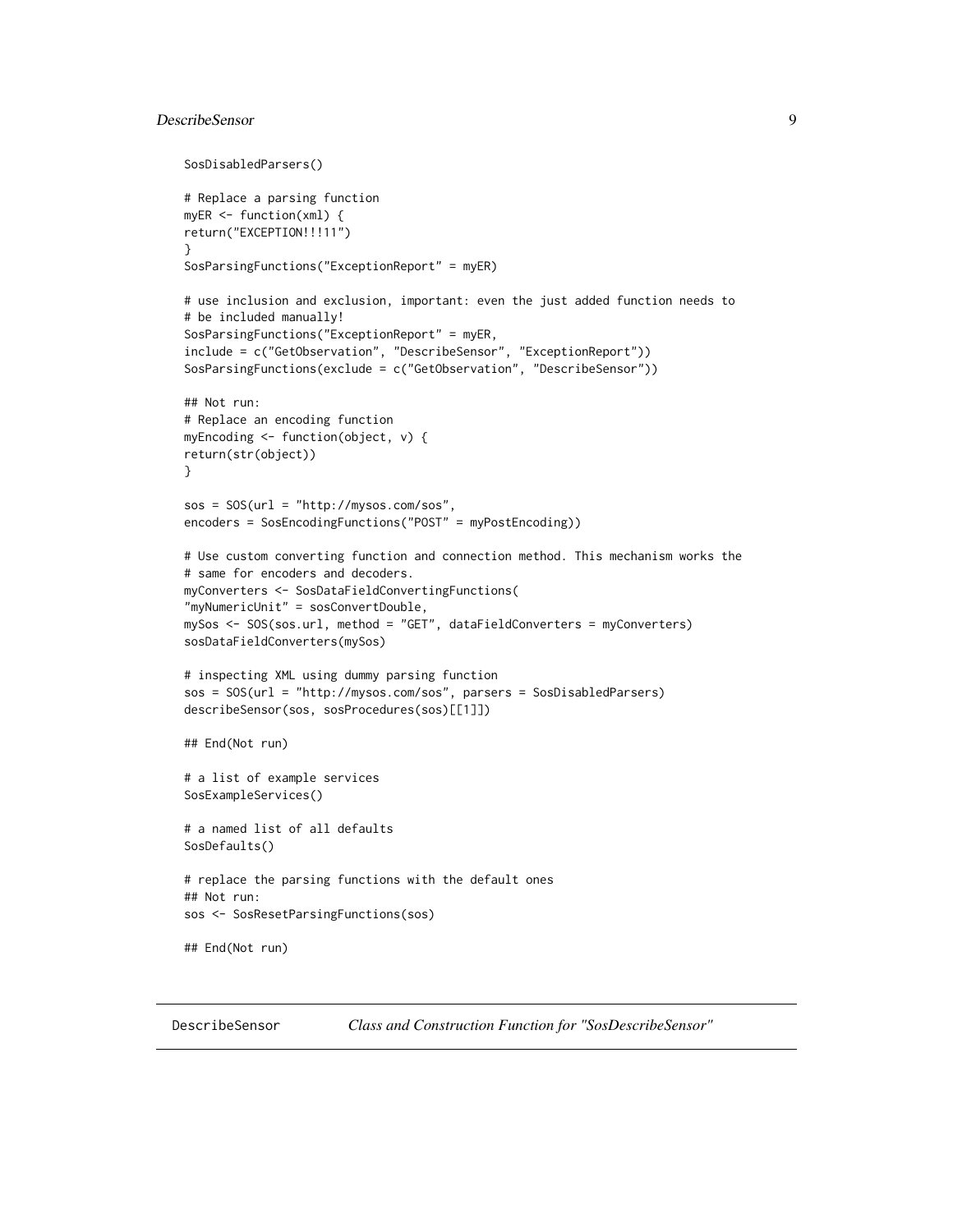```
SosDisabledParsers()

# Replace a parsing function
myER <- function(xml) {
return("EXCEPTION!!!11")
}
SosParsingFunctions("ExceptionReport" = myER)

# use inclusion and exclusion, important: even the just added function needs to
# be included manually!
SosParsingFunctions("ExceptionReport" = myER,
include = c("GetObservation", "DescribeSensor", "ExceptionReport"))
SosParsingFunctions(exclude = c("GetObservation", "DescribeSensor"))

## Not run:
# Replace an encoding function
myEncoding <- function(object, v) {
return(str(object))
}

sos = SOS(url = "http://mysos.com/sos",
encoders = SosEncodingFunctions("POST" = myPostEncoding))

# Use custom converting function and connection method. This mechanism works the
# same for encoders and decoders.
myConverters <- SosDataFieldConvertingFunctions(
"myNumericUnit" = sosConvertDouble,
mySos <- SOS(sos.url, method = "GET", dataFieldConverters = myConverters)
sosDataFieldConverters(mySos)

# inspecting XML using dummy parsing function
sos = SOS(url = "http://mysos.com/sos", parsers = SosDisabledParsers)
describeSensor(sos, sosProcedures(sos)[[1]])

## End(Not run)

# a list of example services
SosExampleServices()

# a named list of all defaults
SosDefaults()

# replace the parsing functions with the default ones
## Not run:
sos <- SosResetParsingFunctions(sos)

## End(Not run)
```

## DescribeSensor *Class and Construction Function for "SosDescribeSensor"*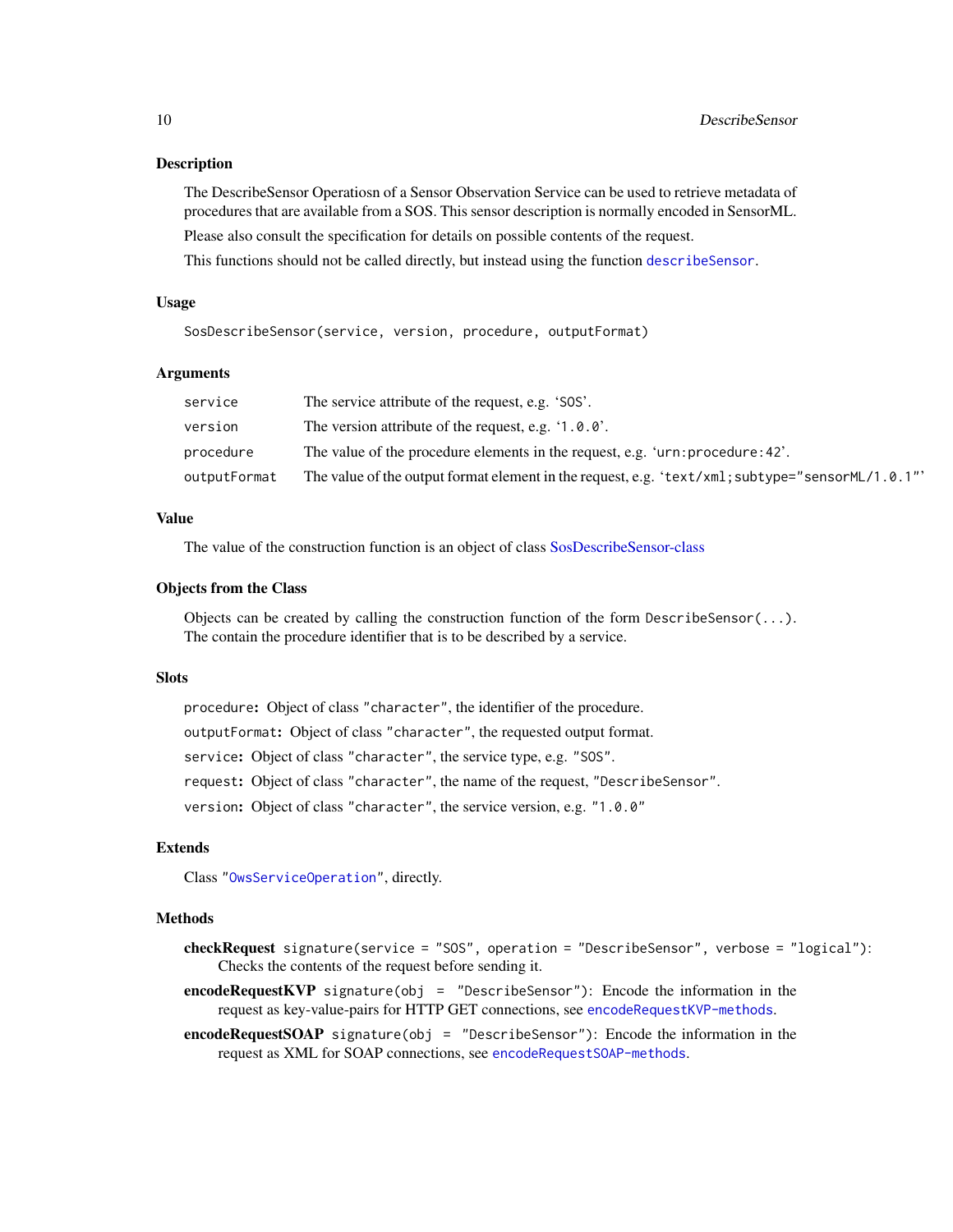## Description

The DescribeSensor Operatiosn of a Sensor Observation Service can be used to retrieve metadata of procedures that are available from a SOS. This sensor description is normally encoded in SensorML.

Please also consult the specification for details on possible contents of the request.

This functions should not be called directly, but instead using the function `describeSensor`.

## Usage

```
SosDescribeSensor(service, version, procedure, outputFormat)
```

## Arguments

| | |
|---|---|
| `service` | The service attribute of the request, e.g. 'SOS'. |
| `version` | The version attribute of the request, e.g. '1.0.0'. |
| `procedure` | The value of the procedure elements in the request, e.g. 'urn:procedure:42'. |
| `outputFormat` | The value of the output format element in the request, e.g. 'text/xml;subtype="sensorML/1.0.1"' |

## Value

The value of the construction function is an object of class SosDescribeSensor-class

## Objects from the Class

Objects can be created by calling the construction function of the form `DescribeSensor(...)`. The contain the procedure identifier that is to be described by a service.

## Slots

`procedure`: Object of class `"character"`, the identifier of the procedure.

`outputFormat`: Object of class `"character"`, the requested output format.

`service`: Object of class `"character"`, the service type, e.g. `"SOS"`.

`request`: Object of class `"character"`, the name of the request, `"DescribeSensor"`.

`version`: Object of class `"character"`, the service version, e.g. `"1.0.0"`

## Extends

Class `"OwsServiceOperation"`, directly.

## Methods

**checkRequest** `signature(service = "SOS", operation = "DescribeSensor", verbose = "logical")`: Checks the contents of the request before sending it.

**encodeRequestKVP** `signature(obj = "DescribeSensor")`: Encode the information in the request as key-value-pairs for HTTP GET connections, see `encodeRequestKVP-methods`.

**encodeRequestSOAP** `signature(obj = "DescribeSensor")`: Encode the information in the request as XML for SOAP connections, see `encodeRequestSOAP-methods`.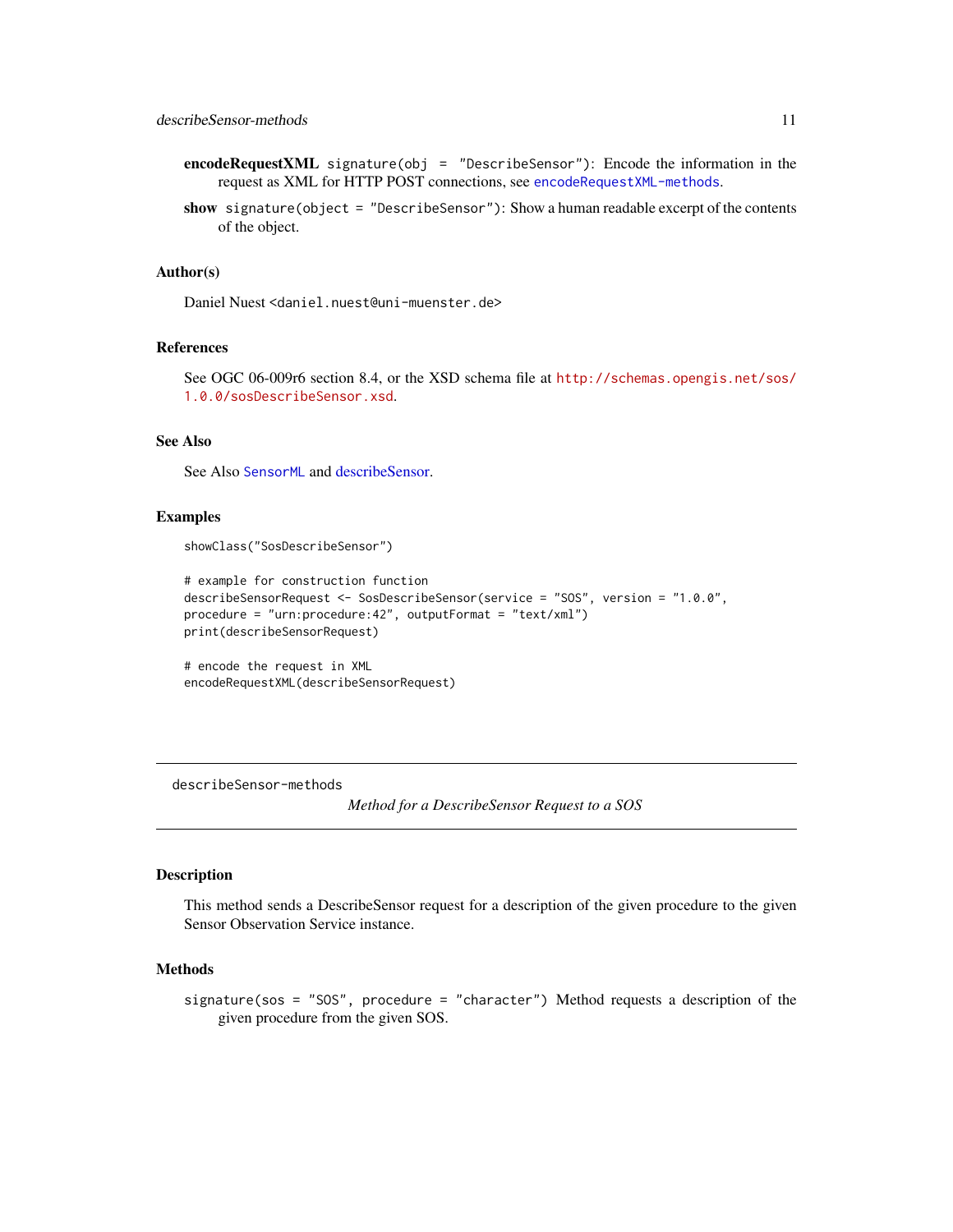**encodeRequestXML** `signature(obj = "DescribeSensor")`: Encode the information in the request as XML for HTTP POST connections, see `encodeRequestXML-methods`.

**show** `signature(object = "DescribeSensor")`: Show a human readable excerpt of the contents of the object.

### Author(s)

Daniel Nuest <daniel.nuest@uni-muenster.de>

### References

See OGC 06-009r6 section 8.4, or the XSD schema file at http://schemas.opengis.net/sos/1.0.0/sosDescribeSensor.xsd.

### See Also

See Also `SensorML` and describeSensor.

### Examples

```
showClass("SosDescribeSensor")

# example for construction function
describeSensorRequest <- SosDescribeSensor(service = "SOS", version = "1.0.0",
procedure = "urn:procedure:42", outputFormat = "text/xml")
print(describeSensorRequest)

# encode the request in XML
encodeRequestXML(describeSensorRequest)
```

---

## describeSensor-methods

*Method for a DescribeSensor Request to a SOS*

---

### Description

This method sends a DescribeSensor request for a description of the given procedure to the given Sensor Observation Service instance.

### Methods

`signature(sos = "SOS", procedure = "character")` Method requests a description of the given procedure from the given SOS.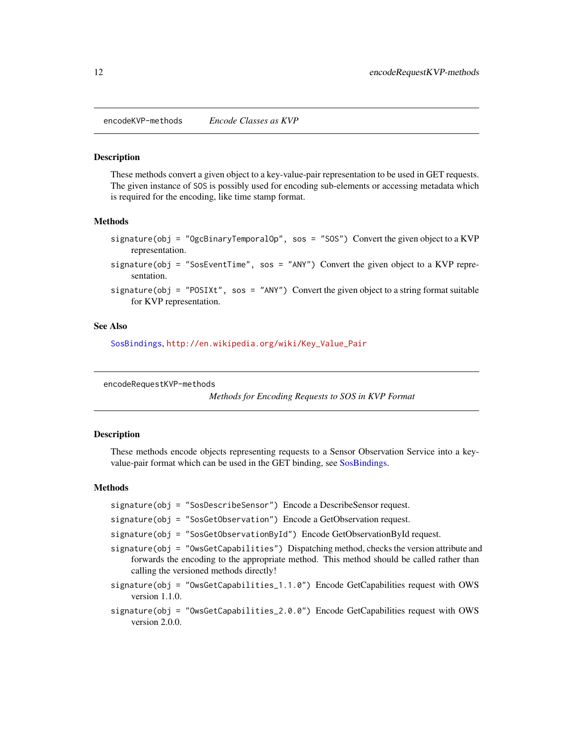## encodeKVP-methods *Encode Classes as KVP*

### Description

These methods convert a given object to a key-value-pair representation to be used in GET requests. The given instance of `SOS` is possibly used for encoding sub-elements or accessing metadata which is required for the encoding, like time stamp format.

### Methods

`signature(obj = "OgcBinaryTemporalOp", sos = "SOS")` Convert the given object to a KVP representation.

`signature(obj = "SosEventTime", sos = "ANY")` Convert the given object to a KVP representation.

`signature(obj = "POSIXt", sos = "ANY")` Convert the given object to a string format suitable for KVP representation.

### See Also

`SosBindings`, `http://en.wikipedia.org/wiki/Key_Value_Pair`

## encodeRequestKVP-methods *Methods for Encoding Requests to SOS in KVP Format*

### Description

These methods encode objects representing requests to a Sensor Observation Service into a key-value-pair format which can be used in the GET binding, see SosBindings.

### Methods

`signature(obj = "SosDescribeSensor")` Encode a DescribeSensor request.

`signature(obj = "SosGetObservation")` Encode a GetObservation request.

`signature(obj = "SosGetObservationById")` Encode GetObservationById request.

`signature(obj = "OwsGetCapabilities")` Dispatching method, checks the version attribute and forwards the encoding to the appropriate method. This method should be called rather than calling the versioned methods directly!

`signature(obj = "OwsGetCapabilities_1.1.0")` Encode GetCapabilities request with OWS version 1.1.0.

`signature(obj = "OwsGetCapabilities_2.0.0")` Encode GetCapabilities request with OWS version 2.0.0.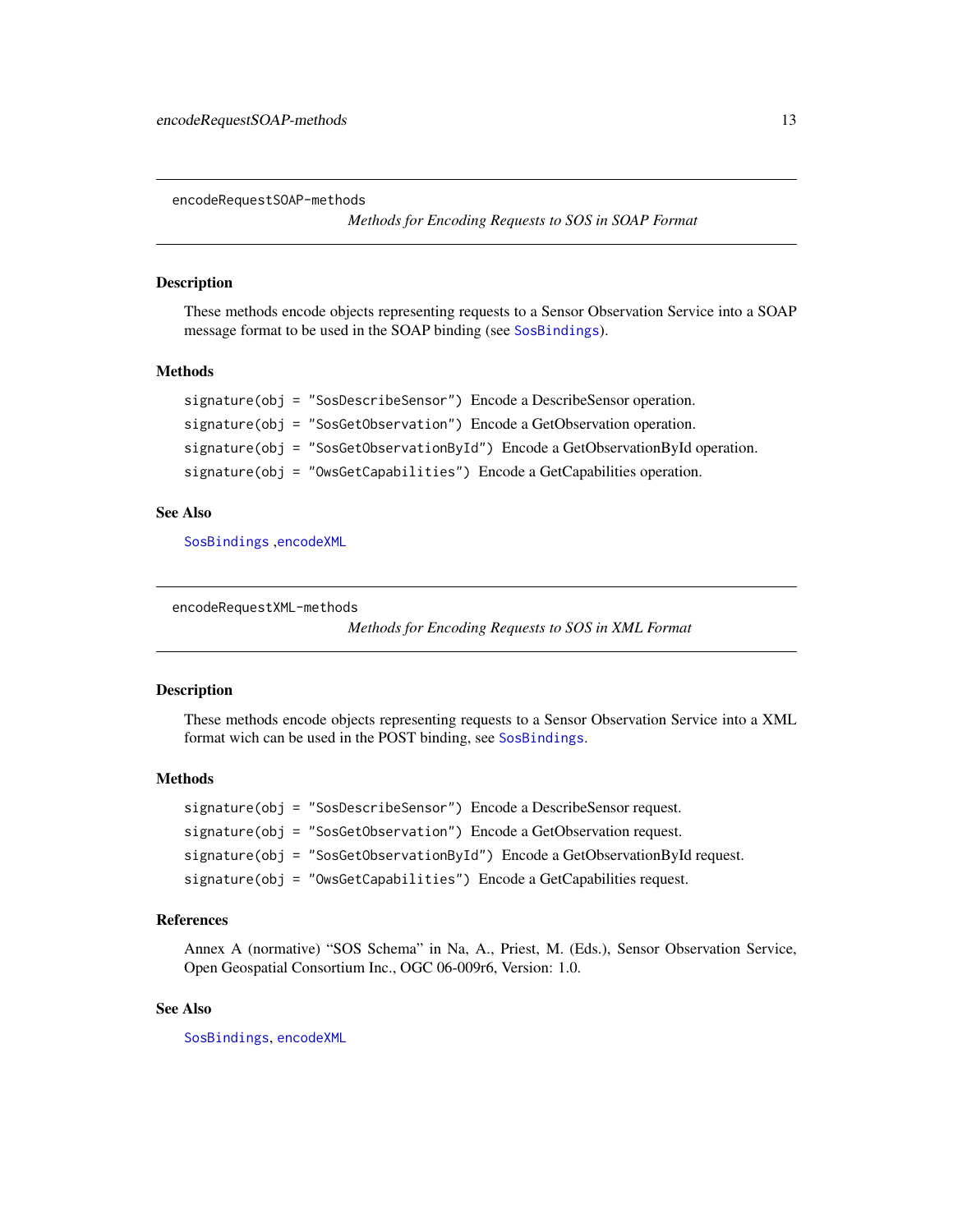## encodeRequestSOAP-methods

*Methods for Encoding Requests to SOS in SOAP Format*

### Description

These methods encode objects representing requests to a Sensor Observation Service into a SOAP message format to be used in the SOAP binding (see `SosBindings`).

### Methods

`signature(obj = "SosDescribeSensor")` Encode a DescribeSensor operation.

`signature(obj = "SosGetObservation")` Encode a GetObservation operation.

`signature(obj = "SosGetObservationById")` Encode a GetObservationById operation.

`signature(obj = "OwsGetCapabilities")` Encode a GetCapabilities operation.

### See Also

`SosBindings` ,`encodeXML`

## encodeRequestXML-methods

*Methods for Encoding Requests to SOS in XML Format*

### Description

These methods encode objects representing requests to a Sensor Observation Service into a XML format wich can be used in the POST binding, see `SosBindings`.

### Methods

`signature(obj = "SosDescribeSensor")` Encode a DescribeSensor request.

`signature(obj = "SosGetObservation")` Encode a GetObservation request.

`signature(obj = "SosGetObservationById")` Encode a GetObservationById request.

`signature(obj = "OwsGetCapabilities")` Encode a GetCapabilities request.

### References

Annex A (normative) "SOS Schema" in Na, A., Priest, M. (Eds.), Sensor Observation Service, Open Geospatial Consortium Inc., OGC 06-009r6, Version: 1.0.

### See Also

`SosBindings`, `encodeXML`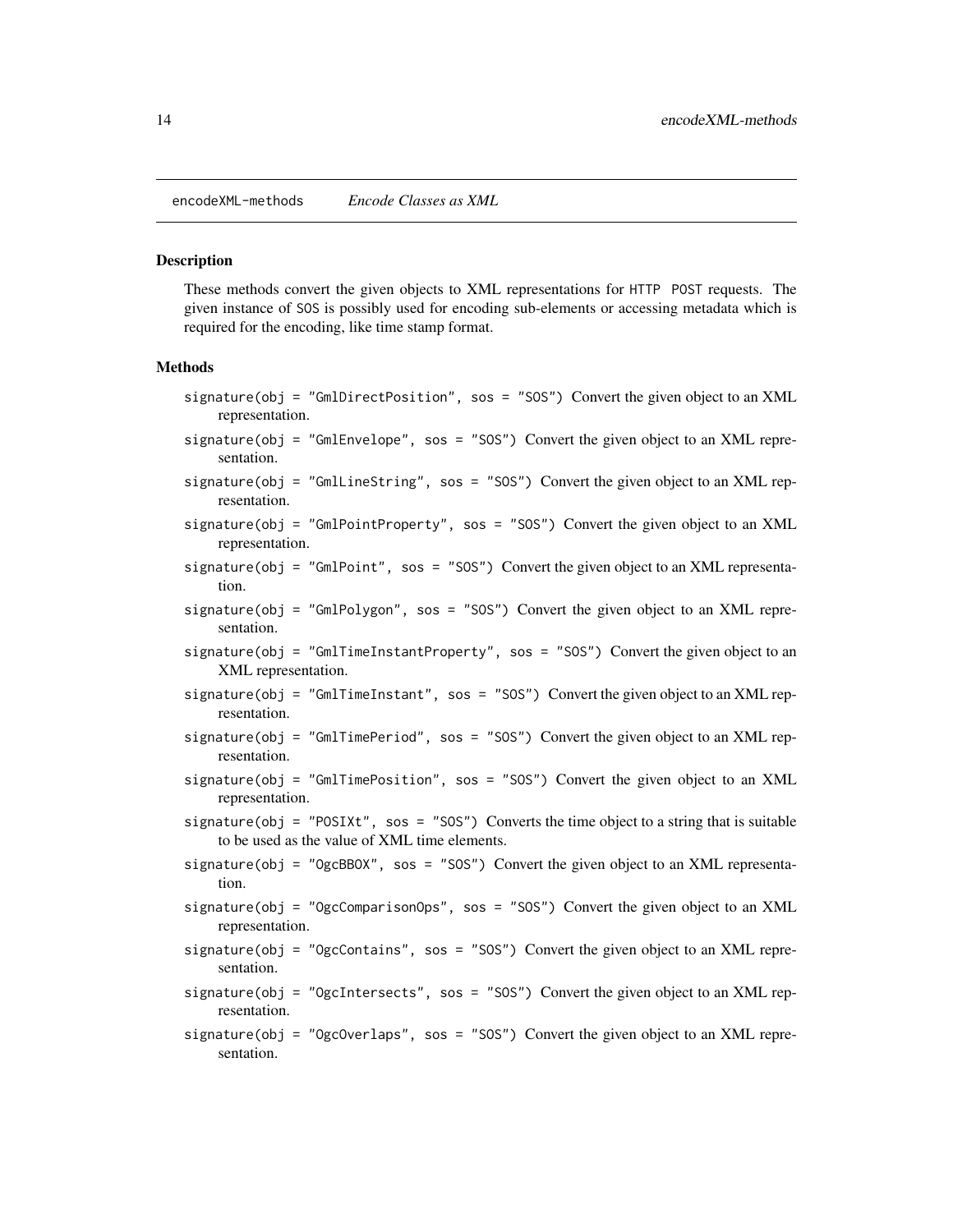encodeXML-methods *Encode Classes as XML*

## Description

These methods convert the given objects to XML representations for `HTTP POST` requests. The given instance of `SOS` is possibly used for encoding sub-elements or accessing metadata which is required for the encoding, like time stamp format.

## Methods

- `signature(obj = "GmlDirectPosition", sos = "SOS")` Convert the given object to an XML representation.
- `signature(obj = "GmlEnvelope", sos = "SOS")` Convert the given object to an XML representation.
- `signature(obj = "GmlLineString", sos = "SOS")` Convert the given object to an XML representation.
- `signature(obj = "GmlPointProperty", sos = "SOS")` Convert the given object to an XML representation.
- `signature(obj = "GmlPoint", sos = "SOS")` Convert the given object to an XML representation.
- `signature(obj = "GmlPolygon", sos = "SOS")` Convert the given object to an XML representation.
- `signature(obj = "GmlTimeInstantProperty", sos = "SOS")` Convert the given object to an XML representation.
- `signature(obj = "GmlTimeInstant", sos = "SOS")` Convert the given object to an XML representation.
- `signature(obj = "GmlTimePeriod", sos = "SOS")` Convert the given object to an XML representation.
- `signature(obj = "GmlTimePosition", sos = "SOS")` Convert the given object to an XML representation.
- `signature(obj = "POSIXt", sos = "SOS")` Converts the time object to a string that is suitable to be used as the value of XML time elements.
- `signature(obj = "OgcBBOX", sos = "SOS")` Convert the given object to an XML representation.
- `signature(obj = "OgcComparisonOps", sos = "SOS")` Convert the given object to an XML representation.
- `signature(obj = "OgcContains", sos = "SOS")` Convert the given object to an XML representation.
- `signature(obj = "OgcIntersects", sos = "SOS")` Convert the given object to an XML representation.
- `signature(obj = "OgcOverlaps", sos = "SOS")` Convert the given object to an XML representation.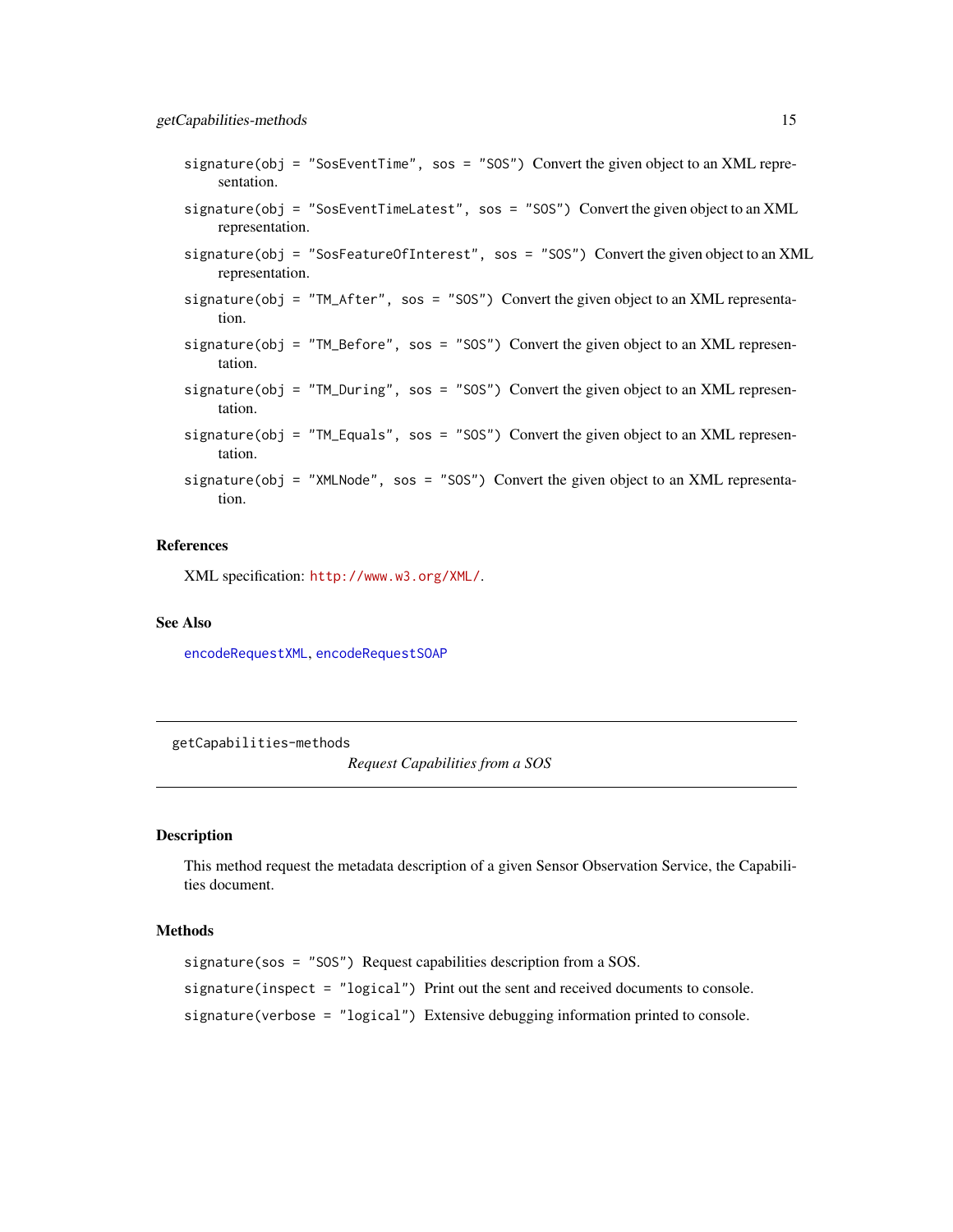signature(obj = "SosEventTime", sos = "SOS") Convert the given object to an XML representation.

signature(obj = "SosEventTimeLatest", sos = "SOS") Convert the given object to an XML representation.

signature(obj = "SosFeatureOfInterest", sos = "SOS") Convert the given object to an XML representation.

signature(obj = "TM_After", sos = "SOS") Convert the given object to an XML representation.

signature(obj = "TM_Before", sos = "SOS") Convert the given object to an XML representation.

signature(obj = "TM_During", sos = "SOS") Convert the given object to an XML representation.

signature(obj = "TM_Equals", sos = "SOS") Convert the given object to an XML representation.

signature(obj = "XMLNode", sos = "SOS") Convert the given object to an XML representation.

### References

XML specification: http://www.w3.org/XML/.

### See Also

encodeRequestXML, encodeRequestSOAP

---

getCapabilities-methods

*Request Capabilities from a SOS*

---

### Description

This method request the metadata description of a given Sensor Observation Service, the Capabilities document.

### Methods

signature(sos = "SOS") Request capabilities description from a SOS.

signature(inspect = "logical") Print out the sent and received documents to console.

signature(verbose = "logical") Extensive debugging information printed to console.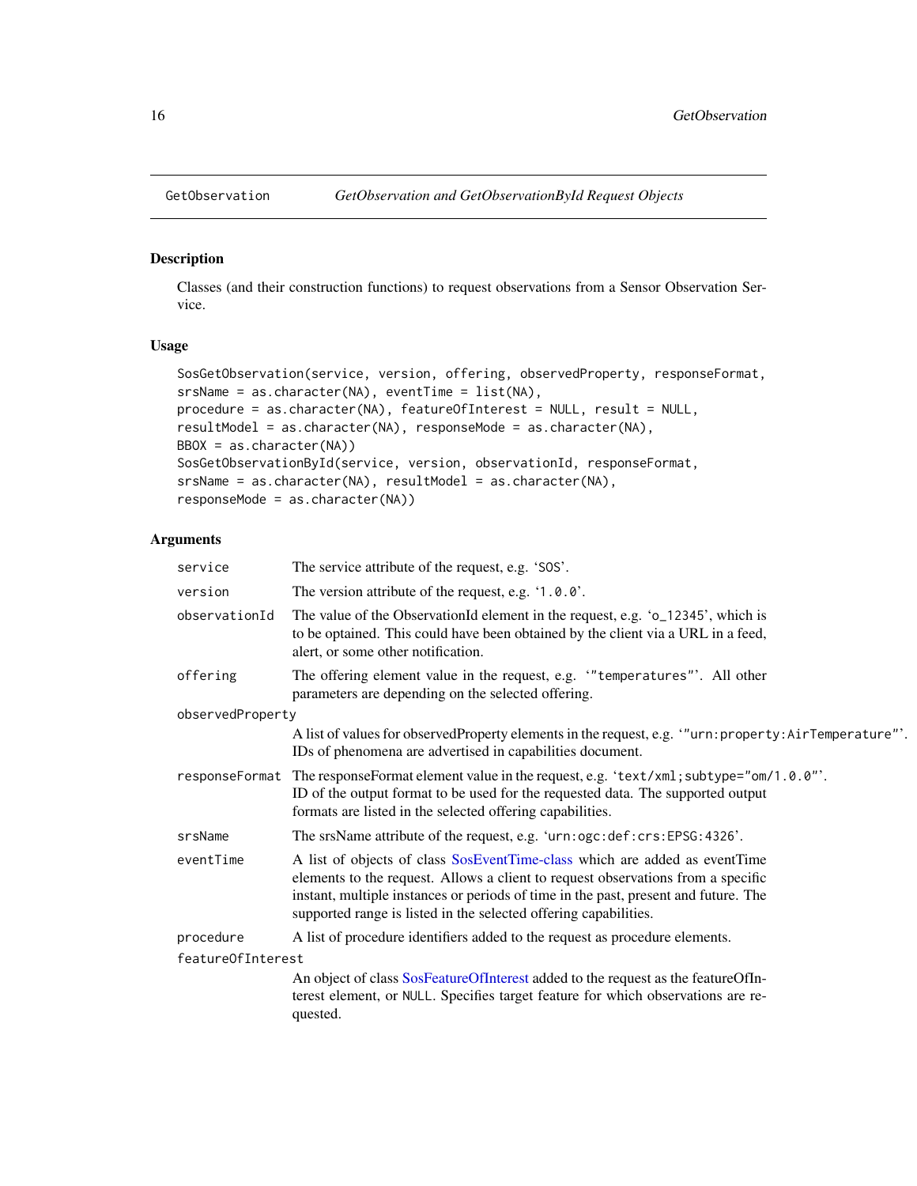GetObservation — *GetObservation and GetObservationById Request Objects*

### Description

Classes (and their construction functions) to request observations from a Sensor Observation Service.

### Usage

```
SosGetObservation(service, version, offering, observedProperty, responseFormat,
srsName = as.character(NA), eventTime = list(NA),
procedure = as.character(NA), featureOfInterest = NULL, result = NULL,
resultModel = as.character(NA), responseMode = as.character(NA),
BBOX = as.character(NA))
SosGetObservationById(service, version, observationId, responseFormat,
srsName = as.character(NA), resultModel = as.character(NA),
responseMode = as.character(NA))
```

### Arguments

| | |
|---|---|
| `service` | The service attribute of the request, e.g. '`SOS`'. |
| `version` | The version attribute of the request, e.g. '`1.0.0`'. |
| `observationId` | The value of the ObservationId element in the request, e.g. '`o_12345`', which is to be optained. This could have been obtained by the client via a URL in a feed, alert, or some other notification. |
| `offering` | The offering element value in the request, e.g. '`"temperatures"`'. All other parameters are depending on the selected offering. |
| `observedProperty` | A list of values for observedProperty elements in the request, e.g. '`"urn:property:AirTemperature"`'. IDs of phenomena are advertised in capabilities document. |
| `responseFormat` | The responseFormat element value in the request, e.g. '`text/xml;subtype="om/1.0.0"`'. ID of the output format to be used for the requested data. The supported output formats are listed in the selected offering capabilities. |
| `srsName` | The srsName attribute of the request, e.g. '`urn:ogc:def:crs:EPSG:4326`'. |
| `eventTime` | A list of objects of class SosEventTime-class which are added as eventTime elements to the request. Allows a client to request observations from a specific instant, multiple instances or periods of time in the past, present and future. The supported range is listed in the selected offering capabilities. |
| `procedure` | A list of procedure identifiers added to the request as procedure elements. |
| `featureOfInterest` | An object of class SosFeatureOfInterest added to the request as the featureOfInterest element, or `NULL`. Specifies target feature for which observations are requested. |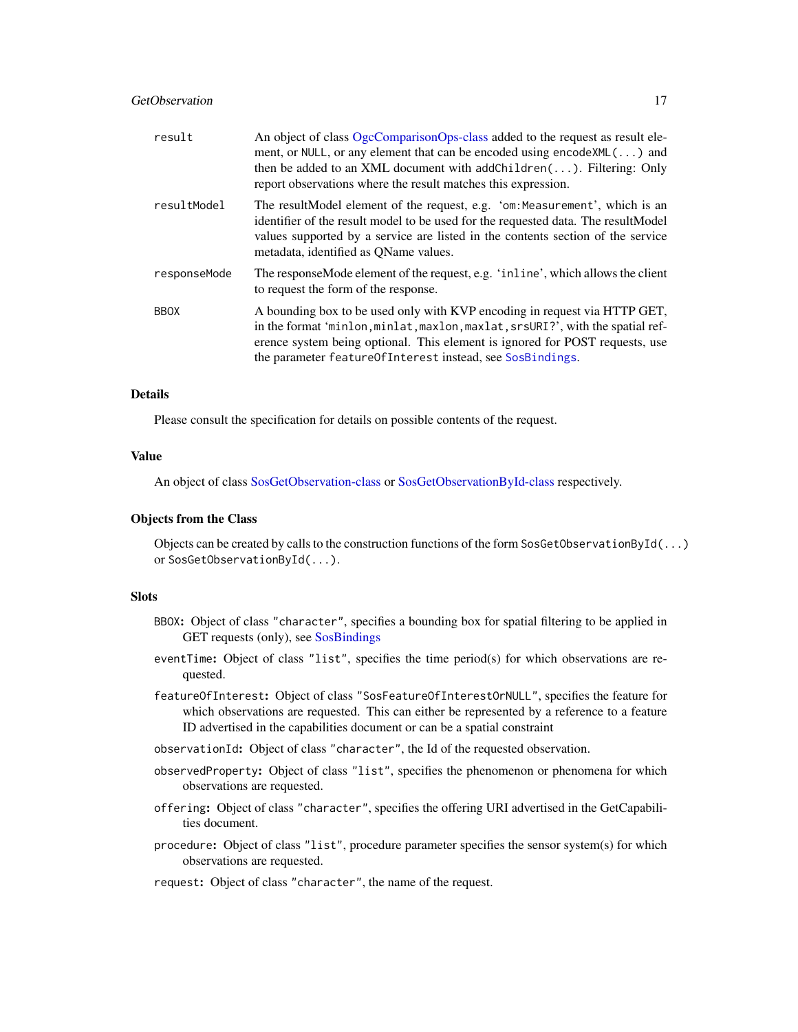result
: An object of class OgcComparisonOps-class added to the request as result element, or NULL, or any element that can be encoded using `encodeXML(...)` and then be added to an XML document with `addChildren(...)`. Filtering: Only report observations where the result matches this expression.

resultModel
: The resultModel element of the request, e.g. 'om:Measurement', which is an identifier of the result model to be used for the requested data. The resultModel values supported by a service are listed in the contents section of the service metadata, identified as QName values.

responseMode
: The responseMode element of the request, e.g. 'inline', which allows the client to request the form of the response.

BBOX
: A bounding box to be used only with KVP encoding in request via HTTP GET, in the format 'minlon,minlat,maxlon,maxlat,srsURI?', with the spatial reference system being optional. This element is ignored for POST requests, use the parameter `featureOfInterest` instead, see `SosBindings`.

### Details

Please consult the specification for details on possible contents of the request.

### Value

An object of class SosGetObservation-class or SosGetObservationById-class respectively.

### Objects from the Class

Objects can be created by calls to the construction functions of the form `SosGetObservationById(...)` or `SosGetObservationById(...)`.

### Slots

- **BBOX:** Object of class "character", specifies a bounding box for spatial filtering to be applied in GET requests (only), see SosBindings
- **eventTime:** Object of class "list", specifies the time period(s) for which observations are requested.
- **featureOfInterest:** Object of class "SosFeatureOfInterestOrNULL", specifies the feature for which observations are requested. This can either be represented by a reference to a feature ID advertised in the capabilities document or can be a spatial constraint
- **observationId:** Object of class "character", the Id of the requested observation.
- **observedProperty:** Object of class "list", specifies the phenomenon or phenomena for which observations are requested.
- **offering:** Object of class "character", specifies the offering URI advertised in the GetCapabilities document.
- **procedure:** Object of class "list", procedure parameter specifies the sensor system(s) for which observations are requested.
- **request:** Object of class "character", the name of the request.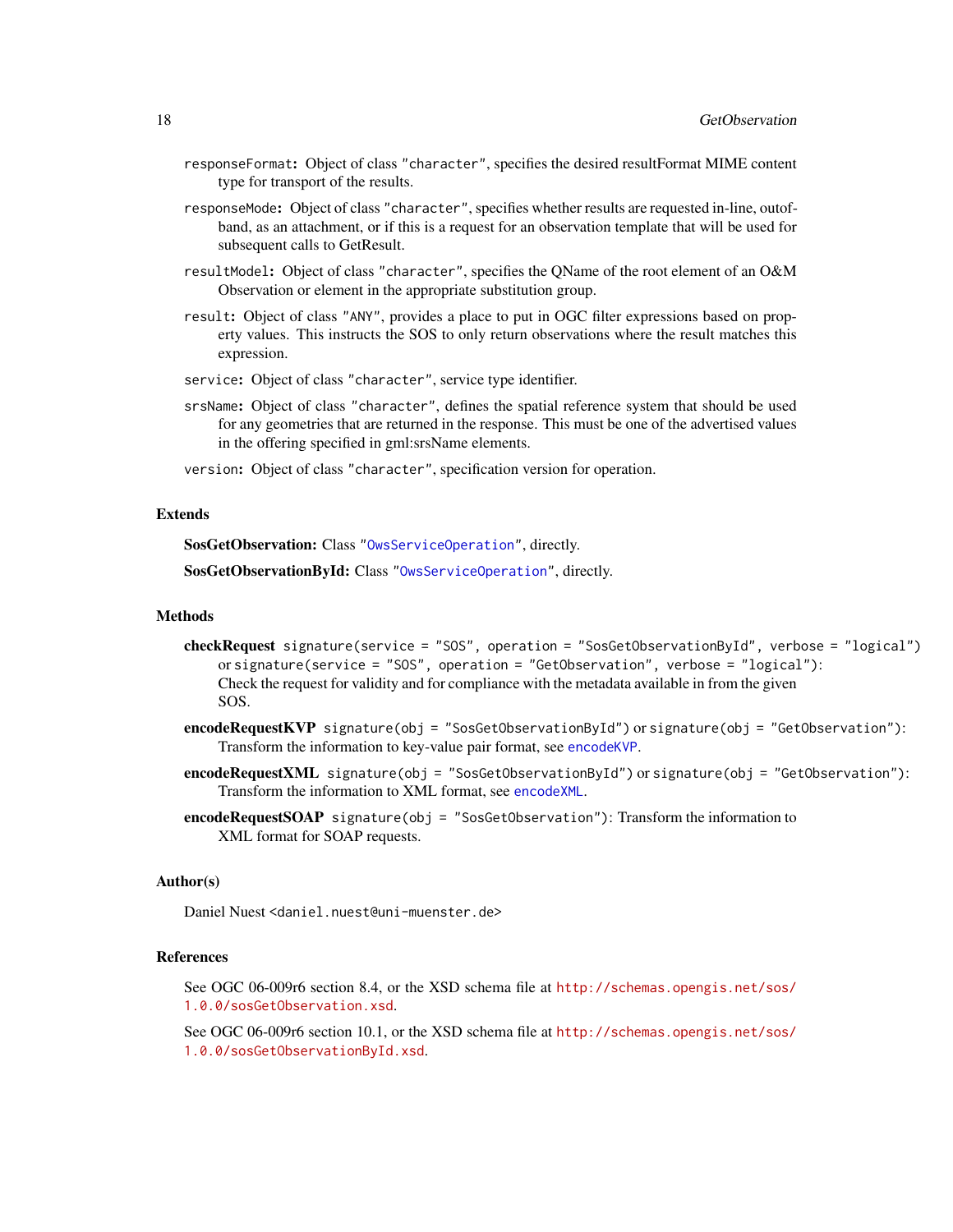`responseFormat`: Object of class `"character"`, specifies the desired resultFormat MIME content type for transport of the results.

`responseMode`: Object of class `"character"`, specifies whether results are requested in-line, outof-band, as an attachment, or if this is a request for an observation template that will be used for subsequent calls to GetResult.

`resultModel`: Object of class `"character"`, specifies the QName of the root element of an O&M Observation or element in the appropriate substitution group.

`result`: Object of class `"ANY"`, provides a place to put in OGC filter expressions based on property values. This instructs the SOS to only return observations where the result matches this expression.

`service`: Object of class `"character"`, service type identifier.

`srsName`: Object of class `"character"`, defines the spatial reference system that should be used for any geometries that are returned in the response. This must be one of the advertised values in the offering specified in gml:srsName elements.

`version`: Object of class `"character"`, specification version for operation.

## Extends

**SosGetObservation:** Class `"OwsServiceOperation"`, directly.

**SosGetObservationById:** Class `"OwsServiceOperation"`, directly.

## Methods

**checkRequest** `signature(service = "SOS", operation = "SosGetObservationById", verbose = "logical")` or `signature(service = "SOS", operation = "GetObservation", verbose = "logical")`: Check the request for validity and for compliance with the metadata available in from the given SOS.

**encodeRequestKVP** `signature(obj = "SosGetObservationById")` or `signature(obj = "GetObservation")`: Transform the information to key-value pair format, see `encodeKVP`.

**encodeRequestXML** `signature(obj = "SosGetObservationById")` or `signature(obj = "GetObservation")`: Transform the information to XML format, see `encodeXML`.

**encodeRequestSOAP** `signature(obj = "SosGetObservation")`: Transform the information to XML format for SOAP requests.

## Author(s)

Daniel Nuest <daniel.nuest@uni-muenster.de>

## References

See OGC 06-009r6 section 8.4, or the XSD schema file at http://schemas.opengis.net/sos/1.0.0/sosGetObservation.xsd.

See OGC 06-009r6 section 10.1, or the XSD schema file at http://schemas.opengis.net/sos/1.0.0/sosGetObservationById.xsd.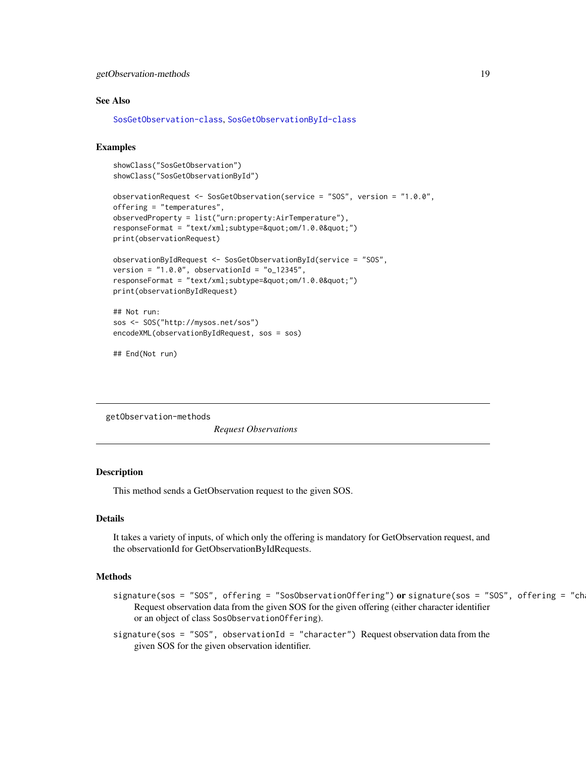### See Also

SosGetObservation-class, SosGetObservationById-class

### Examples

```
showClass("SosGetObservation")
showClass("SosGetObservationById")

observationRequest <- SosGetObservation(service = "SOS", version = "1.0.0",
offering = "temperatures",
observedProperty = list("urn:property:AirTemperature"),
responseFormat = "text/xml;subtype=&quot;om/1.0.0&quot;")
print(observationRequest)

observationByIdRequest <- SosGetObservationById(service = "SOS",
version = "1.0.0", observationId = "o_12345",
responseFormat = "text/xml;subtype=&quot;om/1.0.0&quot;")
print(observationByIdRequest)

## Not run:
sos <- SOS("http://mysos.net/sos")
encodeXML(observationByIdRequest, sos = sos)

## End(Not run)
```

---

## getObservation-methods

*Request Observations*

---

### Description

This method sends a GetObservation request to the given SOS.

### Details

It takes a variety of inputs, of which only the offering is mandatory for GetObservation request, and the observationId for GetObservationByIdRequests.

### Methods

`signature(sos = "SOS", offering = "SosObservationOffering")` **or** `signature(sos = "SOS", offering = "ch`
: Request observation data from the given SOS for the given offering (either character identifier or an object of class `SosObservationOffering`).

`signature(sos = "SOS", observationId = "character")`
: Request observation data from the given SOS for the given observation identifier.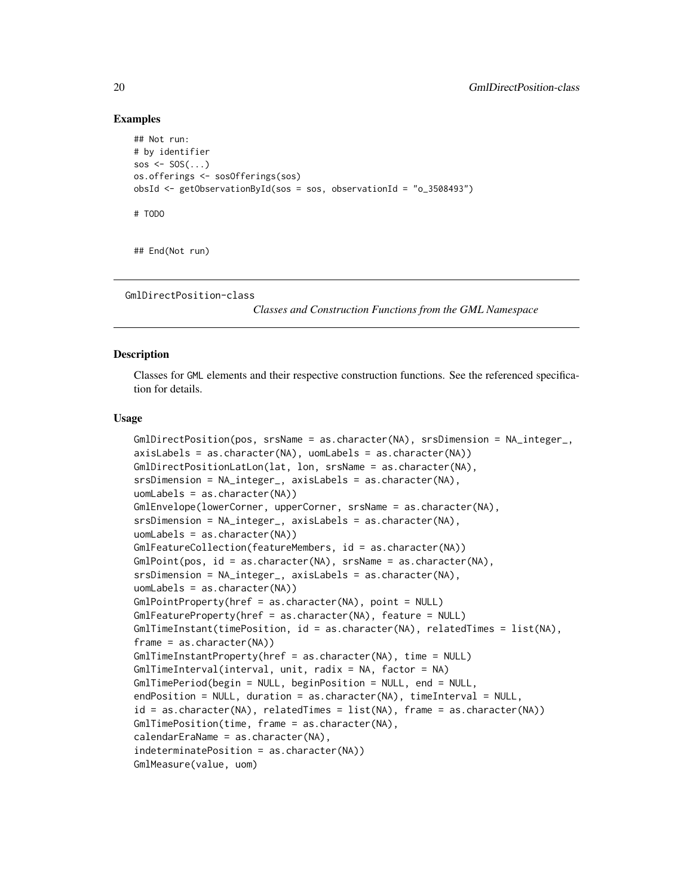## Examples

```
## Not run:
# by identifier
sos <- SOS(...)
os.offerings <- sosOfferings(sos)
obsId <- getObservationById(sos = sos, observationId = "o_3508493")

# TODO


## End(Not run)
```

---

GmlDirectPosition-class &nbsp;&nbsp;&nbsp;&nbsp; *Classes and Construction Functions from the GML Namespace*

---

## Description

Classes for GML elements and their respective construction functions. See the referenced specification for details.

## Usage

```
GmlDirectPosition(pos, srsName = as.character(NA), srsDimension = NA_integer_,
axisLabels = as.character(NA), uomLabels = as.character(NA))
GmlDirectPositionLatLon(lat, lon, srsName = as.character(NA),
srsDimension = NA_integer_, axisLabels = as.character(NA),
uomLabels = as.character(NA))
GmlEnvelope(lowerCorner, upperCorner, srsName = as.character(NA),
srsDimension = NA_integer_, axisLabels = as.character(NA),
uomLabels = as.character(NA))
GmlFeatureCollection(featureMembers, id = as.character(NA))
GmlPoint(pos, id = as.character(NA), srsName = as.character(NA),
srsDimension = NA_integer_, axisLabels = as.character(NA),
uomLabels = as.character(NA))
GmlPointProperty(href = as.character(NA), point = NULL)
GmlFeatureProperty(href = as.character(NA), feature = NULL)
GmlTimeInstant(timePosition, id = as.character(NA), relatedTimes = list(NA),
frame = as.character(NA))
GmlTimeInstantProperty(href = as.character(NA), time = NULL)
GmlTimeInterval(interval, unit, radix = NA, factor = NA)
GmlTimePeriod(begin = NULL, beginPosition = NULL, end = NULL,
endPosition = NULL, duration = as.character(NA), timeInterval = NULL,
id = as.character(NA), relatedTimes = list(NA), frame = as.character(NA))
GmlTimePosition(time, frame = as.character(NA),
calendarEraName = as.character(NA),
indeterminatePosition = as.character(NA))
GmlMeasure(value, uom)
```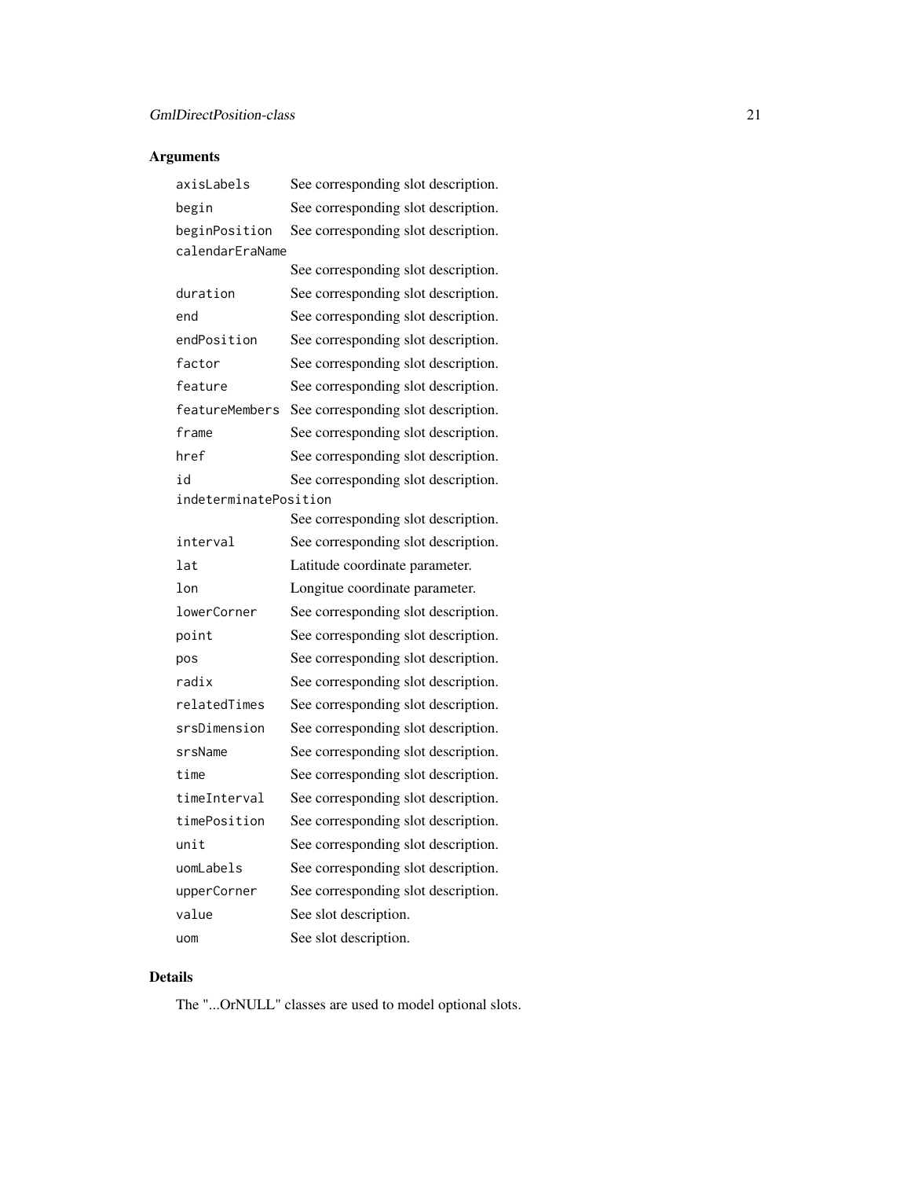## Arguments

| | |
|---|---|
| `axisLabels` | See corresponding slot description. |
| `begin` | See corresponding slot description. |
| `beginPosition` | See corresponding slot description. |
| `calendarEraName` | See corresponding slot description. |
| `duration` | See corresponding slot description. |
| `end` | See corresponding slot description. |
| `endPosition` | See corresponding slot description. |
| `factor` | See corresponding slot description. |
| `feature` | See corresponding slot description. |
| `featureMembers` | See corresponding slot description. |
| `frame` | See corresponding slot description. |
| `href` | See corresponding slot description. |
| `id` | See corresponding slot description. |
| `indeterminatePosition` | See corresponding slot description. |
| `interval` | See corresponding slot description. |
| `lat` | Latitude coordinate parameter. |
| `lon` | Longitue coordinate parameter. |
| `lowerCorner` | See corresponding slot description. |
| `point` | See corresponding slot description. |
| `pos` | See corresponding slot description. |
| `radix` | See corresponding slot description. |
| `relatedTimes` | See corresponding slot description. |
| `srsDimension` | See corresponding slot description. |
| `srsName` | See corresponding slot description. |
| `time` | See corresponding slot description. |
| `timeInterval` | See corresponding slot description. |
| `timePosition` | See corresponding slot description. |
| `unit` | See corresponding slot description. |
| `uomLabels` | See corresponding slot description. |
| `upperCorner` | See corresponding slot description. |
| `value` | See slot description. |
| `uom` | See slot description. |

## Details

The "...OrNULL" classes are used to model optional slots.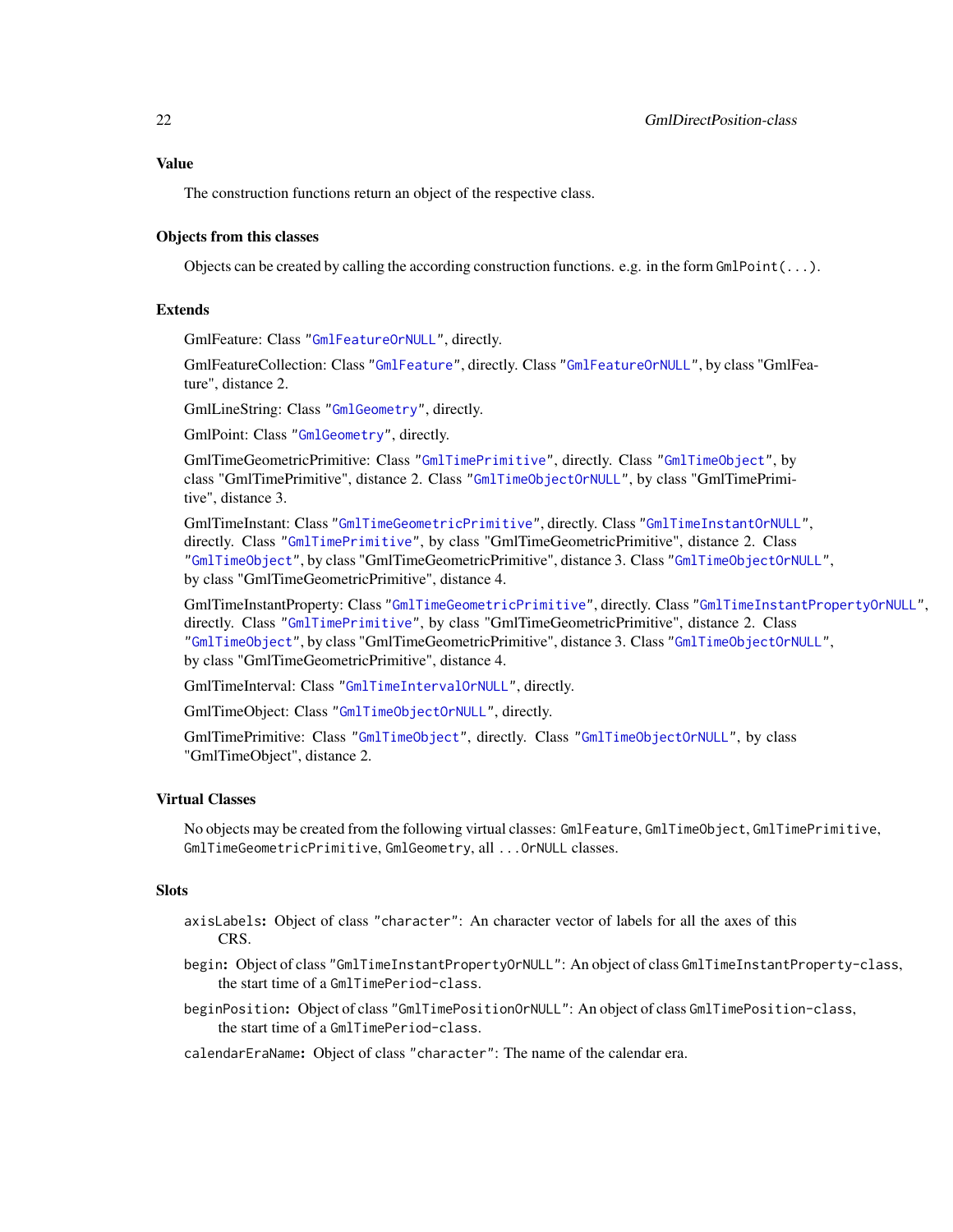## Value

The construction functions return an object of the respective class.

## Objects from this classes

Objects can be created by calling the according construction functions. e.g. in the form `GmlPoint(...)`.

## Extends

GmlFeature: Class "`GmlFeatureOrNULL`", directly.

GmlFeatureCollection: Class "`GmlFeature`", directly. Class "`GmlFeatureOrNULL`", by class "GmlFeature", distance 2.

GmlLineString: Class "`GmlGeometry`", directly.

GmlPoint: Class "`GmlGeometry`", directly.

GmlTimeGeometricPrimitive: Class "`GmlTimePrimitive`", directly. Class "`GmlTimeObject`", by class "GmlTimePrimitive", distance 2. Class "`GmlTimeObjectOrNULL`", by class "GmlTimePrimitive", distance 3.

GmlTimeInstant: Class "`GmlTimeGeometricPrimitive`", directly. Class "`GmlTimeInstantOrNULL`", directly. Class "`GmlTimePrimitive`", by class "GmlTimeGeometricPrimitive", distance 2. Class "`GmlTimeObject`", by class "GmlTimeGeometricPrimitive", distance 3. Class "`GmlTimeObjectOrNULL`", by class "GmlTimeGeometricPrimitive", distance 4.

GmlTimeInstantProperty: Class "`GmlTimeGeometricPrimitive`", directly. Class "`GmlTimeInstantPropertyOrNULL`", directly. Class "`GmlTimePrimitive`", by class "GmlTimeGeometricPrimitive", distance 2. Class "`GmlTimeObject`", by class "GmlTimeGeometricPrimitive", distance 3. Class "`GmlTimeObjectOrNULL`", by class "GmlTimeGeometricPrimitive", distance 4.

GmlTimeInterval: Class "`GmlTimeIntervalOrNULL`", directly.

GmlTimeObject: Class "`GmlTimeObjectOrNULL`", directly.

GmlTimePrimitive: Class "`GmlTimeObject`", directly. Class "`GmlTimeObjectOrNULL`", by class "GmlTimeObject", distance 2.

## Virtual Classes

No objects may be created from the following virtual classes: `GmlFeature`, `GmlTimeObject`, `GmlTimePrimitive`, `GmlTimeGeometricPrimitive`, `GmlGeometry`, all `...OrNULL` classes.

## Slots

`axisLabels`**:** Object of class `"character"`: An character vector of labels for all the axes of this CRS.

`begin`**:** Object of class `"GmlTimeInstantPropertyOrNULL"`: An object of class `GmlTimeInstantProperty-class`, the start time of a `GmlTimePeriod-class`.

`beginPosition`**:** Object of class `"GmlTimePositionOrNULL"`: An object of class `GmlTimePosition-class`, the start time of a `GmlTimePeriod-class`.

`calendarEraName`**:** Object of class `"character"`: The name of the calendar era.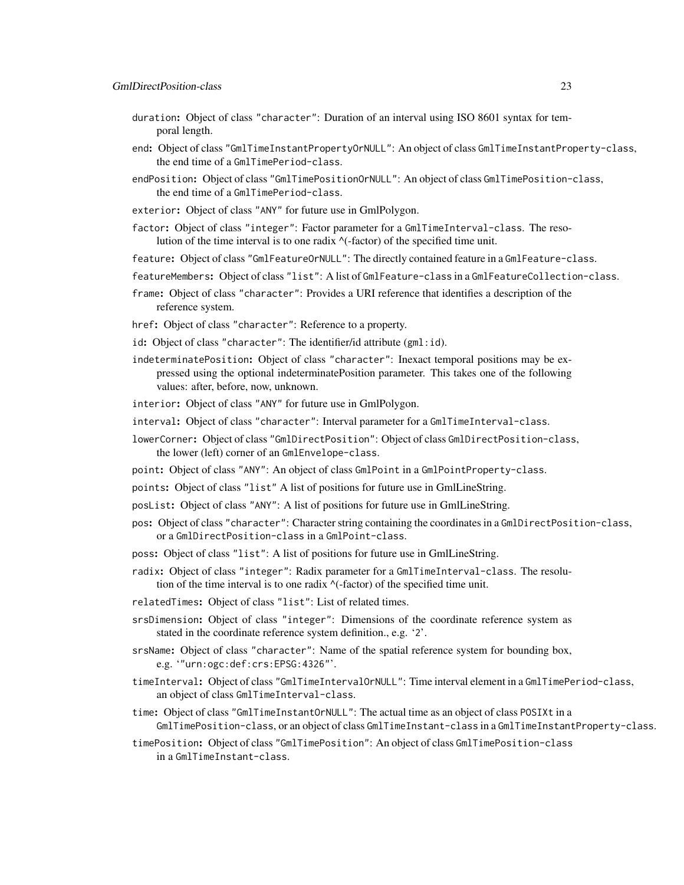`duration`: Object of class "character": Duration of an interval using ISO 8601 syntax for temporal length.

`end`: Object of class "GmlTimeInstantPropertyOrNULL": An object of class `GmlTimeInstantProperty-class`, the end time of a `GmlTimePeriod-class`.

`endPosition`: Object of class "GmlTimePositionOrNULL": An object of class `GmlTimePosition-class`, the end time of a `GmlTimePeriod-class`.

`exterior`: Object of class "ANY" for future use in GmlPolygon.

`factor`: Object of class "integer": Factor parameter for a `GmlTimeInterval-class`. The resolution of the time interval is to one radix ^(-factor) of the specified time unit.

`feature`: Object of class "GmlFeatureOrNULL": The directly contained feature in a `GmlFeature-class`.

`featureMembers`: Object of class "list": A list of `GmlFeature-class` in a `GmlFeatureCollection-class`.

`frame`: Object of class "character": Provides a URI reference that identifies a description of the reference system.

`href`: Object of class "character": Reference to a property.

`id`: Object of class "character": The identifier/id attribute (`gml:id`).

`indeterminatePosition`: Object of class "character": Inexact temporal positions may be expressed using the optional indeterminatePosition parameter. This takes one of the following values: after, before, now, unknown.

`interior`: Object of class "ANY" for future use in GmlPolygon.

`interval`: Object of class "character": Interval parameter for a `GmlTimeInterval-class`.

`lowerCorner`: Object of class "GmlDirectPosition": Object of class `GmlDirectPosition-class`, the lower (left) corner of an `GmlEnvelope-class`.

`point`: Object of class "ANY": An object of class `GmlPoint` in a `GmlPointProperty-class`.

`points`: Object of class "list" A list of positions for future use in GmlLineString.

`posList`: Object of class "ANY": A list of positions for future use in GmlLineString.

`pos`: Object of class "character": Character string containing the coordinates in a `GmlDirectPosition-class`, or a `GmlDirectPosition-class` in a `GmlPoint-class`.

`poss`: Object of class "list": A list of positions for future use in GmlLineString.

`radix`: Object of class "integer": Radix parameter for a `GmlTimeInterval-class`. The resolution of the time interval is to one radix ^(-factor) of the specified time unit.

`relatedTimes`: Object of class "list": List of related times.

`srsDimension`: Object of class "integer": Dimensions of the coordinate reference system as stated in the coordinate reference system definition., e.g. '2'.

`srsName`: Object of class "character": Name of the spatial reference system for bounding box, e.g. '"urn:ogc:def:crs:EPSG:4326"'.

`timeInterval`: Object of class "GmlTimeIntervalOrNULL": Time interval element in a `GmlTimePeriod-class`, an object of class `GmlTimeInterval-class`.

`time`: Object of class "GmlTimeInstantOrNULL": The actual time as an object of class `POSIXt` in a `GmlTimePosition-class`, or an object of class `GmlTimeInstant-class` in a `GmlTimeInstantProperty-class`.

`timePosition`: Object of class "GmlTimePosition": An object of class `GmlTimePosition-class` in a `GmlTimeInstant-class`.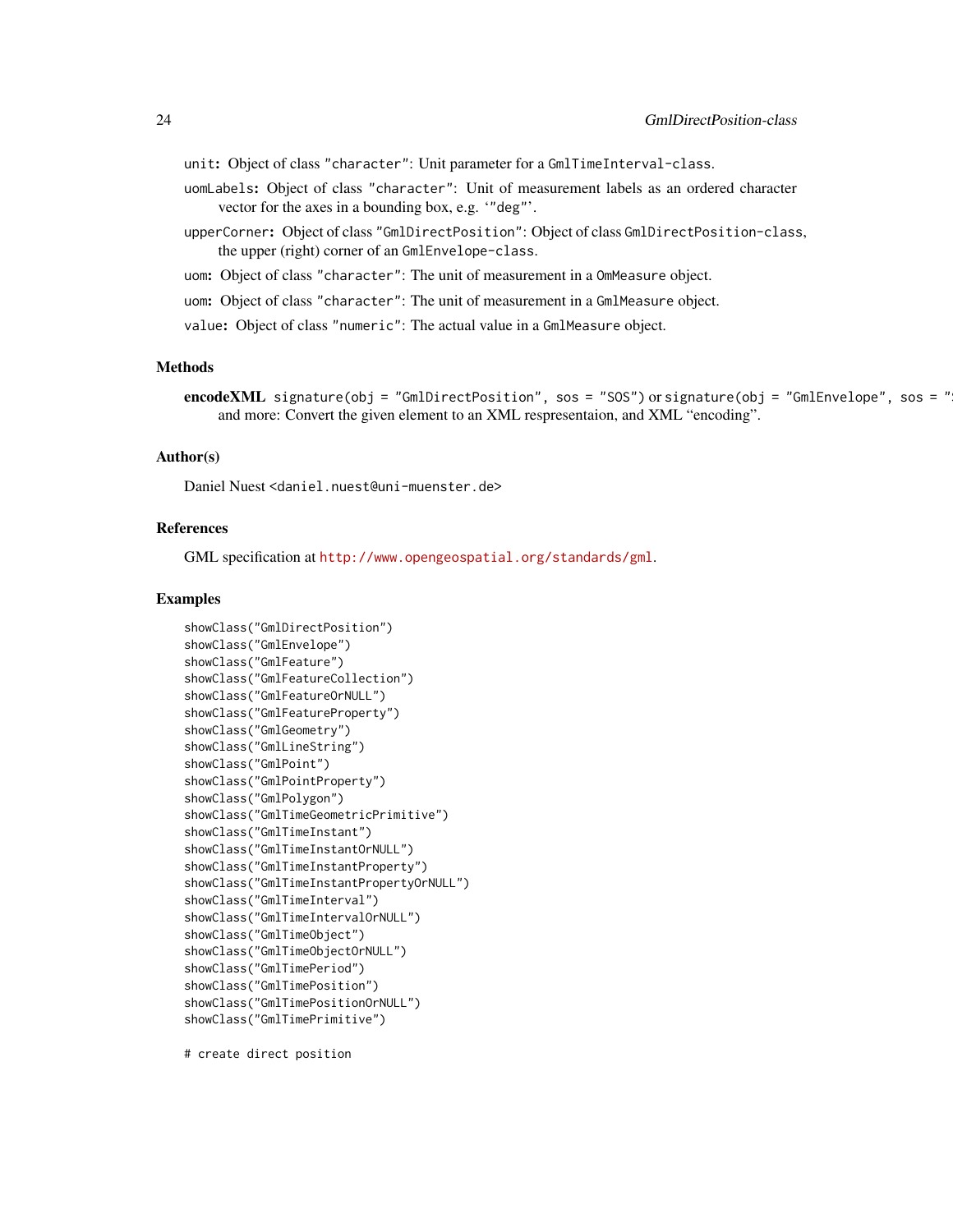unit**:** Object of class "character": Unit parameter for a GmlTimeInterval-class.

uomLabels**:** Object of class "character": Unit of measurement labels as an ordered character vector for the axes in a bounding box, e.g. '"deg"'.

upperCorner**:** Object of class "GmlDirectPosition": Object of class GmlDirectPosition-class, the upper (right) corner of an GmlEnvelope-class.

uom**:** Object of class "character": The unit of measurement in a OmMeasure object.

uom**:** Object of class "character": The unit of measurement in a GmlMeasure object.

value**:** Object of class "numeric": The actual value in a GmlMeasure object.

## Methods

**encodeXML** signature(obj = "GmlDirectPosition", sos = "SOS") or signature(obj = "GmlEnvelope", sos = " and more: Convert the given element to an XML respresentaion, and XML "encoding".

## Author(s)

Daniel Nuest <daniel.nuest@uni-muenster.de>

## References

GML specification at http://www.opengeospatial.org/standards/gml.

## Examples

```
showClass("GmlDirectPosition")
showClass("GmlEnvelope")
showClass("GmlFeature")
showClass("GmlFeatureCollection")
showClass("GmlFeatureOrNULL")
showClass("GmlFeatureProperty")
showClass("GmlGeometry")
showClass("GmlLineString")
showClass("GmlPoint")
showClass("GmlPointProperty")
showClass("GmlPolygon")
showClass("GmlTimeGeometricPrimitive")
showClass("GmlTimeInstant")
showClass("GmlTimeInstantOrNULL")
showClass("GmlTimeInstantProperty")
showClass("GmlTimeInstantPropertyOrNULL")
showClass("GmlTimeInterval")
showClass("GmlTimeIntervalOrNULL")
showClass("GmlTimeObject")
showClass("GmlTimeObjectOrNULL")
showClass("GmlTimePeriod")
showClass("GmlTimePosition")
showClass("GmlTimePositionOrNULL")
showClass("GmlTimePrimitive")

# create direct position
```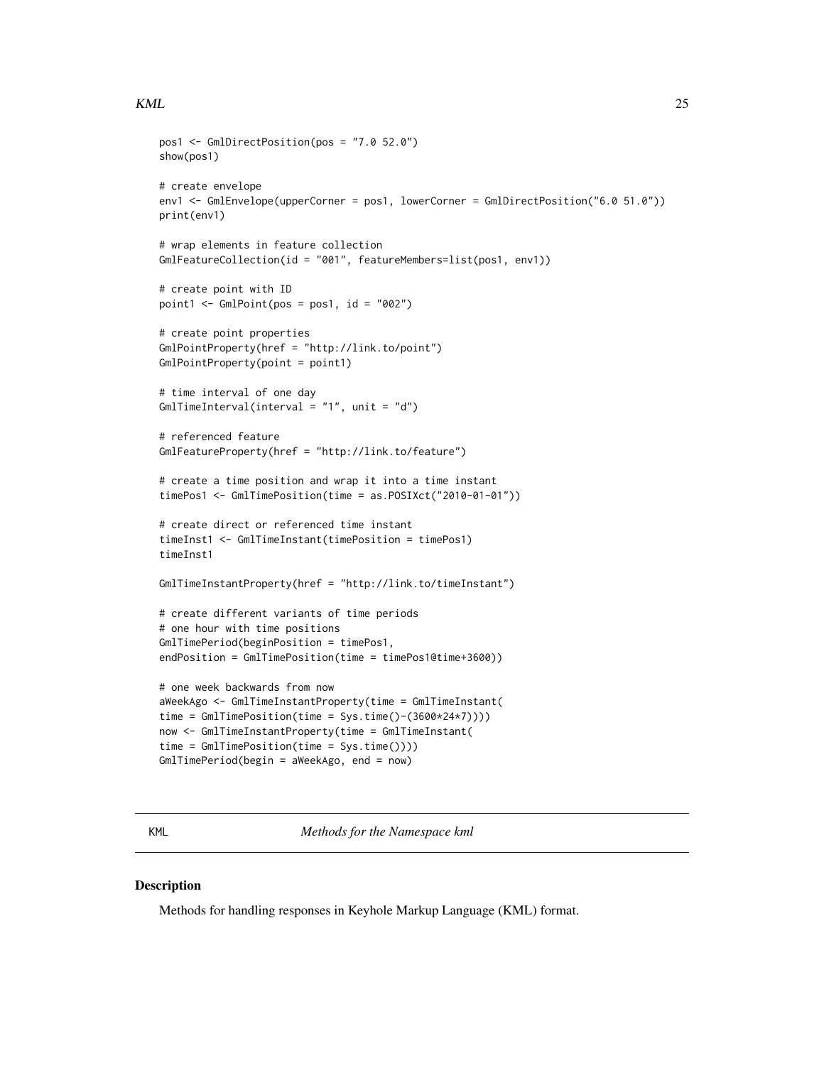```
pos1 <- GmlDirectPosition(pos = "7.0 52.0")
show(pos1)

# create envelope
env1 <- GmlEnvelope(upperCorner = pos1, lowerCorner = GmlDirectPosition("6.0 51.0"))
print(env1)

# wrap elements in feature collection
GmlFeatureCollection(id = "001", featureMembers=list(pos1, env1))

# create point with ID
point1 <- GmlPoint(pos = pos1, id = "002")

# create point properties
GmlPointProperty(href = "http://link.to/point")
GmlPointProperty(point = point1)

# time interval of one day
GmlTimeInterval(interval = "1", unit = "d")

# referenced feature
GmlFeatureProperty(href = "http://link.to/feature")

# create a time position and wrap it into a time instant
timePos1 <- GmlTimePosition(time = as.POSIXct("2010-01-01"))

# create direct or referenced time instant
timeInst1 <- GmlTimeInstant(timePosition = timePos1)
timeInst1

GmlTimeInstantProperty(href = "http://link.to/timeInstant")

# create different variants of time periods
# one hour with time positions
GmlTimePeriod(beginPosition = timePos1,
endPosition = GmlTimePosition(time = timePos1@time+3600))

# one week backwards from now
aWeekAgo <- GmlTimeInstantProperty(time = GmlTimeInstant(
time = GmlTimePosition(time = Sys.time()-(3600*24*7))))
now <- GmlTimeInstantProperty(time = GmlTimeInstant(
time = GmlTimePosition(time = Sys.time())))
GmlTimePeriod(begin = aWeekAgo, end = now)
```

## KML — *Methods for the Namespace kml*

### Description

Methods for handling responses in Keyhole Markup Language (KML) format.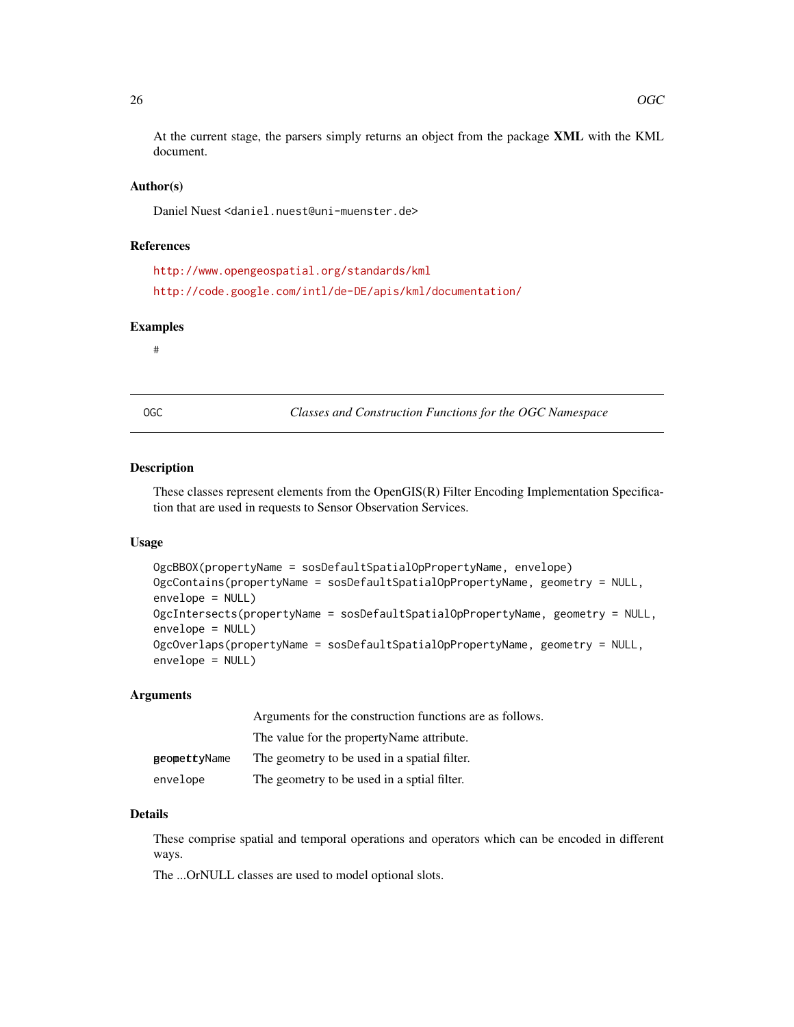At the current stage, the parsers simply returns an object from the package **XML** with the KML document.

### Author(s)

Daniel Nuest <daniel.nuest@uni-muenster.de>

### References

http://www.opengeospatial.org/standards/kml

http://code.google.com/intl/de-DE/apis/kml/documentation/

### Examples

```
#
```

---

## OGC — *Classes and Construction Functions for the OGC Namespace*

### Description

These classes represent elements from the OpenGIS(R) Filter Encoding Implementation Specification that are used in requests to Sensor Observation Services.

### Usage

```
OgcBBOX(propertyName = sosDefaultSpatialOpPropertyName, envelope)
OgcContains(propertyName = sosDefaultSpatialOpPropertyName, geometry = NULL,
envelope = NULL)
OgcIntersects(propertyName = sosDefaultSpatialOpPropertyName, geometry = NULL,
envelope = NULL)
OgcOverlaps(propertyName = sosDefaultSpatialOpPropertyName, geometry = NULL,
envelope = NULL)
```

### Arguments

| | |
|---|---|
| | Arguments for the construction functions are as follows. |
| | The value for the propertyName attribute. |
| geometryName | The geometry to be used in a spatial filter. |
| envelope | The geometry to be used in a sptial filter. |

### Details

These comprise spatial and temporal operations and operators which can be encoded in different ways.

The ...OrNULL classes are used to model optional slots.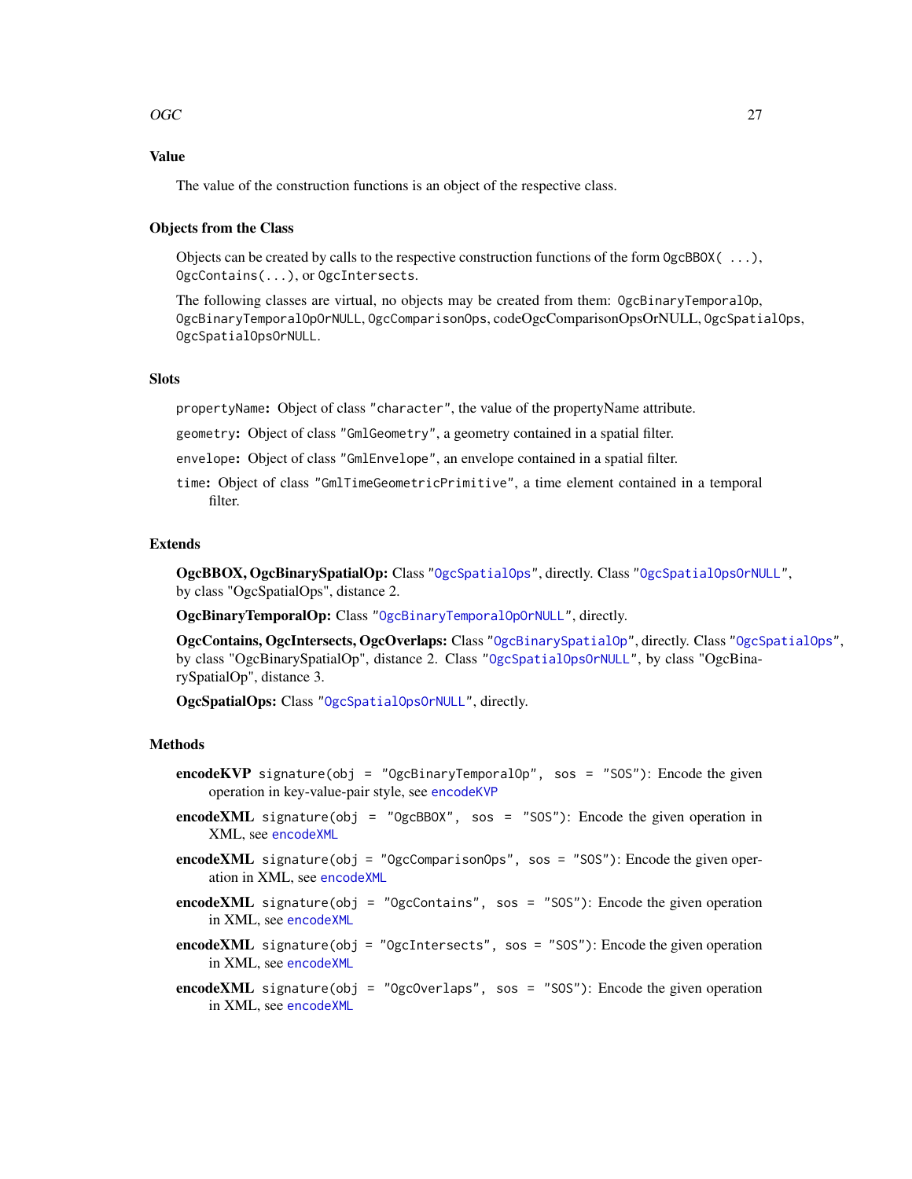## Value

The value of the construction functions is an object of the respective class.

## Objects from the Class

Objects can be created by calls to the respective construction functions of the form `OgcBBOX( ...)`, `OgcContains(...)`, or `OgcIntersects`.

The following classes are virtual, no objects may be created from them: `OgcBinaryTemporalOp`, `OgcBinaryTemporalOpOrNULL`, `OgcComparisonOps`, codeOgcComparisonOpsOrNULL, `OgcSpatialOps`, `OgcSpatialOpsOrNULL`.

## Slots

`propertyName`**:** Object of class `"character"`, the value of the propertyName attribute.

`geometry`**:** Object of class `"GmlGeometry"`, a geometry contained in a spatial filter.

`envelope`**:** Object of class `"GmlEnvelope"`, an envelope contained in a spatial filter.

`time`**:** Object of class `"GmlTimeGeometricPrimitive"`, a time element contained in a temporal filter.

## Extends

**OgcBBOX, OgcBinarySpatialOp:** Class `"OgcSpatialOps"`, directly. Class `"OgcSpatialOpsOrNULL"`, by class "OgcSpatialOps", distance 2.

**OgcBinaryTemporalOp:** Class `"OgcBinaryTemporalOpOrNULL"`, directly.

**OgcContains, OgcIntersects, OgcOverlaps:** Class `"OgcBinarySpatialOp"`, directly. Class `"OgcSpatialOps"`, by class "OgcBinarySpatialOp", distance 2. Class `"OgcSpatialOpsOrNULL"`, by class "OgcBinarySpatialOp", distance 3.

**OgcSpatialOps:** Class `"OgcSpatialOpsOrNULL"`, directly.

## Methods

**encodeKVP** `signature(obj = "OgcBinaryTemporalOp", sos = "SOS")`: Encode the given operation in key-value-pair style, see `encodeKVP`

**encodeXML** `signature(obj = "OgcBBOX", sos = "SOS")`: Encode the given operation in XML, see `encodeXML`

**encodeXML** `signature(obj = "OgcComparisonOps", sos = "SOS")`: Encode the given operation in XML, see `encodeXML`

**encodeXML** `signature(obj = "OgcContains", sos = "SOS")`: Encode the given operation in XML, see `encodeXML`

**encodeXML** `signature(obj = "OgcIntersects", sos = "SOS")`: Encode the given operation in XML, see `encodeXML`

**encodeXML** `signature(obj = "OgcOverlaps", sos = "SOS")`: Encode the given operation in XML, see `encodeXML`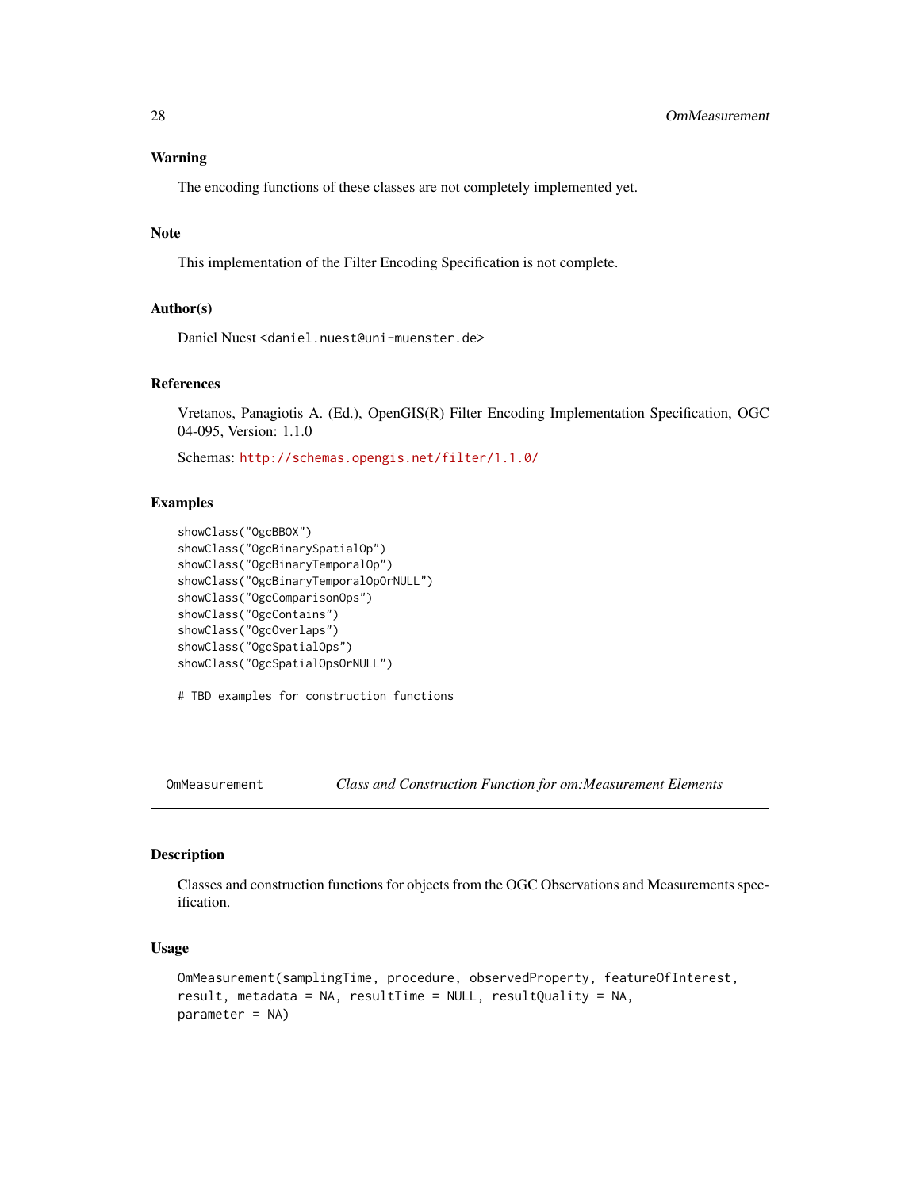### Warning

The encoding functions of these classes are not completely implemented yet.

### Note

This implementation of the Filter Encoding Specification is not complete.

### Author(s)

Daniel Nuest <daniel.nuest@uni-muenster.de>

### References

Vretanos, Panagiotis A. (Ed.), OpenGIS(R) Filter Encoding Implementation Specification, OGC 04-095, Version: 1.1.0

Schemas: http://schemas.opengis.net/filter/1.1.0/

### Examples

```
showClass("OgcBBOX")
showClass("OgcBinarySpatialOp")
showClass("OgcBinaryTemporalOp")
showClass("OgcBinaryTemporalOpOrNULL")
showClass("OgcComparisonOps")
showClass("OgcContains")
showClass("OgcOverlaps")
showClass("OgcSpatialOps")
showClass("OgcSpatialOpsOrNULL")

# TBD examples for construction functions
```

---

## OmMeasurement — *Class and Construction Function for om:Measurement Elements*

### Description

Classes and construction functions for objects from the OGC Observations and Measurements specification.

### Usage

```
OmMeasurement(samplingTime, procedure, observedProperty, featureOfInterest,
result, metadata = NA, resultTime = NULL, resultQuality = NA,
parameter = NA)
```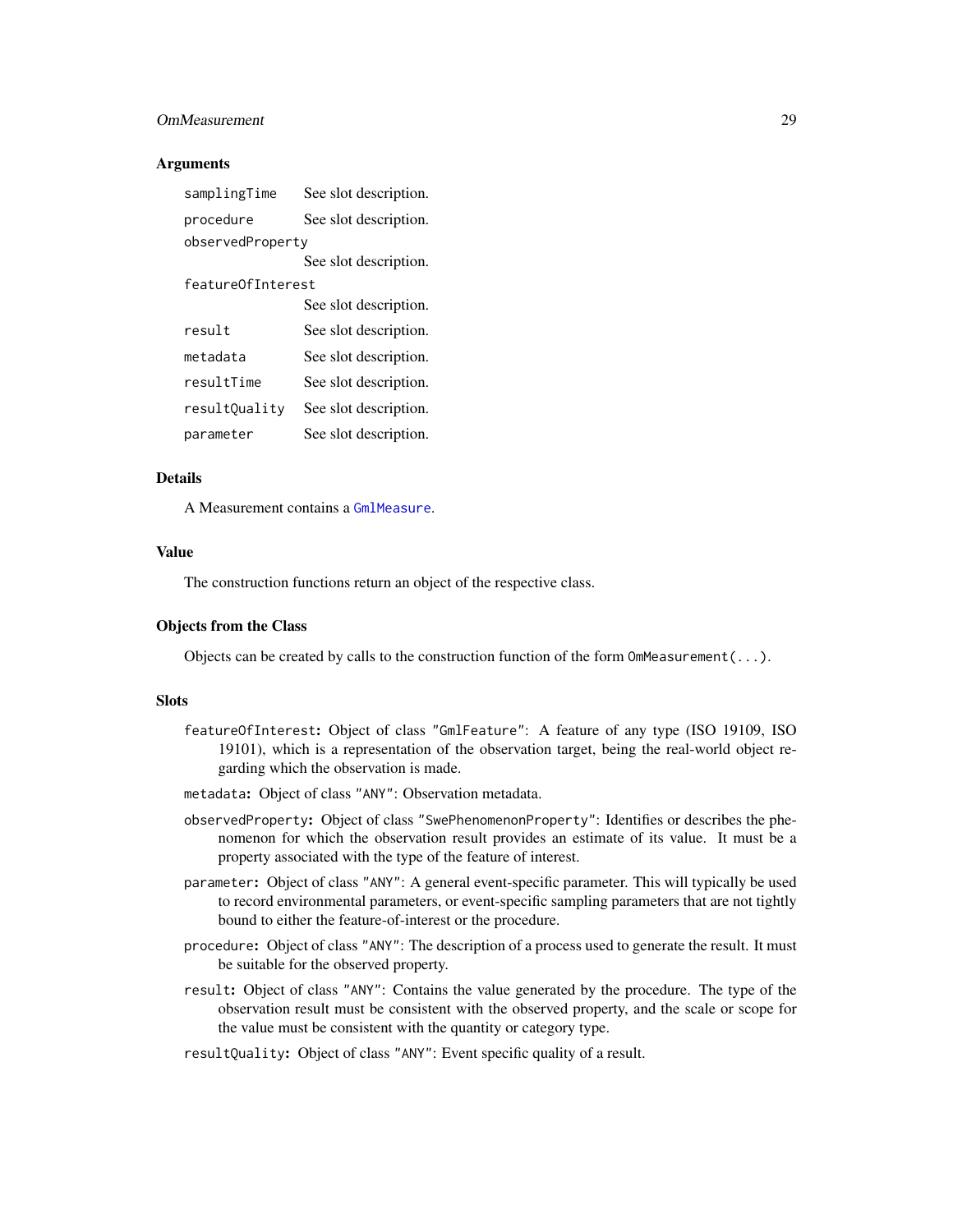### Arguments

| | |
|---|---|
| `samplingTime` | See slot description. |
| `procedure` | See slot description. |
| `observedProperty` | See slot description. |
| `featureOfInterest` | See slot description. |
| `result` | See slot description. |
| `metadata` | See slot description. |
| `resultTime` | See slot description. |
| `resultQuality` | See slot description. |
| `parameter` | See slot description. |

### Details

A Measurement contains a `GmlMeasure`.

### Value

The construction functions return an object of the respective class.

### Objects from the Class

Objects can be created by calls to the construction function of the form `OmMeasurement(...)`.

### Slots

- `featureOfInterest`: Object of class `"GmlFeature"`: A feature of any type (ISO 19109, ISO 19101), which is a representation of the observation target, being the real-world object regarding which the observation is made.
- `metadata`: Object of class `"ANY"`: Observation metadata.
- `observedProperty`: Object of class `"SwePhenomenonProperty"`: Identifies or describes the phenomenon for which the observation result provides an estimate of its value. It must be a property associated with the type of the feature of interest.
- `parameter`: Object of class `"ANY"`: A general event-specific parameter. This will typically be used to record environmental parameters, or event-specific sampling parameters that are not tightly bound to either the feature-of-interest or the procedure.
- `procedure`: Object of class `"ANY"`: The description of a process used to generate the result. It must be suitable for the observed property.
- `result`: Object of class `"ANY"`: Contains the value generated by the procedure. The type of the observation result must be consistent with the observed property, and the scale or scope for the value must be consistent with the quantity or category type.
- `resultQuality`: Object of class `"ANY"`: Event specific quality of a result.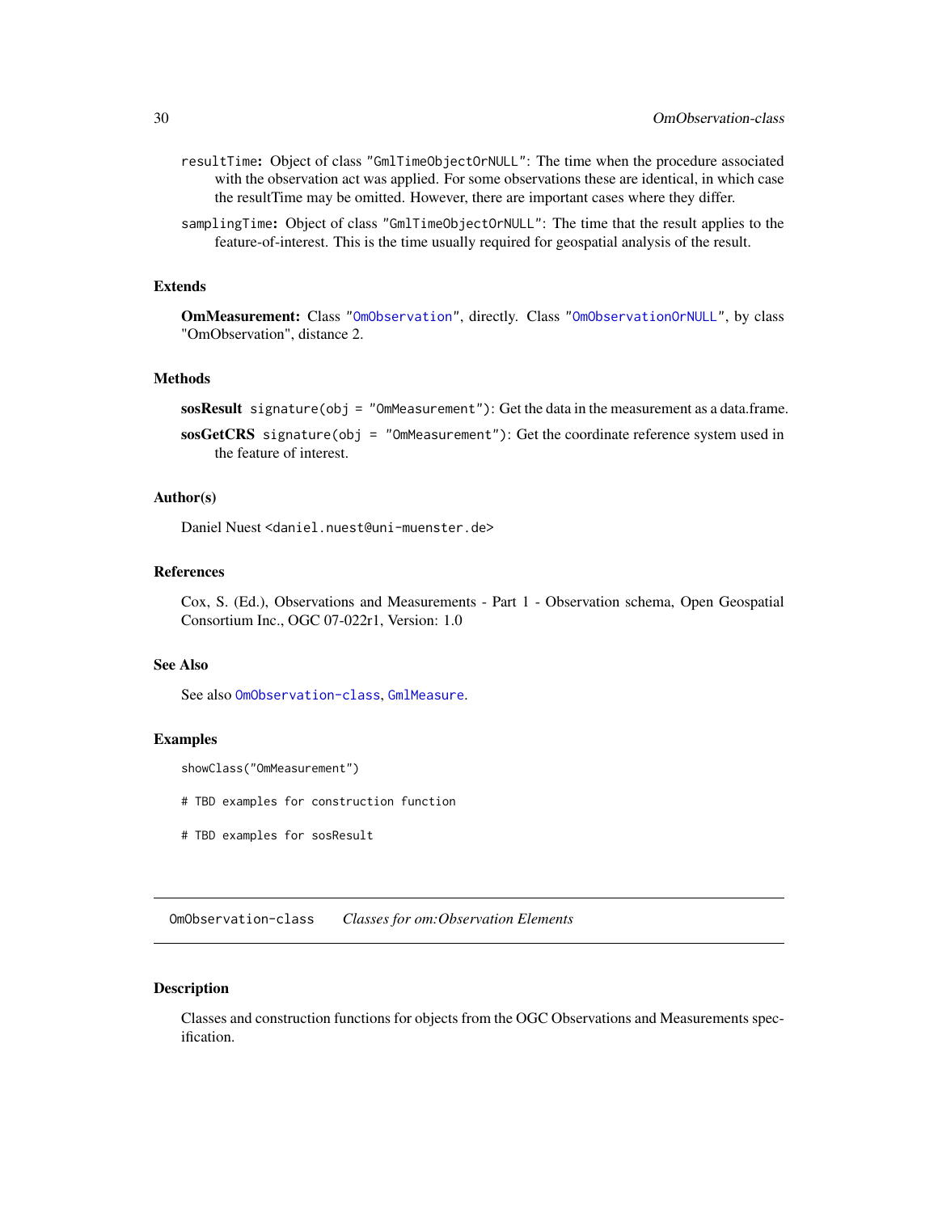`resultTime`: Object of class "GmlTimeObjectOrNULL": The time when the procedure associated with the observation act was applied. For some observations these are identical, in which case the resultTime may be omitted. However, there are important cases where they differ.

`samplingTime`: Object of class "GmlTimeObjectOrNULL": The time that the result applies to the feature-of-interest. This is the time usually required for geospatial analysis of the result.

### Extends

**OmMeasurement:** Class "OmObservation", directly. Class "OmObservationOrNULL", by class "OmObservation", distance 2.

### Methods

**sosResult** `signature(obj = "OmMeasurement")`: Get the data in the measurement as a data.frame.

**sosGetCRS** `signature(obj = "OmMeasurement")`: Get the coordinate reference system used in the feature of interest.

### Author(s)

Daniel Nuest <daniel.nuest@uni-muenster.de>

### References

Cox, S. (Ed.), Observations and Measurements - Part 1 - Observation schema, Open Geospatial Consortium Inc., OGC 07-022r1, Version: 1.0

### See Also

See also OmObservation-class, GmlMeasure.

### Examples

```
showClass("OmMeasurement")

# TBD examples for construction function

# TBD examples for sosResult
```

---

## OmObservation-class *Classes for om:Observation Elements*

---

### Description

Classes and construction functions for objects from the OGC Observations and Measurements specification.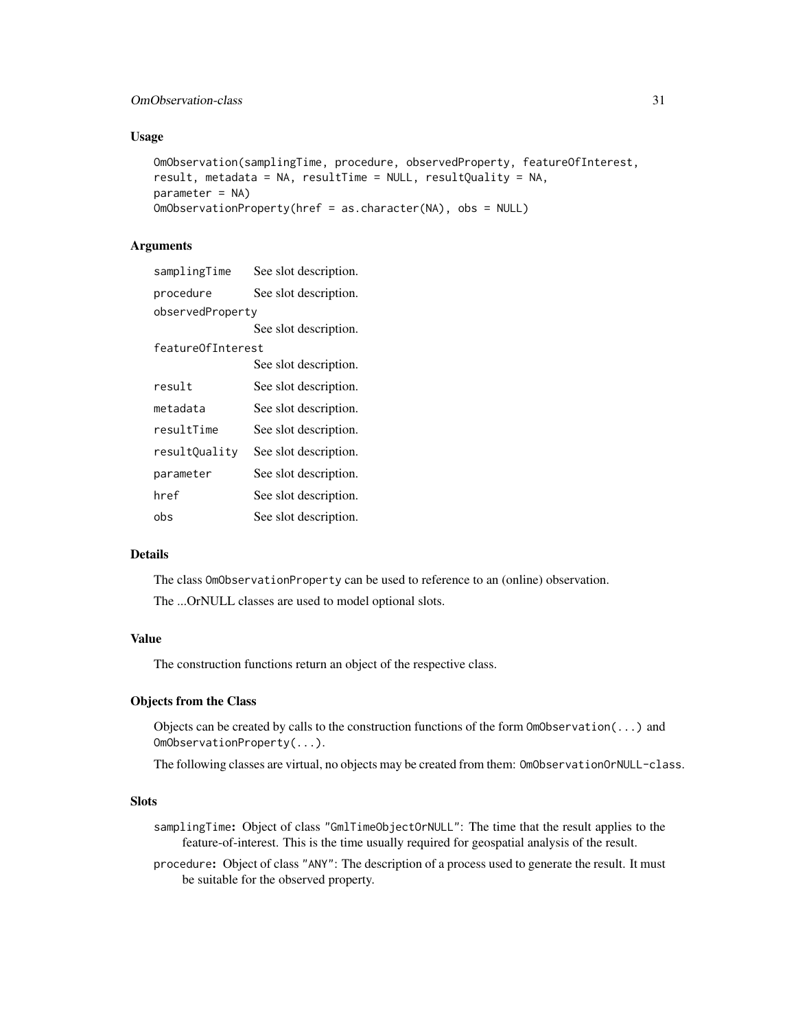### Usage

```
OmObservation(samplingTime, procedure, observedProperty, featureOfInterest,
result, metadata = NA, resultTime = NULL, resultQuality = NA,
parameter = NA)
OmObservationProperty(href = as.character(NA), obs = NULL)
```

### Arguments

| | |
|---|---|
| `samplingTime` | See slot description. |
| `procedure` | See slot description. |
| `observedProperty` | See slot description. |
| `featureOfInterest` | See slot description. |
| `result` | See slot description. |
| `metadata` | See slot description. |
| `resultTime` | See slot description. |
| `resultQuality` | See slot description. |
| `parameter` | See slot description. |
| `href` | See slot description. |
| `obs` | See slot description. |

### Details

The class `OmObservationProperty` can be used to reference to an (online) observation.

The ...OrNULL classes are used to model optional slots.

### Value

The construction functions return an object of the respective class.

### Objects from the Class

Objects can be created by calls to the construction functions of the form `OmObservation(...)` and `OmObservationProperty(...)`.

The following classes are virtual, no objects may be created from them: `OmObservationOrNULL-class`.

### Slots

- `samplingTime`: Object of class `"GmlTimeObjectOrNULL"`: The time that the result applies to the feature-of-interest. This is the time usually required for geospatial analysis of the result.
- `procedure`: Object of class `"ANY"`: The description of a process used to generate the result. It must be suitable for the observed property.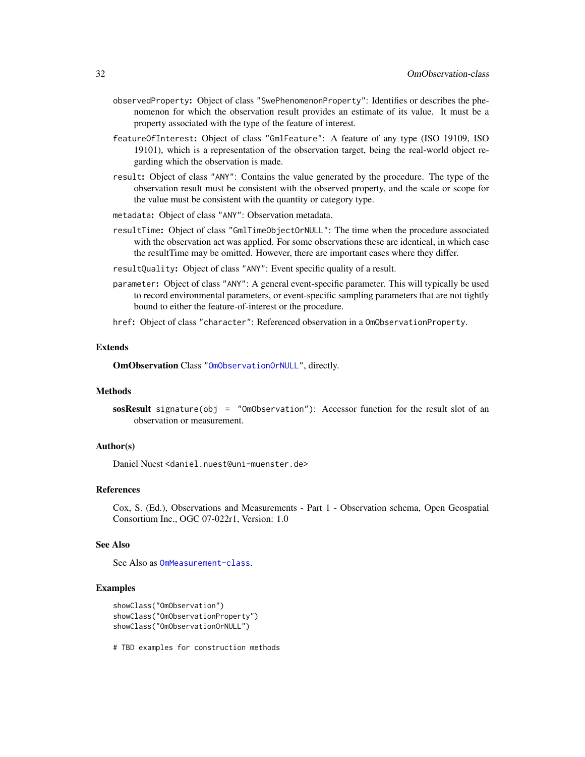- `observedProperty`: Object of class `"SwePhenomenonProperty"`: Identifies or describes the phenomenon for which the observation result provides an estimate of its value. It must be a property associated with the type of the feature of interest.
- `featureOfInterest`: Object of class `"GmlFeature"`: A feature of any type (ISO 19109, ISO 19101), which is a representation of the observation target, being the real-world object regarding which the observation is made.
- `result`: Object of class `"ANY"`: Contains the value generated by the procedure. The type of the observation result must be consistent with the observed property, and the scale or scope for the value must be consistent with the quantity or category type.
- `metadata`: Object of class `"ANY"`: Observation metadata.
- `resultTime`: Object of class `"GmlTimeObjectOrNULL"`: The time when the procedure associated with the observation act was applied. For some observations these are identical, in which case the resultTime may be omitted. However, there are important cases where they differ.
- `resultQuality`: Object of class `"ANY"`: Event specific quality of a result.
- `parameter`: Object of class `"ANY"`: A general event-specific parameter. This will typically be used to record environmental parameters, or event-specific sampling parameters that are not tightly bound to either the feature-of-interest or the procedure.
- `href`: Object of class `"character"`: Referenced observation in a `OmObservationProperty`.

### Extends

**OmObservation** Class `"OmObservationOrNULL"`, directly.

### Methods

**sosResult** `signature(obj = "OmObservation")`: Accessor function for the result slot of an observation or measurement.

### Author(s)

Daniel Nuest <daniel.nuest@uni-muenster.de>

### References

Cox, S. (Ed.), Observations and Measurements - Part 1 - Observation schema, Open Geospatial Consortium Inc., OGC 07-022r1, Version: 1.0

### See Also

See Also as `OmMeasurement-class`.

### Examples

```
showClass("OmObservation")
showClass("OmObservationProperty")
showClass("OmObservationOrNULL")

# TBD examples for construction methods
```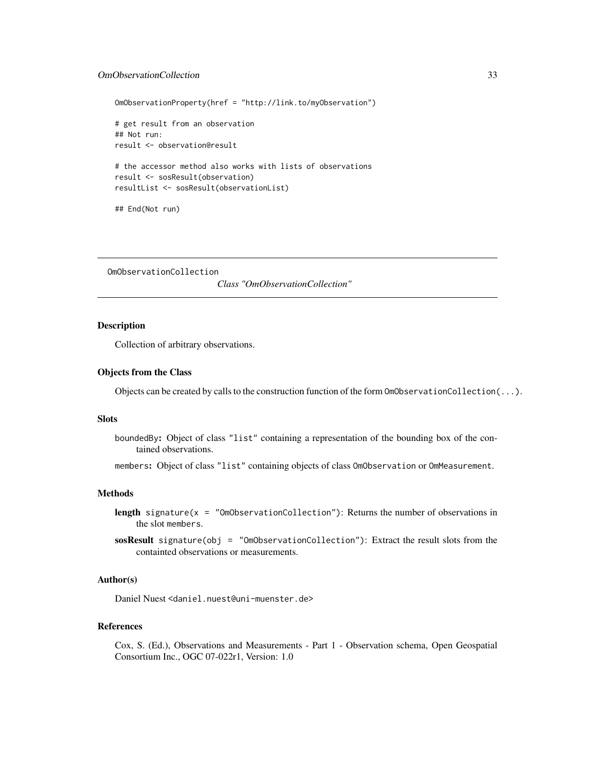```
OmObservationProperty(href = "http://link.to/myObservation")

# get result from an observation
## Not run:
result <- observation@result

# the accessor method also works with lists of observations
result <- sosResult(observation)
resultList <- sosResult(observationList)

## End(Not run)
```

---

OmObservationCollection                    *Class "OmObservationCollection"*

---

### Description

Collection of arbitrary observations.

### Objects from the Class

Objects can be created by calls to the construction function of the form `OmObservationCollection(...)`.

### Slots

`boundedBy`**:** Object of class `"list"` containing a representation of the bounding box of the contained observations.

`members`**:** Object of class `"list"` containing objects of class `OmObservation` or `OmMeasurement`.

### Methods

**length** `signature(x = "OmObservationCollection")`: Returns the number of observations in the slot `members`.

**sosResult** `signature(obj = "OmObservationCollection")`: Extract the result slots from the containted observations or measurements.

### Author(s)

Daniel Nuest <`daniel.nuest@uni-muenster.de`>

### References

Cox, S. (Ed.), Observations and Measurements - Part 1 - Observation schema, Open Geospatial Consortium Inc., OGC 07-022r1, Version: 1.0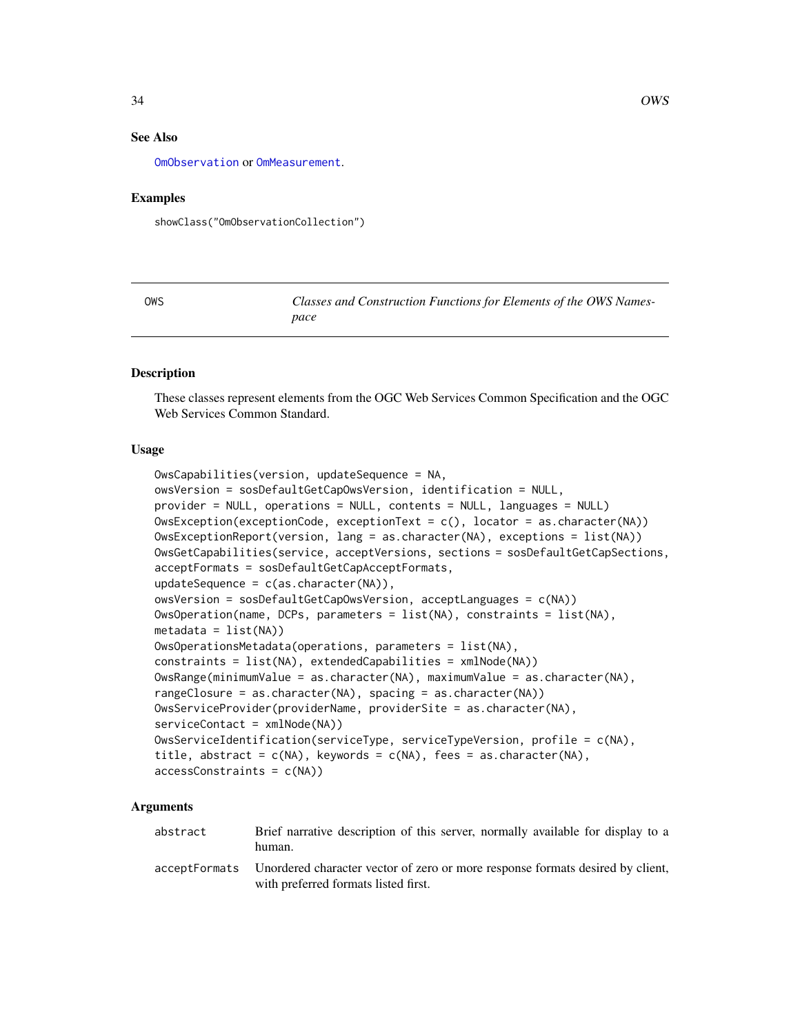## See Also

OmObservation or OmMeasurement.

## Examples

```
showClass("OmObservationCollection")
```

---

OWS *Classes and Construction Functions for Elements of the OWS Namespace*

---

## Description

These classes represent elements from the OGC Web Services Common Specification and the OGC Web Services Common Standard.

## Usage

```
OwsCapabilities(version, updateSequence = NA,
owsVersion = sosDefaultGetCapOwsVersion, identification = NULL,
provider = NULL, operations = NULL, contents = NULL, languages = NULL)
OwsException(exceptionCode, exceptionText = c(), locator = as.character(NA))
OwsExceptionReport(version, lang = as.character(NA), exceptions = list(NA))
OwsGetCapabilities(service, acceptVersions, sections = sosDefaultGetCapSections,
acceptFormats = sosDefaultGetCapAcceptFormats,
updateSequence = c(as.character(NA)),
owsVersion = sosDefaultGetCapOwsVersion, acceptLanguages = c(NA))
OwsOperation(name, DCPs, parameters = list(NA), constraints = list(NA),
metadata = list(NA))
OwsOperationsMetadata(operations, parameters = list(NA),
constraints = list(NA), extendedCapabilities = xmlNode(NA))
OwsRange(minimumValue = as.character(NA), maximumValue = as.character(NA),
rangeClosure = as.character(NA), spacing = as.character(NA))
OwsServiceProvider(providerName, providerSite = as.character(NA),
serviceContact = xmlNode(NA))
OwsServiceIdentification(serviceType, serviceTypeVersion, profile = c(NA),
title, abstract = c(NA), keywords = c(NA), fees = as.character(NA),
accessConstraints = c(NA))
```

## Arguments

| | |
|---|---|
| abstract | Brief narrative description of this server, normally available for display to a human. |
| acceptFormats | Unordered character vector of zero or more response formats desired by client, with preferred formats listed first. |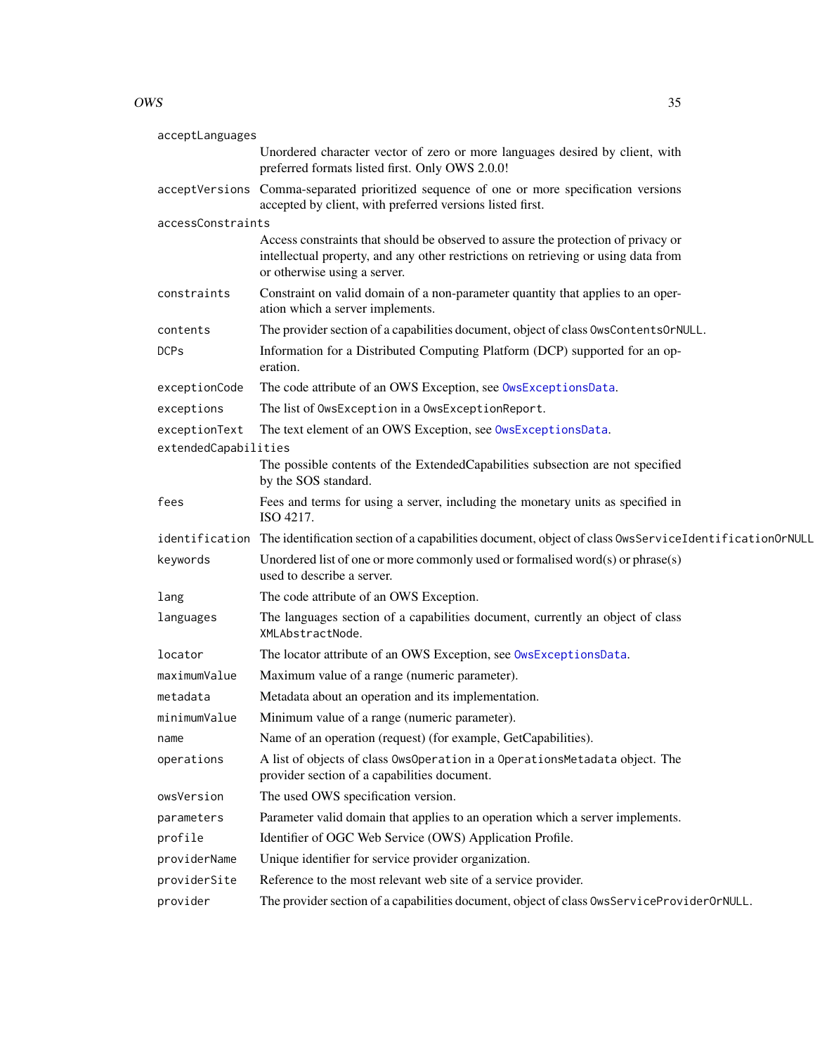| | |
|---|---|
| `acceptLanguages` | Unordered character vector of zero or more languages desired by client, with preferred formats listed first. Only OWS 2.0.0! |
| `acceptVersions` | Comma-separated prioritized sequence of one or more specification versions accepted by client, with preferred versions listed first. |
| `accessConstraints` | Access constraints that should be observed to assure the protection of privacy or intellectual property, and any other restrictions on retrieving or using data from or otherwise using a server. |
| `constraints` | Constraint on valid domain of a non-parameter quantity that applies to an operation which a server implements. |
| `contents` | The provider section of a capabilities document, object of class `OwsContentsOrNULL`. |
| `DCPs` | Information for a Distributed Computing Platform (DCP) supported for an operation. |
| `exceptionCode` | The code attribute of an OWS Exception, see `OwsExceptionsData`. |
| `exceptions` | The list of `OwsException` in a `OwsExceptionReport`. |
| `exceptionText` | The text element of an OWS Exception, see `OwsExceptionsData`. |
| `extendedCapabilities` | The possible contents of the ExtendedCapabilities subsection are not specified by the SOS standard. |
| `fees` | Fees and terms for using a server, including the monetary units as specified in ISO 4217. |
| `identification` | The identification section of a capabilities document, object of class `OwsServiceIdentificationOrNULL` |
| `keywords` | Unordered list of one or more commonly used or formalised word(s) or phrase(s) used to describe a server. |
| `lang` | The code attribute of an OWS Exception. |
| `languages` | The languages section of a capabilities document, currently an object of class `XMLAbstractNode`. |
| `locator` | The locator attribute of an OWS Exception, see `OwsExceptionsData`. |
| `maximumValue` | Maximum value of a range (numeric parameter). |
| `metadata` | Metadata about an operation and its implementation. |
| `minimumValue` | Minimum value of a range (numeric parameter). |
| `name` | Name of an operation (request) (for example, GetCapabilities). |
| `operations` | A list of objects of class `OwsOperation` in a `OperationsMetadata` object. The provider section of a capabilities document. |
| `owsVersion` | The used OWS specification version. |
| `parameters` | Parameter valid domain that applies to an operation which a server implements. |
| `profile` | Identifier of OGC Web Service (OWS) Application Profile. |
| `providerName` | Unique identifier for service provider organization. |
| `providerSite` | Reference to the most relevant web site of a service provider. |
| `provider` | The provider section of a capabilities document, object of class `OwsServiceProviderOrNULL`. |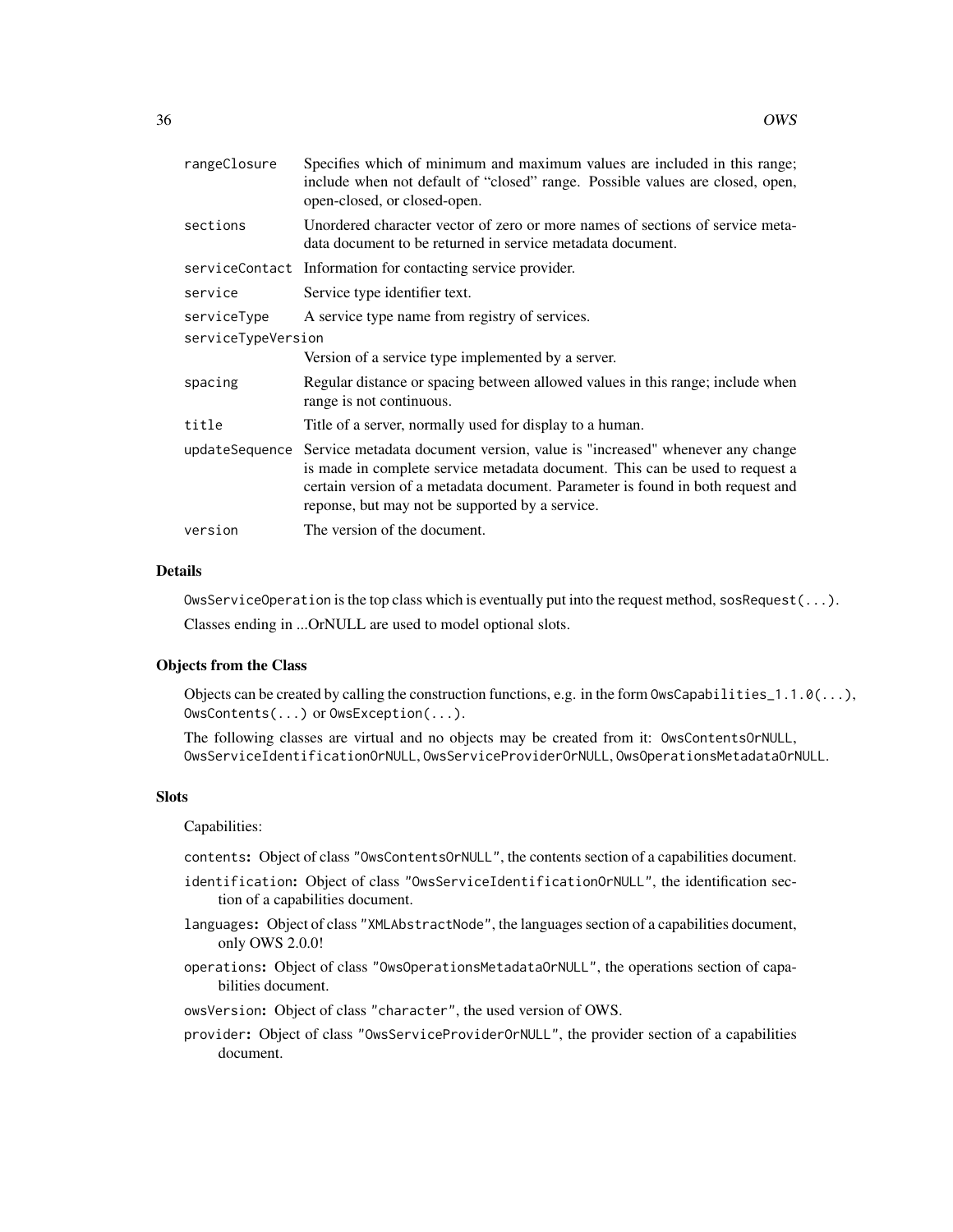| | |
|---|---|
| `rangeClosure` | Specifies which of minimum and maximum values are included in this range; include when not default of "closed" range. Possible values are closed, open, open-closed, or closed-open. |
| `sections` | Unordered character vector of zero or more names of sections of service metadata document to be returned in service metadata document. |
| `serviceContact` | Information for contacting service provider. |
| `service` | Service type identifier text. |
| `serviceType` | A service type name from registry of services. |
| `serviceTypeVersion` | Version of a service type implemented by a server. |
| `spacing` | Regular distance or spacing between allowed values in this range; include when range is not continuous. |
| `title` | Title of a server, normally used for display to a human. |
| `updateSequence` | Service metadata document version, value is "increased" whenever any change is made in complete service metadata document. This can be used to request a certain version of a metadata document. Parameter is found in both request and reponse, but may not be supported by a service. |
| `version` | The version of the document. |

### Details

`OwsServiceOperation` is the top class which is eventually put into the request method, `sosRequest(...)`.

Classes ending in ...OrNULL are used to model optional slots.

### Objects from the Class

Objects can be created by calling the construction functions, e.g. in the form `OwsCapabilities_1.1.0(...)`, `OwsContents(...)` or `OwsException(...)`.

The following classes are virtual and no objects may be created from it: `OwsContentsOrNULL`, `OwsServiceIdentificationOrNULL`, `OwsServiceProviderOrNULL`, `OwsOperationsMetadataOrNULL`.

### Slots

Capabilities:

- `contents`: Object of class `"OwsContentsOrNULL"`, the contents section of a capabilities document.
- `identification`: Object of class `"OwsServiceIdentificationOrNULL"`, the identification section of a capabilities document.
- `languages`: Object of class `"XMLAbstractNode"`, the languages section of a capabilities document, only OWS 2.0.0!
- `operations`: Object of class `"OwsOperationsMetadataOrNULL"`, the operations section of capabilities document.
- `owsVersion`: Object of class `"character"`, the used version of OWS.
- `provider`: Object of class `"OwsServiceProviderOrNULL"`, the provider section of a capabilities document.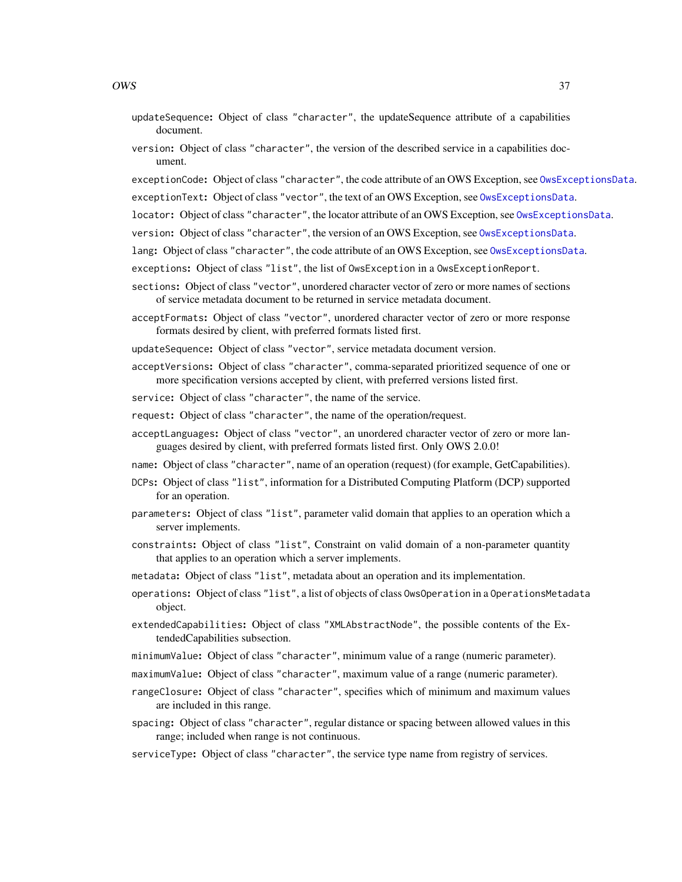`updateSequence`: Object of class "character", the updateSequence attribute of a capabilities document.

`version`: Object of class "character", the version of the described service in a capabilities document.

`exceptionCode`: Object of class "character", the code attribute of an OWS Exception, see OwsExceptionsData.

`exceptionText`: Object of class "vector", the text of an OWS Exception, see OwsExceptionsData.

`locator`: Object of class "character", the locator attribute of an OWS Exception, see OwsExceptionsData.

`version`: Object of class "character", the version of an OWS Exception, see OwsExceptionsData.

`lang`: Object of class "character", the code attribute of an OWS Exception, see OwsExceptionsData.

`exceptions`: Object of class "list", the list of OwsException in a OwsExceptionReport.

`sections`: Object of class "vector", unordered character vector of zero or more names of sections of service metadata document to be returned in service metadata document.

`acceptFormats`: Object of class "vector", unordered character vector of zero or more response formats desired by client, with preferred formats listed first.

`updateSequence`: Object of class "vector", service metadata document version.

`acceptVersions`: Object of class "character", comma-separated prioritized sequence of one or more specification versions accepted by client, with preferred versions listed first.

`service`: Object of class "character", the name of the service.

`request`: Object of class "character", the name of the operation/request.

`acceptLanguages`: Object of class "vector", an unordered character vector of zero or more languages desired by client, with preferred formats listed first. Only OWS 2.0.0!

`name`: Object of class "character", name of an operation (request) (for example, GetCapabilities).

`DCPs`: Object of class "list", information for a Distributed Computing Platform (DCP) supported for an operation.

`parameters`: Object of class "list", parameter valid domain that applies to an operation which a server implements.

`constraints`: Object of class "list", Constraint on valid domain of a non-parameter quantity that applies to an operation which a server implements.

`metadata`: Object of class "list", metadata about an operation and its implementation.

`operations`: Object of class "list", a list of objects of class OwsOperation in a OperationsMetadata object.

`extendedCapabilities`: Object of class "XMLAbstractNode", the possible contents of the ExtendedCapabilities subsection.

`minimumValue`: Object of class "character", minimum value of a range (numeric parameter).

`maximumValue`: Object of class "character", maximum value of a range (numeric parameter).

`rangeClosure`: Object of class "character", specifies which of minimum and maximum values are included in this range.

`spacing`: Object of class "character", regular distance or spacing between allowed values in this range; included when range is not continuous.

`serviceType`: Object of class "character", the service type name from registry of services.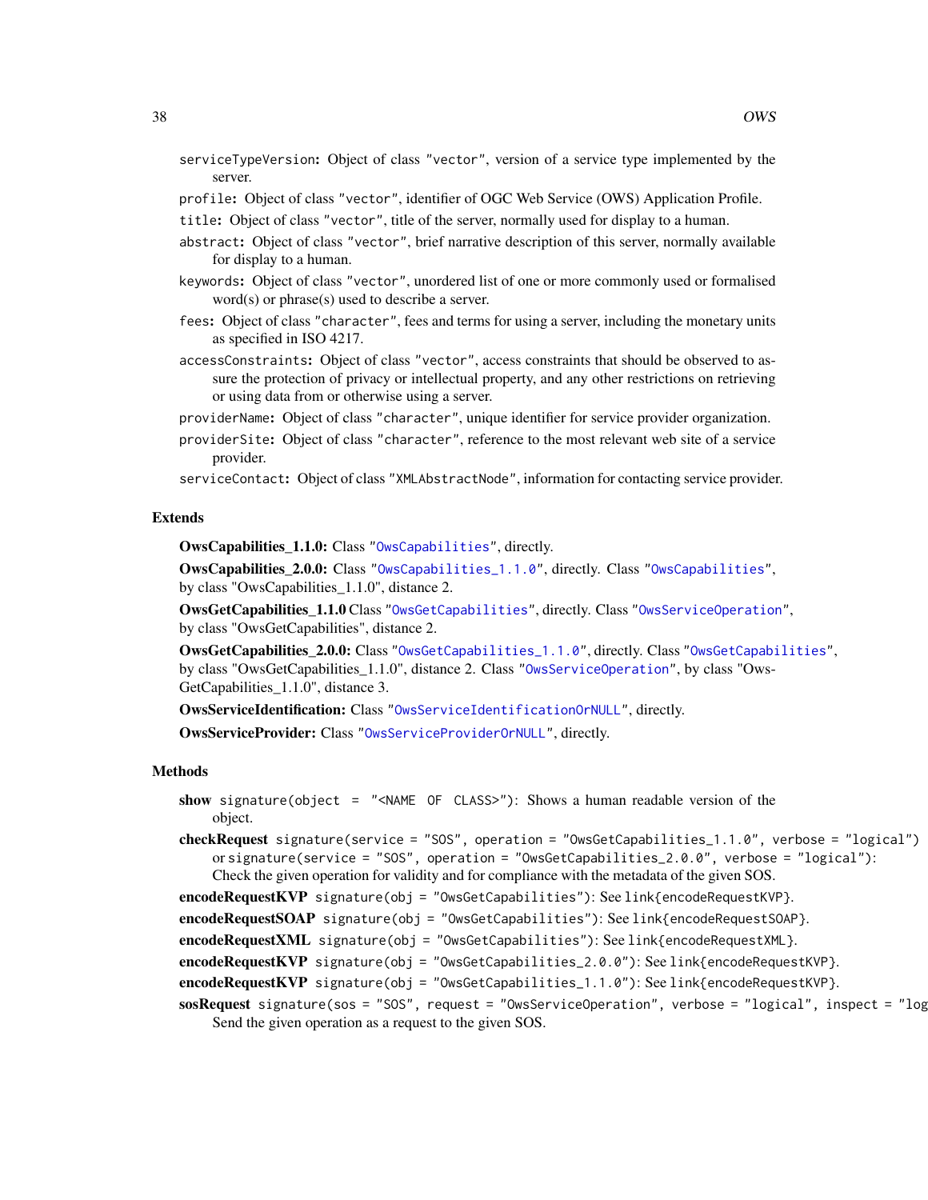`serviceTypeVersion`: Object of class "vector", version of a service type implemented by the server.

`profile`: Object of class "vector", identifier of OGC Web Service (OWS) Application Profile.

`title`: Object of class "vector", title of the server, normally used for display to a human.

`abstract`: Object of class "vector", brief narrative description of this server, normally available for display to a human.

`keywords`: Object of class "vector", unordered list of one or more commonly used or formalised word(s) or phrase(s) used to describe a server.

`fees`: Object of class "character", fees and terms for using a server, including the monetary units as specified in ISO 4217.

`accessConstraints`: Object of class "vector", access constraints that should be observed to assure the protection of privacy or intellectual property, and any other restrictions on retrieving or using data from or otherwise using a server.

`providerName`: Object of class "character", unique identifier for service provider organization.

`providerSite`: Object of class "character", reference to the most relevant web site of a service provider.

`serviceContact`: Object of class "XMLAbstractNode", information for contacting service provider.

### Extends

**OwsCapabilities_1.1.0:** Class "OwsCapabilities", directly.

**OwsCapabilities_2.0.0:** Class "OwsCapabilities_1.1.0", directly. Class "OwsCapabilities", by class "OwsCapabilities_1.1.0", distance 2.

**OwsGetCapabilities_1.1.0** Class "OwsGetCapabilities", directly. Class "OwsServiceOperation", by class "OwsGetCapabilities", distance 2.

**OwsGetCapabilities_2.0.0:** Class "OwsGetCapabilities_1.1.0", directly. Class "OwsGetCapabilities", by class "OwsGetCapabilities_1.1.0", distance 2. Class "OwsServiceOperation", by class "OwsGetCapabilities_1.1.0", distance 3.

**OwsServiceIdentification:** Class "OwsServiceIdentificationOrNULL", directly.

**OwsServiceProvider:** Class "OwsServiceProviderOrNULL", directly.

### Methods

**show** `signature(object = "<NAME OF CLASS>")`: Shows a human readable version of the object.

**checkRequest** `signature(service = "SOS", operation = "OwsGetCapabilities_1.1.0", verbose = "logical")` or `signature(service = "SOS", operation = "OwsGetCapabilities_2.0.0", verbose = "logical")`: Check the given operation for validity and for compliance with the metadata of the given SOS.

**encodeRequestKVP** `signature(obj = "OwsGetCapabilities")`: See `link{encodeRequestKVP}`.

**encodeRequestSOAP** `signature(obj = "OwsGetCapabilities")`: See `link{encodeRequestSOAP}`.

**encodeRequestXML** `signature(obj = "OwsGetCapabilities")`: See `link{encodeRequestXML}`.

**encodeRequestKVP** `signature(obj = "OwsGetCapabilities_2.0.0")`: See `link{encodeRequestKVP}`.

**encodeRequestKVP** `signature(obj = "OwsGetCapabilities_1.1.0")`: See `link{encodeRequestKVP}`.

**sosRequest** `signature(sos = "SOS", request = "OwsServiceOperation", verbose = "logical", inspect = "log`
Send the given operation as a request to the given SOS.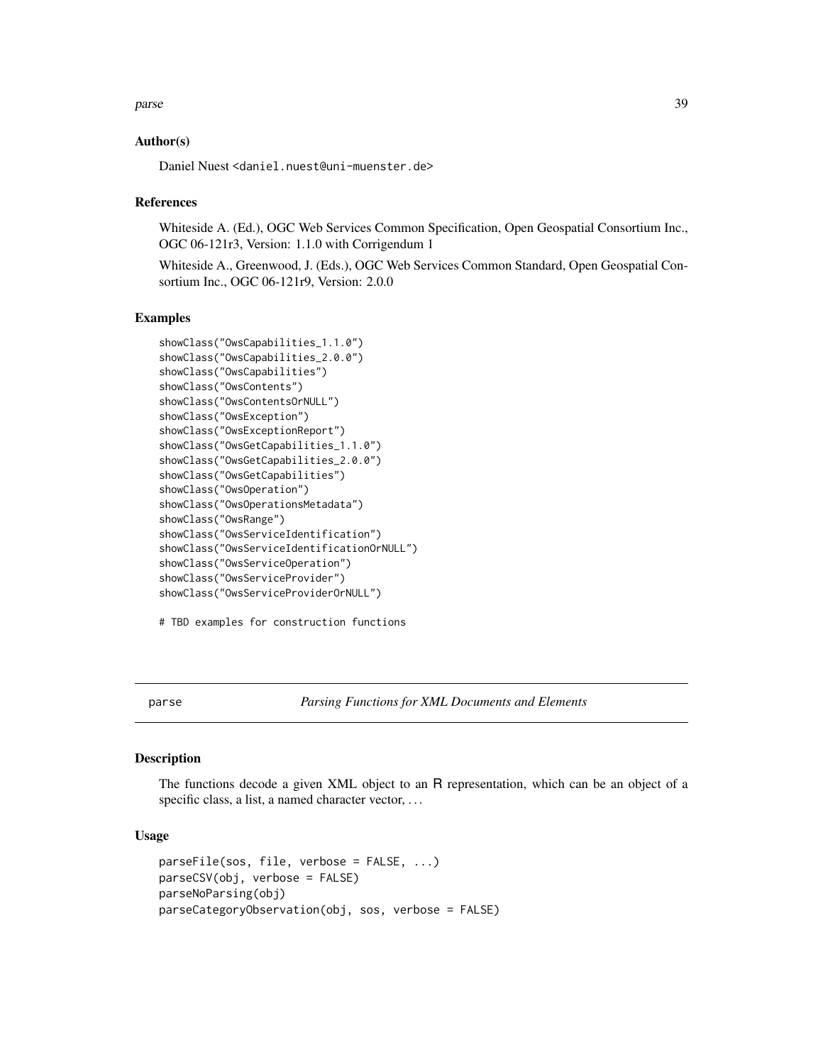## Author(s)

Daniel Nuest <daniel.nuest@uni-muenster.de>

## References

Whiteside A. (Ed.), OGC Web Services Common Specification, Open Geospatial Consortium Inc., OGC 06-121r3, Version: 1.1.0 with Corrigendum 1

Whiteside A., Greenwood, J. (Eds.), OGC Web Services Common Standard, Open Geospatial Consortium Inc., OGC 06-121r9, Version: 2.0.0

## Examples

```
showClass("OwsCapabilities_1.1.0")
showClass("OwsCapabilities_2.0.0")
showClass("OwsCapabilities")
showClass("OwsContents")
showClass("OwsContentsOrNULL")
showClass("OwsException")
showClass("OwsExceptionReport")
showClass("OwsGetCapabilities_1.1.0")
showClass("OwsGetCapabilities_2.0.0")
showClass("OwsGetCapabilities")
showClass("OwsOperation")
showClass("OwsOperationsMetadata")
showClass("OwsRange")
showClass("OwsServiceIdentification")
showClass("OwsServiceIdentificationOrNULL")
showClass("OwsServiceOperation")
showClass("OwsServiceProvider")
showClass("OwsServiceProviderOrNULL")

# TBD examples for construction functions
```

---

# parse — *Parsing Functions for XML Documents and Elements*

## Description

The functions decode a given XML object to an R representation, which can be an object of a specific class, a list, a named character vector, ...

## Usage

```
parseFile(sos, file, verbose = FALSE, ...)
parseCSV(obj, verbose = FALSE)
parseNoParsing(obj)
parseCategoryObservation(obj, sos, verbose = FALSE)
```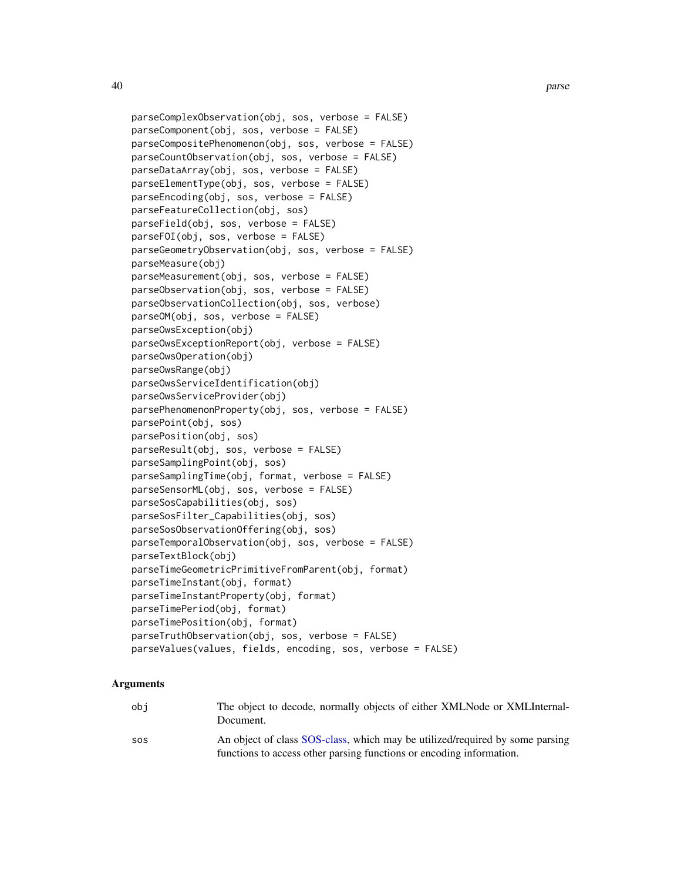```
parseComplexObservation(obj, sos, verbose = FALSE)
parseComponent(obj, sos, verbose = FALSE)
parseCompositePhenomenon(obj, sos, verbose = FALSE)
parseCountObservation(obj, sos, verbose = FALSE)
parseDataArray(obj, sos, verbose = FALSE)
parseElementType(obj, sos, verbose = FALSE)
parseEncoding(obj, sos, verbose = FALSE)
parseFeatureCollection(obj, sos)
parseField(obj, sos, verbose = FALSE)
parseFOI(obj, sos, verbose = FALSE)
parseGeometryObservation(obj, sos, verbose = FALSE)
parseMeasure(obj)
parseMeasurement(obj, sos, verbose = FALSE)
parseObservation(obj, sos, verbose = FALSE)
parseObservationCollection(obj, sos, verbose)
parseOM(obj, sos, verbose = FALSE)
parseOwsException(obj)
parseOwsExceptionReport(obj, verbose = FALSE)
parseOwsOperation(obj)
parseOwsRange(obj)
parseOwsServiceIdentification(obj)
parseOwsServiceProvider(obj)
parsePhenomenonProperty(obj, sos, verbose = FALSE)
parsePoint(obj, sos)
parsePosition(obj, sos)
parseResult(obj, sos, verbose = FALSE)
parseSamplingPoint(obj, sos)
parseSamplingTime(obj, format, verbose = FALSE)
parseSensorML(obj, sos, verbose = FALSE)
parseSosCapabilities(obj, sos)
parseSosFilter_Capabilities(obj, sos)
parseSosObservationOffering(obj, sos)
parseTemporalObservation(obj, sos, verbose = FALSE)
parseTextBlock(obj)
parseTimeGeometricPrimitiveFromParent(obj, format)
parseTimeInstant(obj, format)
parseTimeInstantProperty(obj, format)
parseTimePeriod(obj, format)
parseTimePosition(obj, format)
parseTruthObservation(obj, sos, verbose = FALSE)
parseValues(values, fields, encoding, sos, verbose = FALSE)
```

## Arguments

| | |
|---|---|
| obj | The object to decode, normally objects of either XMLNode or XMLInternal-Document. |
| sos | An object of class SOS-class, which may be utilized/required by some parsing functions to access other parsing functions or encoding information. |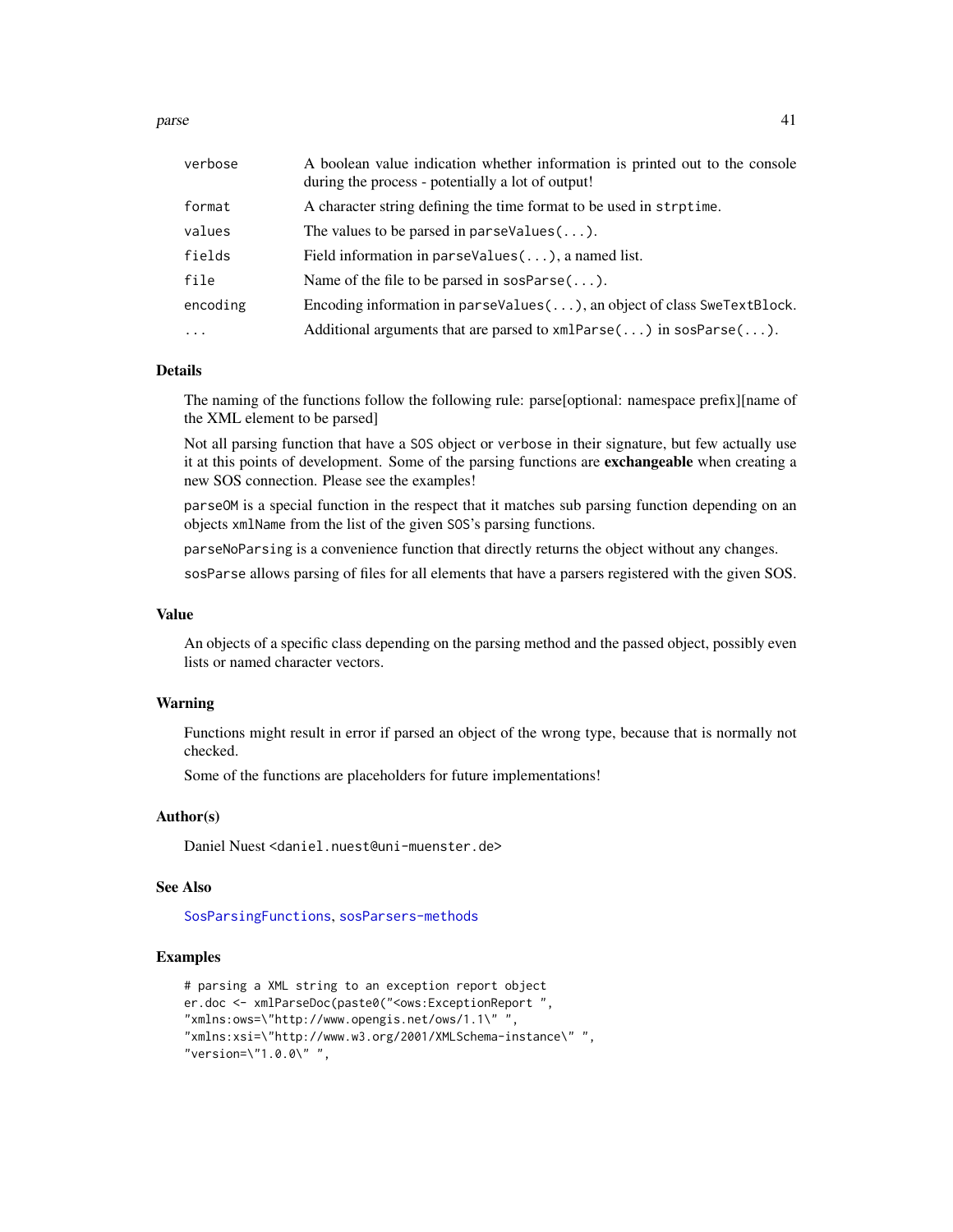| | |
|---|---|
| verbose | A boolean value indication whether information is printed out to the console during the process - potentially a lot of output! |
| format | A character string defining the time format to be used in `strptime`. |
| values | The values to be parsed in `parseValues(...)`. |
| fields | Field information in `parseValues(...)`, a named list. |
| file | Name of the file to be parsed in `sosParse(...)`. |
| encoding | Encoding information in `parseValues(...)`, an object of class `SweTextBlock`. |
| ... | Additional arguments that are parsed to `xmlParse(...)` in `sosParse(...)`. |

### Details

The naming of the functions follow the following rule: parse[optional: namespace prefix][name of the XML element to be parsed]

Not all parsing function that have a `SOS` object or `verbose` in their signature, but few actually use it at this points of development. Some of the parsing functions are **exchangeable** when creating a new SOS connection. Please see the examples!

`parseOM` is a special function in the respect that it matches sub parsing function depending on an objects `xmlName` from the list of the given `SOS`'s parsing functions.

`parseNoParsing` is a convenience function that directly returns the object without any changes.

`sosParse` allows parsing of files for all elements that have a parsers registered with the given SOS.

### Value

An objects of a specific class depending on the parsing method and the passed object, possibly even lists or named character vectors.

### Warning

Functions might result in error if parsed an object of the wrong type, because that is normally not checked.

Some of the functions are placeholders for future implementations!

### Author(s)

Daniel Nuest <daniel.nuest@uni-muenster.de>

### See Also

SosParsingFunctions, sosParsers-methods

### Examples

```
# parsing a XML string to an exception report object
er.doc <- xmlParseDoc(paste0("<ows:ExceptionReport ",
"xmlns:ows=\"http://www.opengis.net/ows/1.1\" ",
"xmlns:xsi=\"http://www.w3.org/2001/XMLSchema-instance\" ",
"version=\"1.0.0\" ",
```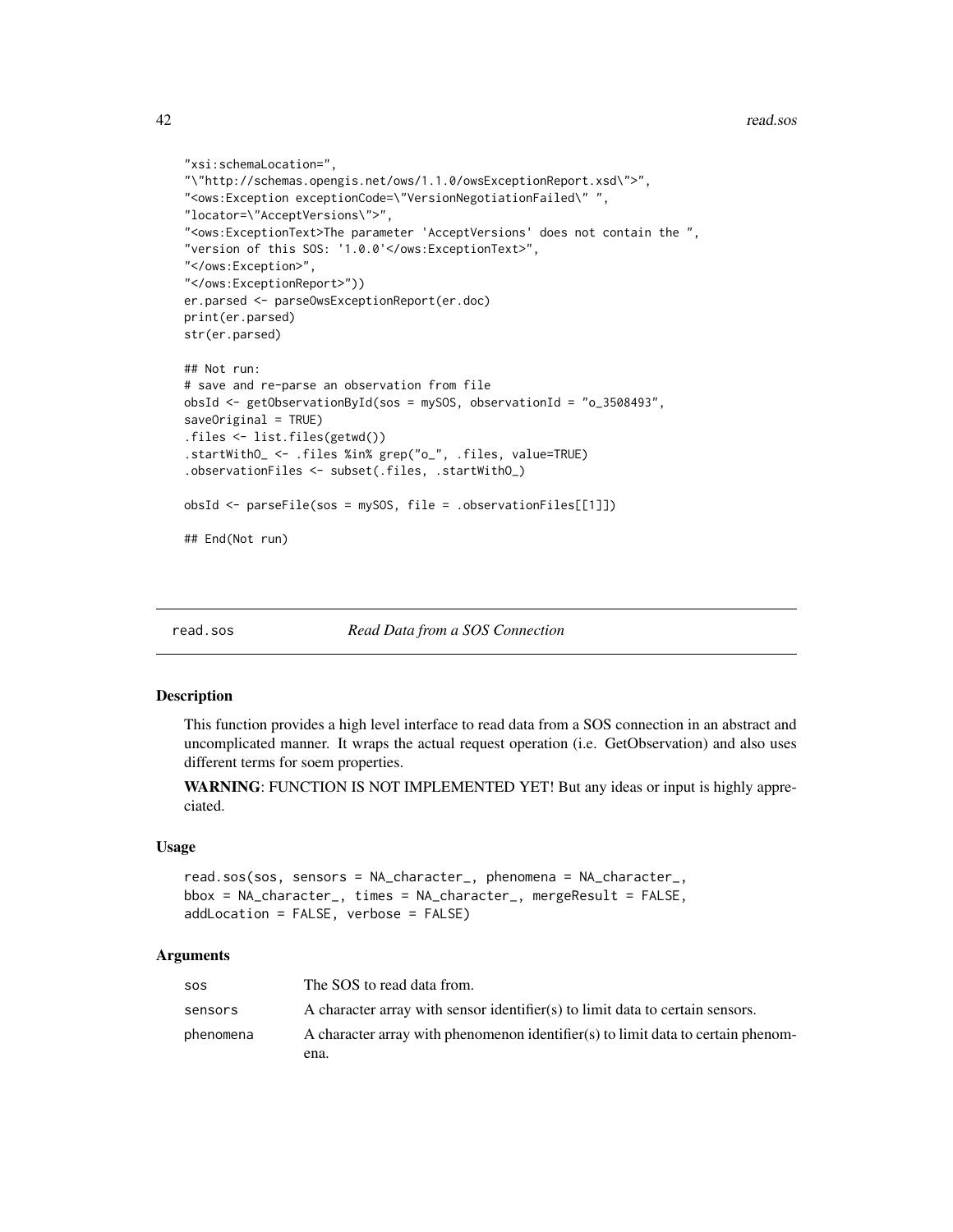```
"xsi:schemaLocation=",
"\"http://schemas.opengis.net/ows/1.1.0/owsExceptionReport.xsd\">",
"<ows:Exception exceptionCode=\"VersionNegotiationFailed\" ",
"locator=\"AcceptVersions\">",
"<ows:ExceptionText>The parameter 'AcceptVersions' does not contain the ",
"version of this SOS: '1.0.0'</ows:ExceptionText>",
"</ows:Exception>",
"</ows:ExceptionReport>"))
er.parsed <- parseOwsExceptionReport(er.doc)
print(er.parsed)
str(er.parsed)

## Not run:
# save and re-parse an observation from file
obsId <- getObservationById(sos = mySOS, observationId = "o_3508493",
saveOriginal = TRUE)
.files <- list.files(getwd())
.startWithO_ <- .files %in% grep("o_", .files, value=TRUE)
.observationFiles <- subset(.files, .startWithO_)

obsId <- parseFile(sos = mySOS, file = .observationFiles[[1]])

## End(Not run)
```

---

## read.sos — *Read Data from a SOS Connection*

### Description

This function provides a high level interface to read data from a SOS connection in an abstract and uncomplicated manner. It wraps the actual request operation (i.e. GetObservation) and also uses different terms for soem properties.

**WARNING**: FUNCTION IS NOT IMPLEMENTED YET! But any ideas or input is highly appreciated.

### Usage

```
read.sos(sos, sensors = NA_character_, phenomena = NA_character_,
bbox = NA_character_, times = NA_character_, mergeResult = FALSE,
addLocation = FALSE, verbose = FALSE)
```

### Arguments

| | |
|---|---|
| sos | The SOS to read data from. |
| sensors | A character array with sensor identifier(s) to limit data to certain sensors. |
| phenomena | A character array with phenomenon identifier(s) to limit data to certain phenomena. |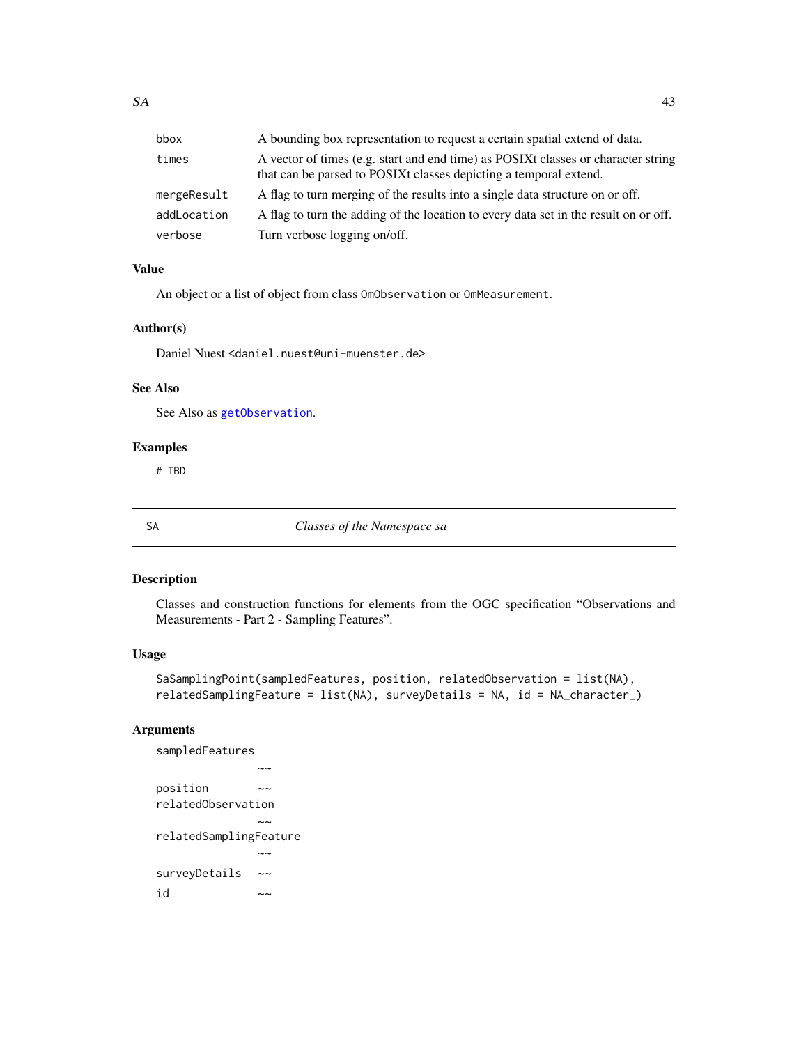| | |
|---|---|
| bbox | A bounding box representation to request a certain spatial extend of data. |
| times | A vector of times (e.g. start and end time) as POSIXt classes or character string that can be parsed to POSIXt classes depicting a temporal extend. |
| mergeResult | A flag to turn merging of the results into a single data structure on or off. |
| addLocation | A flag to turn the adding of the location to every data set in the result on or off. |
| verbose | Turn verbose logging on/off. |

### Value

An object or a list of object from class `OmObservation` or `OmMeasurement`.

### Author(s)

Daniel Nuest <daniel.nuest@uni-muenster.de>

### See Also

See Also as `getObservation`.

### Examples

```
# TBD
```

---

## SA — *Classes of the Namespace sa*

### Description

Classes and construction functions for elements from the OGC specification "Observations and Measurements - Part 2 - Sampling Features".

### Usage

```
SaSamplingPoint(sampledFeatures, position, relatedObservation = list(NA),
relatedSamplingFeature = list(NA), surveyDetails = NA, id = NA_character_)
```

### Arguments

| | |
|---|---|
| sampledFeatures | ~~ |
| position | ~~ |
| relatedObservation | ~~ |
| relatedSamplingFeature | ~~ |
| surveyDetails | ~~ |
| id | ~~ |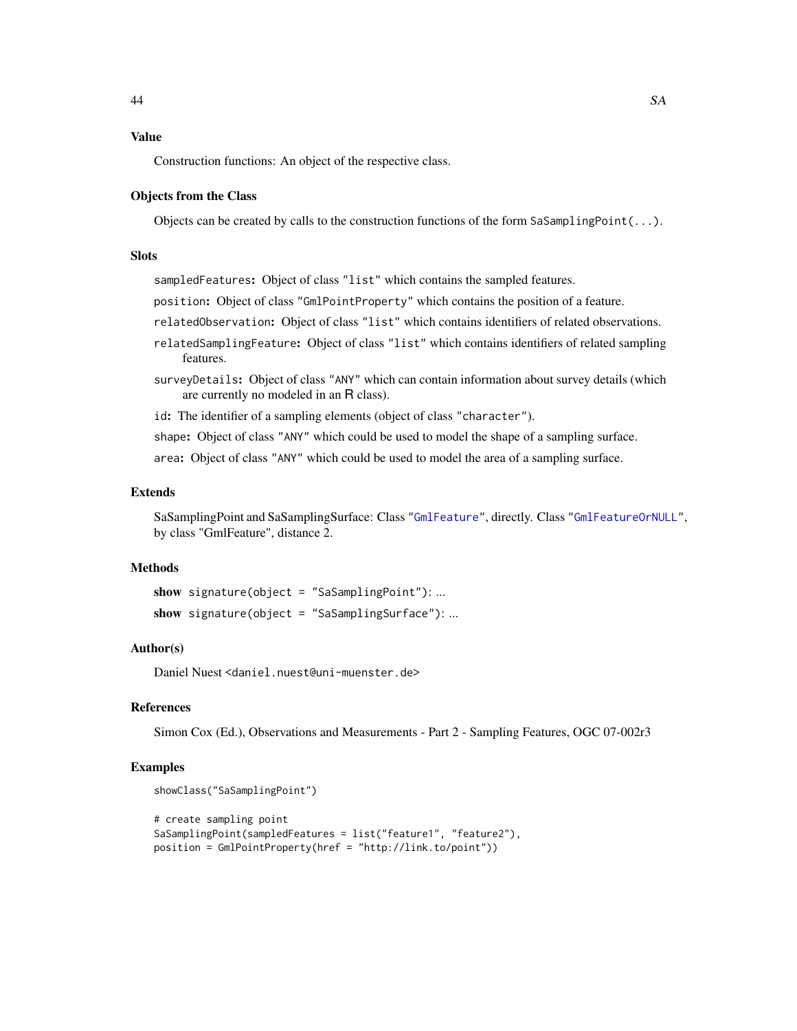## Value

Construction functions: An object of the respective class.

## Objects from the Class

Objects can be created by calls to the construction functions of the form `SaSamplingPoint(...)`.

## Slots

`sampledFeatures`: Object of class `"list"` which contains the sampled features.

`position`: Object of class `"GmlPointProperty"` which contains the position of a feature.

`relatedObservation`: Object of class `"list"` which contains identifiers of related observations.

`relatedSamplingFeature`: Object of class `"list"` which contains identifiers of related sampling features.

`surveyDetails`: Object of class `"ANY"` which can contain information about survey details (which are currently no modeled in an R class).

`id`: The identifier of a sampling elements (object of class `"character"`).

`shape`: Object of class `"ANY"` which could be used to model the shape of a sampling surface.

`area`: Object of class `"ANY"` which could be used to model the area of a sampling surface.

## Extends

SaSamplingPoint and SaSamplingSurface: Class `"GmlFeature"`, directly. Class `"GmlFeatureOrNULL"`, by class "GmlFeature", distance 2.

## Methods

**show** `signature(object = "SaSamplingPoint")`: ...

**show** `signature(object = "SaSamplingSurface")`: ...

## Author(s)

Daniel Nuest <daniel.nuest@uni-muenster.de>

## References

Simon Cox (Ed.), Observations and Measurements - Part 2 - Sampling Features, OGC 07-002r3

## Examples

```
showClass("SaSamplingPoint")

# create sampling point
SaSamplingPoint(sampledFeatures = list("feature1", "feature2"),
position = GmlPointProperty(href = "http://link.to/point"))
```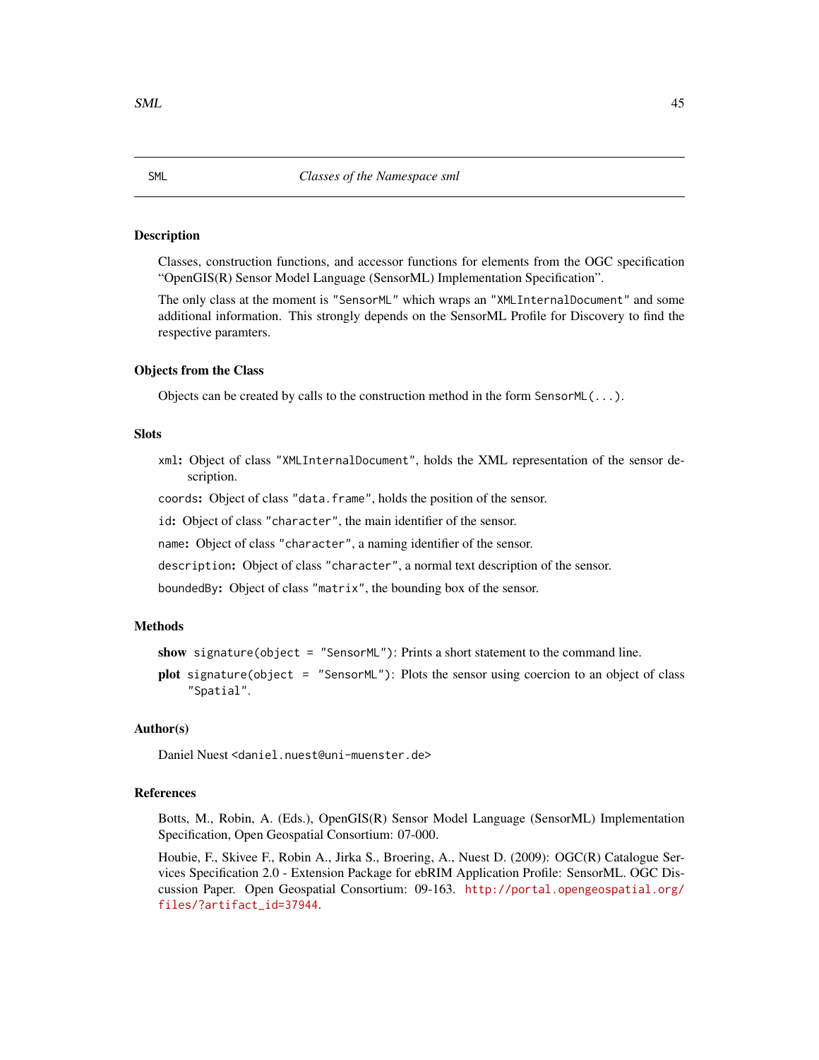SML *Classes of the Namespace sml*

## Description

Classes, construction functions, and accessor functions for elements from the OGC specification "OpenGIS(R) Sensor Model Language (SensorML) Implementation Specification".

The only class at the moment is "SensorML" which wraps an "XMLInternalDocument" and some additional information. This strongly depends on the SensorML Profile for Discovery to find the respective paramters.

## Objects from the Class

Objects can be created by calls to the construction method in the form `SensorML(...)`.

## Slots

`xml`: Object of class "XMLInternalDocument", holds the XML representation of the sensor description.

`coords`: Object of class "data.frame", holds the position of the sensor.

`id`: Object of class "character", the main identifier of the sensor.

`name`: Object of class "character", a naming identifier of the sensor.

`description`: Object of class "character", a normal text description of the sensor.

`boundedBy`: Object of class "matrix", the bounding box of the sensor.

## Methods

**show** `signature(object = "SensorML")`: Prints a short statement to the command line.

**plot** `signature(object = "SensorML")`: Plots the sensor using coercion to an object of class "Spatial".

## Author(s)

Daniel Nuest <daniel.nuest@uni-muenster.de>

## References

Botts, M., Robin, A. (Eds.), OpenGIS(R) Sensor Model Language (SensorML) Implementation Specification, Open Geospatial Consortium: 07-000.

Houbie, F., Skivee F., Robin A., Jirka S., Broering, A., Nuest D. (2009): OGC(R) Catalogue Services Specification 2.0 - Extension Package for ebRIM Application Profile: SensorML. OGC Discussion Paper. Open Geospatial Consortium: 09-163. http://portal.opengeospatial.org/files/?artifact_id=37944.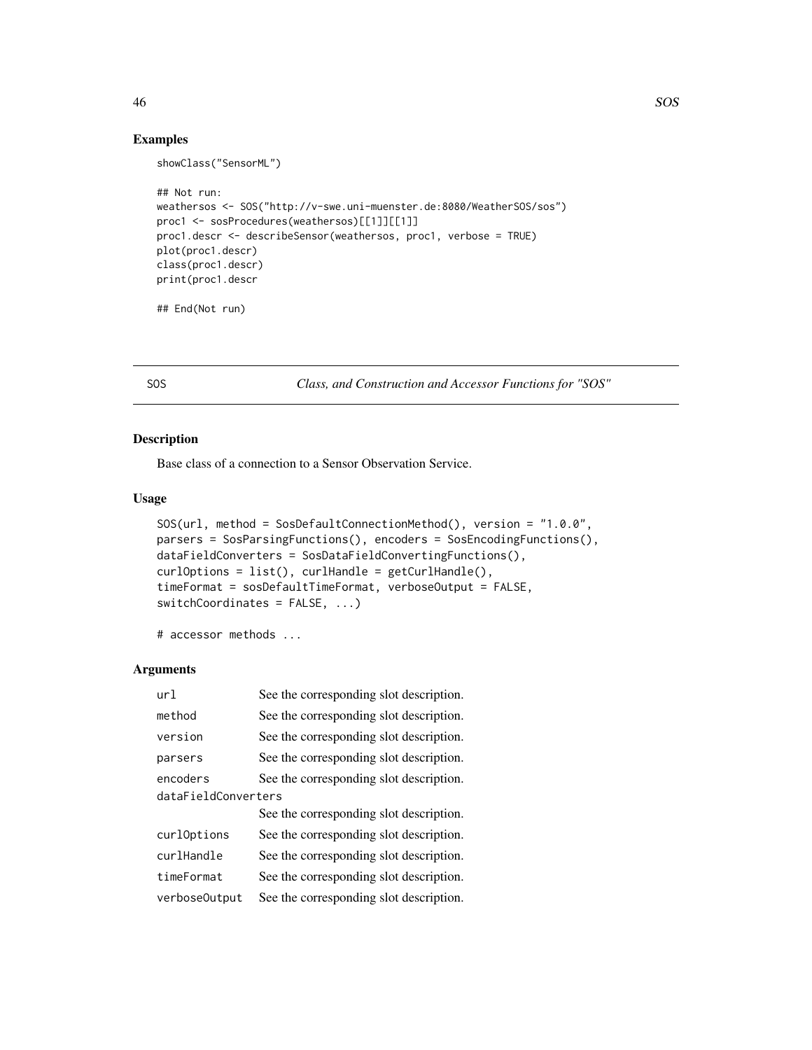## Examples

```
showClass("SensorML")

## Not run:
weathersos <- SOS("http://v-swe.uni-muenster.de:8080/WeatherSOS/sos")
proc1 <- sosProcedures(weathersos)[[1]][[1]]
proc1.descr <- describeSensor(weathersos, proc1, verbose = TRUE)
plot(proc1.descr)
class(proc1.descr)
print(proc1.descr

## End(Not run)
```

---

# SOS *Class, and Construction and Accessor Functions for "SOS"*

---

## Description

Base class of a connection to a Sensor Observation Service.

## Usage

```
SOS(url, method = SosDefaultConnectionMethod(), version = "1.0.0",
parsers = SosParsingFunctions(), encoders = SosEncodingFunctions(),
dataFieldConverters = SosDataFieldConvertingFunctions(),
curlOptions = list(), curlHandle = getCurlHandle(),
timeFormat = sosDefaultTimeFormat, verboseOutput = FALSE,
switchCoordinates = FALSE, ...)

# accessor methods ...
```

## Arguments

| | |
|---|---|
| `url` | See the corresponding slot description. |
| `method` | See the corresponding slot description. |
| `version` | See the corresponding slot description. |
| `parsers` | See the corresponding slot description. |
| `encoders` | See the corresponding slot description. |
| `dataFieldConverters` | See the corresponding slot description. |
| `curlOptions` | See the corresponding slot description. |
| `curlHandle` | See the corresponding slot description. |
| `timeFormat` | See the corresponding slot description. |
| `verboseOutput` | See the corresponding slot description. |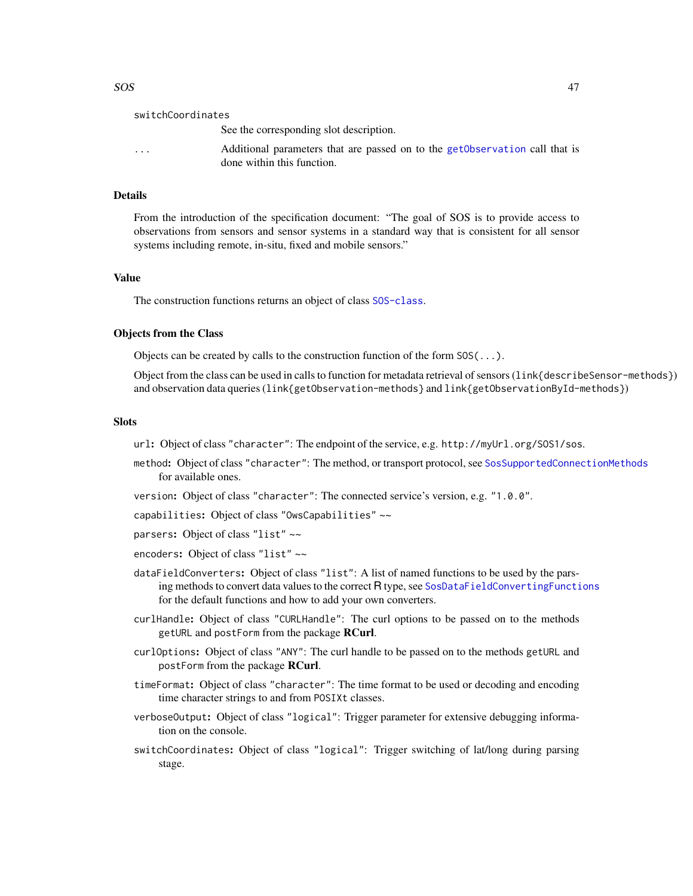switchCoordinates
: See the corresponding slot description.

...
: Additional parameters that are passed on to the getObservation call that is done within this function.

### Details

From the introduction of the specification document: "The goal of SOS is to provide access to observations from sensors and sensor systems in a standard way that is consistent for all sensor systems including remote, in-situ, fixed and mobile sensors."

### Value

The construction functions returns an object of class SOS-class.

### Objects from the Class

Objects can be created by calls to the construction function of the form `SOS(...)`.

Object from the class can be used in calls to function for metadata retrieval of sensors (`link{describeSensor-methods}`) and observation data queries (`link{getObservation-methods}` and `link{getObservationById-methods}`)

### Slots

- `url`: Object of class `"character"`: The endpoint of the service, e.g. `http://myUrl.org/SOS1/sos`.
- `method`: Object of class `"character"`: The method, or transport protocol, see SosSupportedConnectionMethods for available ones.
- `version`: Object of class `"character"`: The connected service's version, e.g. `"1.0.0"`.
- `capabilities`: Object of class `"OwsCapabilities"` ~~
- `parsers`: Object of class `"list"` ~~
- `encoders`: Object of class `"list"` ~~
- `dataFieldConverters`: Object of class `"list"`: A list of named functions to be used by the parsing methods to convert data values to the correct R type, see SosDataFieldConvertingFunctions for the default functions and how to add your own converters.
- `curlHandle`: Object of class `"CURLHandle"`: The curl options to be passed on to the methods `getURL` and `postForm` from the package **RCurl**.
- `curlOptions`: Object of class `"ANY"`: The curl handle to be passed on to the methods `getURL` and `postForm` from the package **RCurl**.
- `timeFormat`: Object of class `"character"`: The time format to be used or decoding and encoding time character strings to and from `POSIXt` classes.
- `verboseOutput`: Object of class `"logical"`: Trigger parameter for extensive debugging information on the console.
- `switchCoordinates`: Object of class `"logical"`: Trigger switching of lat/long during parsing stage.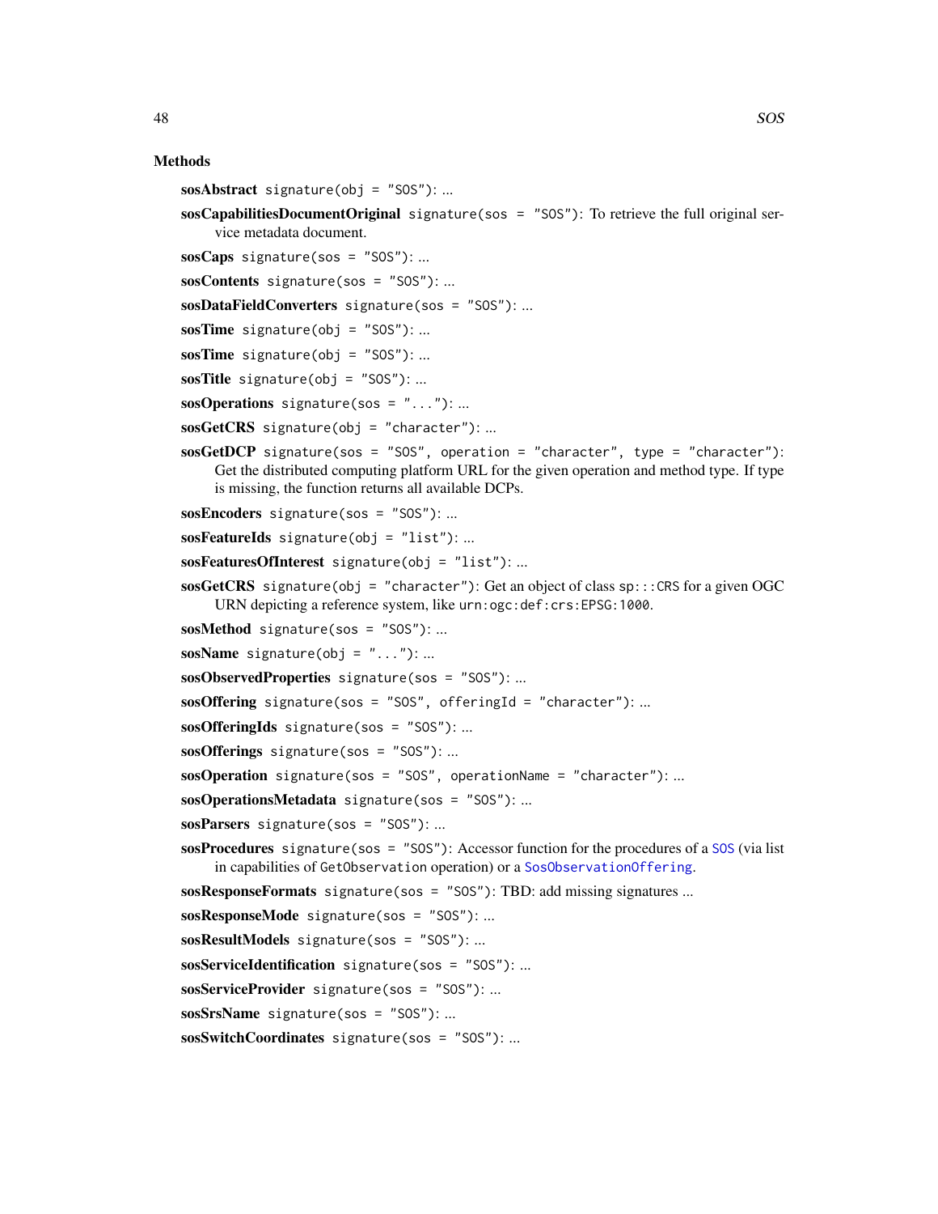## Methods

**sosAbstract** `signature(obj = "SOS")`: ...

**sosCapabilitiesDocumentOriginal** `signature(sos = "SOS")`: To retrieve the full original service metadata document.

**sosCaps** `signature(sos = "SOS")`: ...

**sosContents** `signature(sos = "SOS")`: ...

**sosDataFieldConverters** `signature(sos = "SOS")`: ...

**sosTime** `signature(obj = "SOS")`: ...

**sosTime** `signature(obj = "SOS")`: ...

**sosTitle** `signature(obj = "SOS")`: ...

**sosOperations** `signature(sos = "...")`: ...

**sosGetCRS** `signature(obj = "character")`: ...

**sosGetDCP** `signature(sos = "SOS", operation = "character", type = "character")`: Get the distributed computing platform URL for the given operation and method type. If type is missing, the function returns all available DCPs.

**sosEncoders** `signature(sos = "SOS")`: ...

**sosFeatureIds** `signature(obj = "list")`: ...

**sosFeaturesOfInterest** `signature(obj = "list")`: ...

**sosGetCRS** `signature(obj = "character")`: Get an object of class `sp:::CRS` for a given OGC URN depicting a reference system, like `urn:ogc:def:crs:EPSG:1000`.

**sosMethod** `signature(sos = "SOS")`: ...

**sosName** `signature(obj = "...")`: ...

**sosObservedProperties** `signature(sos = "SOS")`: ...

**sosOffering** `signature(sos = "SOS", offeringId = "character")`: ...

**sosOfferingIds** `signature(sos = "SOS")`: ...

**sosOfferings** `signature(sos = "SOS")`: ...

**sosOperation** `signature(sos = "SOS", operationName = "character")`: ...

**sosOperationsMetadata** `signature(sos = "SOS")`: ...

**sosParsers** `signature(sos = "SOS")`: ...

**sosProcedures** `signature(sos = "SOS")`: Accessor function for the procedures of a `SOS` (via list in capabilities of `GetObservation` operation) or a `SosObservationOffering`.

**sosResponseFormats** `signature(sos = "SOS")`: TBD: add missing signatures ...

**sosResponseMode** `signature(sos = "SOS")`: ...

**sosResultModels** `signature(sos = "SOS")`: ...

**sosServiceIdentification** `signature(sos = "SOS")`: ...

**sosServiceProvider** `signature(sos = "SOS")`: ...

**sosSrsName** `signature(sos = "SOS")`: ...

**sosSwitchCoordinates** `signature(sos = "SOS")`: ...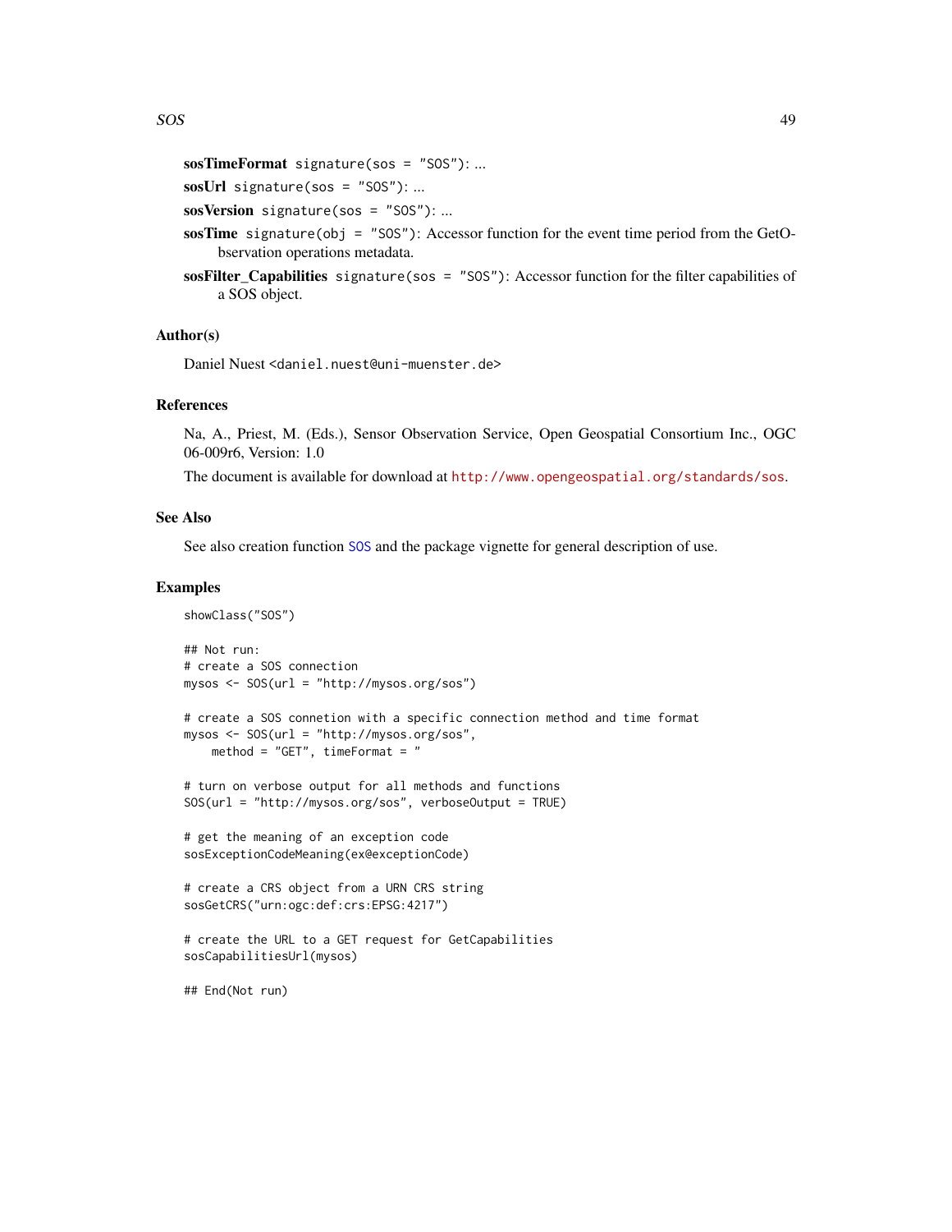**sosTimeFormat** `signature(sos = "SOS")`: ...

**sosUrl** `signature(sos = "SOS")`: ...

**sosVersion** `signature(sos = "SOS")`: ...

**sosTime** `signature(obj = "SOS")`: Accessor function for the event time period from the GetObservation operations metadata.

**sosFilter_Capabilities** `signature(sos = "SOS")`: Accessor function for the filter capabilities of a SOS object.

### Author(s)

Daniel Nuest <daniel.nuest@uni-muenster.de>

### References

Na, A., Priest, M. (Eds.), Sensor Observation Service, Open Geospatial Consortium Inc., OGC 06-009r6, Version: 1.0

The document is available for download at http://www.opengeospatial.org/standards/sos.

### See Also

See also creation function SOS and the package vignette for general description of use.

### Examples

```
showClass("SOS")

## Not run:
# create a SOS connection
mysos <- SOS(url = "http://mysos.org/sos")

# create a SOS connetion with a specific connection method and time format
mysos <- SOS(url = "http://mysos.org/sos",
    method = "GET", timeFormat = "

# turn on verbose output for all methods and functions
SOS(url = "http://mysos.org/sos", verboseOutput = TRUE)

# get the meaning of an exception code
sosExceptionCodeMeaning(ex@exceptionCode)

# create a CRS object from a URN CRS string
sosGetCRS("urn:ogc:def:crs:EPSG:4217")

# create the URL to a GET request for GetCapabilities
sosCapabilitiesUrl(mysos)

## End(Not run)
```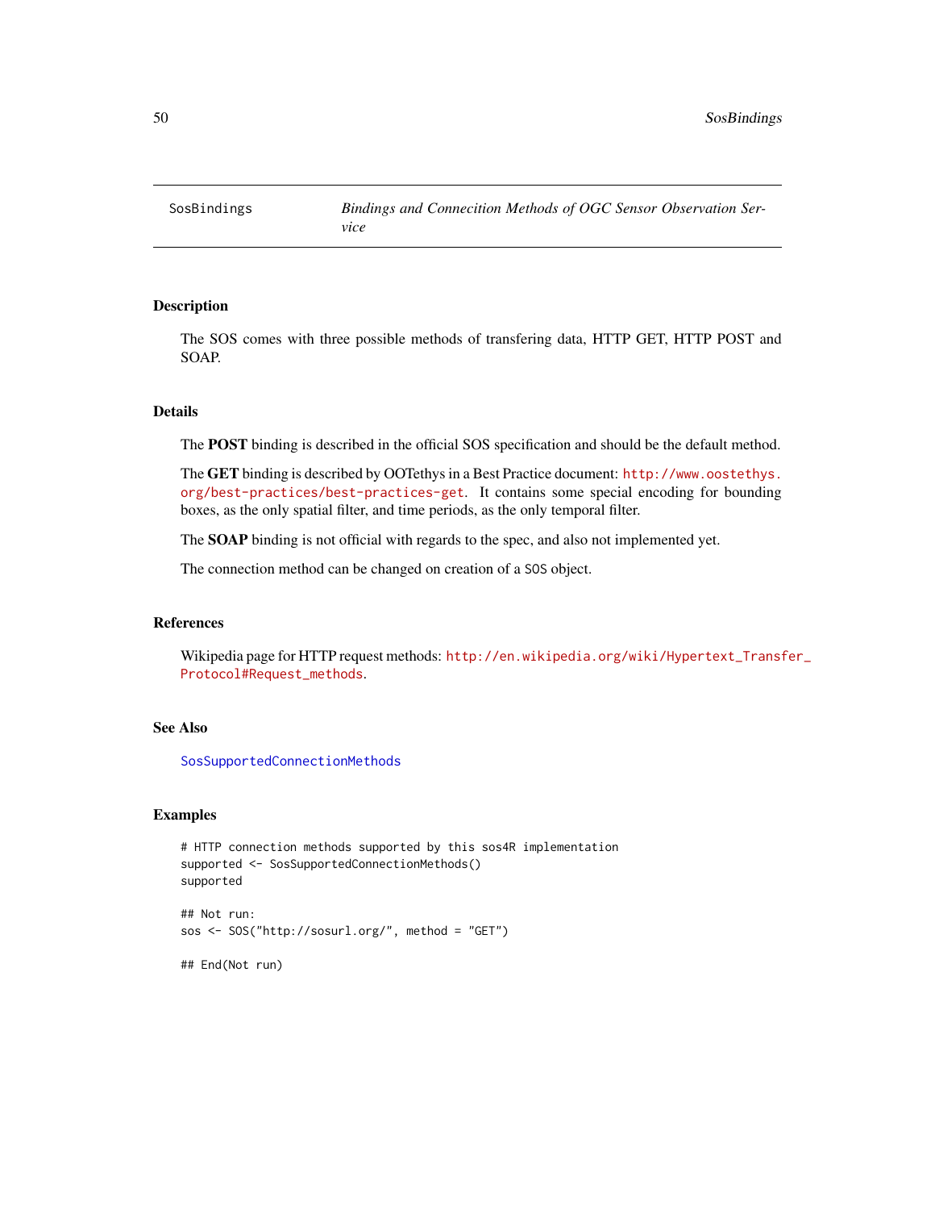SosBindings *Bindings and Connecition Methods of OGC Sensor Observation Service*

## Description

The SOS comes with three possible methods of transfering data, HTTP GET, HTTP POST and SOAP.

## Details

The **POST** binding is described in the official SOS specification and should be the default method.

The **GET** binding is described by OOTethys in a Best Practice document: http://www.oostethys.org/best-practices/best-practices-get. It contains some special encoding for bounding boxes, as the only spatial filter, and time periods, as the only temporal filter.

The **SOAP** binding is not official with regards to the spec, and also not implemented yet.

The connection method can be changed on creation of a SOS object.

## References

Wikipedia page for HTTP request methods: http://en.wikipedia.org/wiki/Hypertext_Transfer_Protocol#Request_methods.

## See Also

SosSupportedConnectionMethods

## Examples

```
# HTTP connection methods supported by this sos4R implementation
supported <- SosSupportedConnectionMethods()
supported

## Not run:
sos <- SOS("http://sosurl.org/", method = "GET")

## End(Not run)
```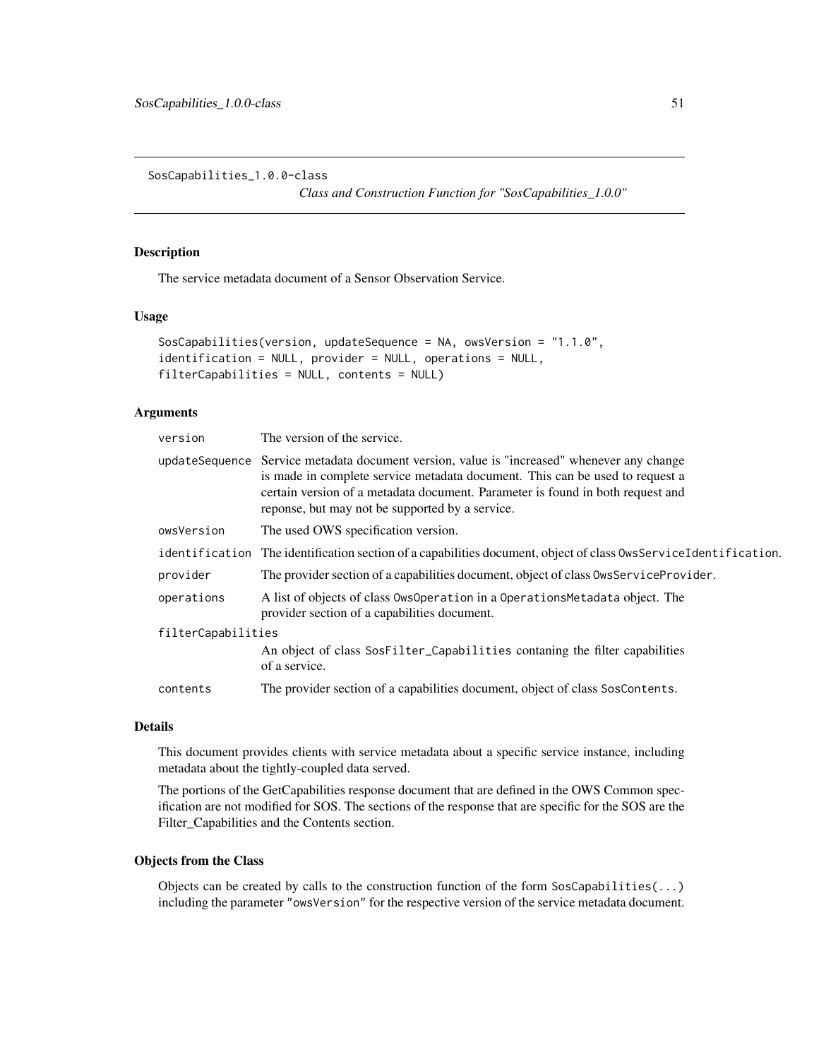SosCapabilities_1.0.0-class

*Class and Construction Function for "SosCapabilities_1.0.0"*

## Description

The service metadata document of a Sensor Observation Service.

## Usage

```
SosCapabilities(version, updateSequence = NA, owsVersion = "1.1.0",
identification = NULL, provider = NULL, operations = NULL,
filterCapabilities = NULL, contents = NULL)
```

## Arguments

| | |
|---|---|
| `version` | The version of the service. |
| `updateSequence` | Service metadata document version, value is "increased" whenever any change is made in complete service metadata document. This can be used to request a certain version of a metadata document. Parameter is found in both request and reponse, but may not be supported by a service. |
| `owsVersion` | The used OWS specification version. |
| `identification` | The identification section of a capabilities document, object of class `OwsServiceIdentification`. |
| `provider` | The provider section of a capabilities document, object of class `OwsServiceProvider`. |
| `operations` | A list of objects of class `OwsOperation` in a `OperationsMetadata` object. The provider section of a capabilities document. |
| `filterCapabilities` | An object of class `SosFilter_Capabilities` contaning the filter capabilities of a service. |
| `contents` | The provider section of a capabilities document, object of class `SosContents`. |

## Details

This document provides clients with service metadata about a specific service instance, including metadata about the tightly-coupled data served.

The portions of the GetCapabilities response document that are defined in the OWS Common specification are not modified for SOS. The sections of the response that are specific for the SOS are the Filter_Capabilities and the Contents section.

## Objects from the Class

Objects can be created by calls to the construction function of the form `SosCapabilities(...)` including the parameter `"owsVersion"` for the respective version of the service metadata document.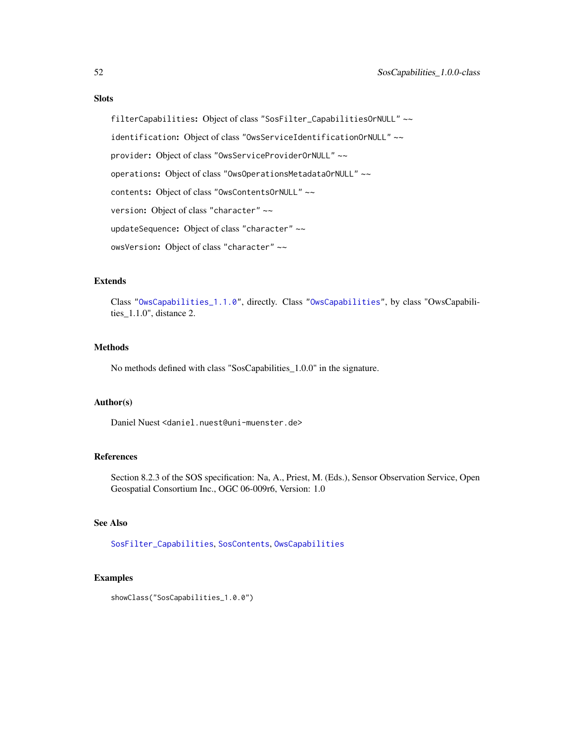### Slots

`filterCapabilities`: Object of class "SosFilter_CapabilitiesOrNULL" ~~

`identification`: Object of class "OwsServiceIdentificationOrNULL" ~~

`provider`: Object of class "OwsServiceProviderOrNULL" ~~

`operations`: Object of class "OwsOperationsMetadataOrNULL" ~~

`contents`: Object of class "OwsContentsOrNULL" ~~

`version`: Object of class "character" ~~

`updateSequence`: Object of class "character" ~~

`owsVersion`: Object of class "character" ~~

### Extends

Class "OwsCapabilities_1.1.0", directly. Class "OwsCapabilities", by class "OwsCapabilities_1.1.0", distance 2.

### Methods

No methods defined with class "SosCapabilities_1.0.0" in the signature.

### Author(s)

Daniel Nuest <daniel.nuest@uni-muenster.de>

### References

Section 8.2.3 of the SOS specification: Na, A., Priest, M. (Eds.), Sensor Observation Service, Open Geospatial Consortium Inc., OGC 06-009r6, Version: 1.0

### See Also

SosFilter_Capabilities, SosContents, OwsCapabilities

### Examples

```
showClass("SosCapabilities_1.0.0")
```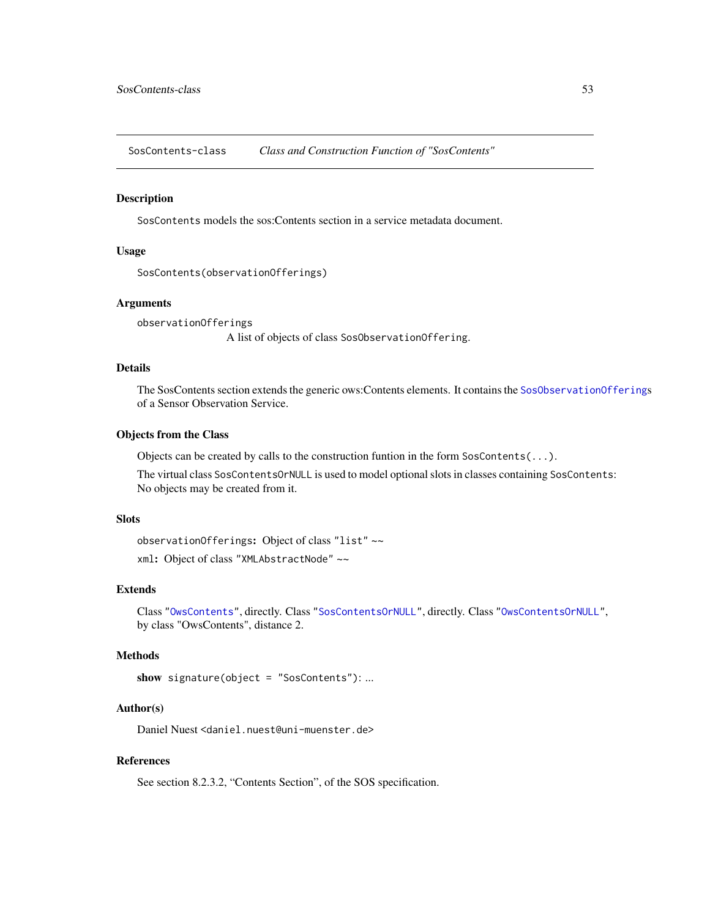SosContents-class *Class and Construction Function of "SosContents"*

## Description

`SosContents` models the sos:Contents section in a service metadata document.

## Usage

```
SosContents(observationOfferings)
```

## Arguments

`observationOfferings`
A list of objects of class `SosObservationOffering`.

## Details

The SosContents section extends the generic ows:Contents elements. It contains the `SosObservationOffering`s of a Sensor Observation Service.

## Objects from the Class

Objects can be created by calls to the construction funtion in the form `SosContents(...)`.

The virtual class `SosContentsOrNULL` is used to model optional slots in classes containing `SosContents`: No objects may be created from it.

## Slots

`observationOfferings`**:** Object of class `"list"` ~~

`xml`**:** Object of class `"XMLAbstractNode"` ~~

## Extends

Class `"OwsContents"`, directly. Class `"SosContentsOrNULL"`, directly. Class `"OwsContentsOrNULL"`, by class "OwsContents", distance 2.

## Methods

**show** `signature(object = "SosContents")`: ...

## Author(s)

Daniel Nuest `<daniel.nuest@uni-muenster.de>`

## References

See section 8.2.3.2, “Contents Section”, of the SOS specification.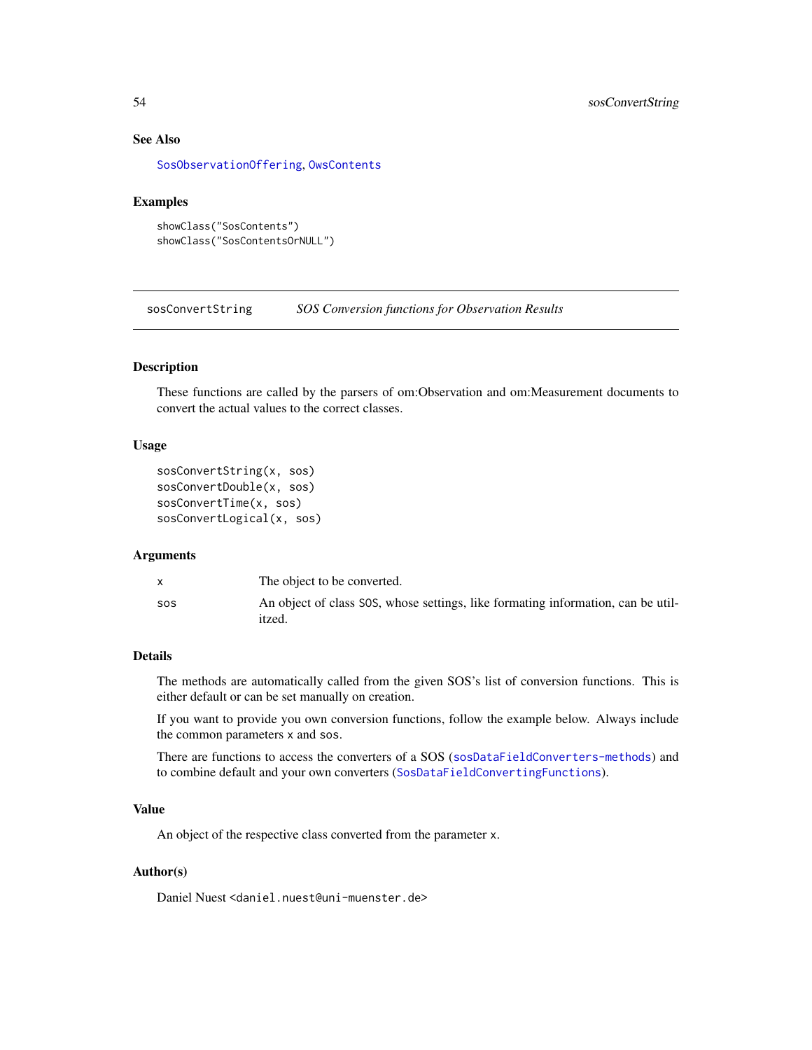### See Also

SosObservationOffering, OwsContents

### Examples

```
showClass("SosContents")
showClass("SosContentsOrNULL")
```

---

## sosConvertString — *SOS Conversion functions for Observation Results*

### Description

These functions are called by the parsers of om:Observation and om:Measurement documents to convert the actual values to the correct classes.

### Usage

```
sosConvertString(x, sos)
sosConvertDouble(x, sos)
sosConvertTime(x, sos)
sosConvertLogical(x, sos)
```

### Arguments

| | |
|---|---|
| x | The object to be converted. |
| sos | An object of class SOS, whose settings, like formating information, can be utilitzed. |

### Details

The methods are automatically called from the given SOS's list of conversion functions. This is either default or can be set manually on creation.

If you want to provide you own conversion functions, follow the example below. Always include the common parameters x and sos.

There are functions to access the converters of a SOS (sosDataFieldConverters-methods) and to combine default and your own converters (SosDataFieldConvertingFunctions).

### Value

An object of the respective class converted from the parameter x.

### Author(s)

Daniel Nuest <daniel.nuest@uni-muenster.de>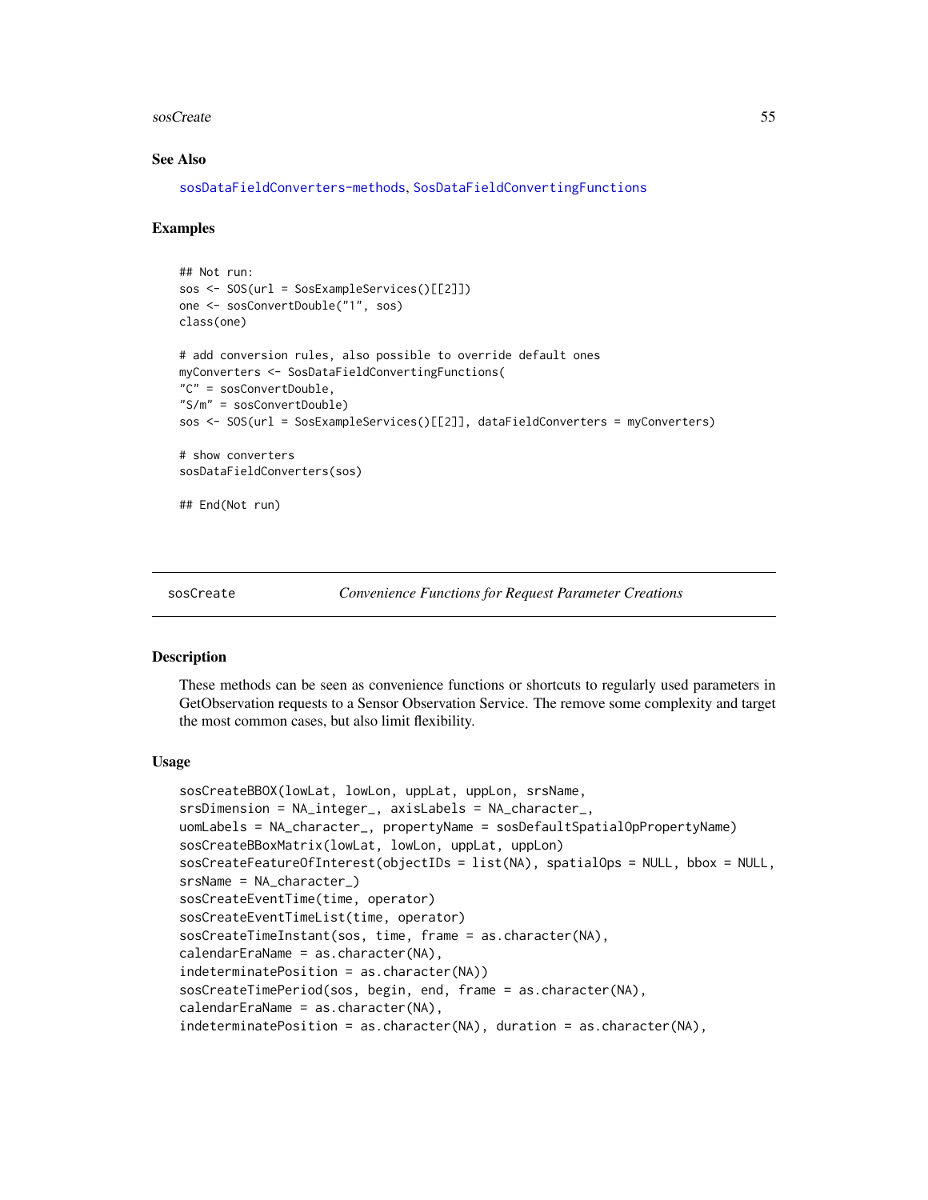### See Also

sosDataFieldConverters-methods, SosDataFieldConvertingFunctions

### Examples

```
## Not run:
sos <- SOS(url = SosExampleServices()[[2]])
one <- sosConvertDouble("1", sos)
class(one)

# add conversion rules, also possible to override default ones
myConverters <- SosDataFieldConvertingFunctions(
"C" = sosConvertDouble,
"S/m" = sosConvertDouble)
sos <- SOS(url = SosExampleServices()[[2]], dataFieldConverters = myConverters)

# show converters
sosDataFieldConverters(sos)

## End(Not run)
```

---

## sosCreate — *Convenience Functions for Request Parameter Creations*

### Description

These methods can be seen as convenience functions or shortcuts to regularly used parameters in GetObservation requests to a Sensor Observation Service. The remove some complexity and target the most common cases, but also limit flexibility.

### Usage

```
sosCreateBBOX(lowLat, lowLon, uppLat, uppLon, srsName,
srsDimension = NA_integer_, axisLabels = NA_character_,
uomLabels = NA_character_, propertyName = sosDefaultSpatialOpPropertyName)
sosCreateBBoxMatrix(lowLat, lowLon, uppLat, uppLon)
sosCreateFeatureOfInterest(objectIDs = list(NA), spatialOps = NULL, bbox = NULL,
srsName = NA_character_)
sosCreateEventTime(time, operator)
sosCreateEventTimeList(time, operator)
sosCreateTimeInstant(sos, time, frame = as.character(NA),
calendarEraName = as.character(NA),
indeterminatePosition = as.character(NA))
sosCreateTimePeriod(sos, begin, end, frame = as.character(NA),
calendarEraName = as.character(NA),
indeterminatePosition = as.character(NA), duration = as.character(NA),
```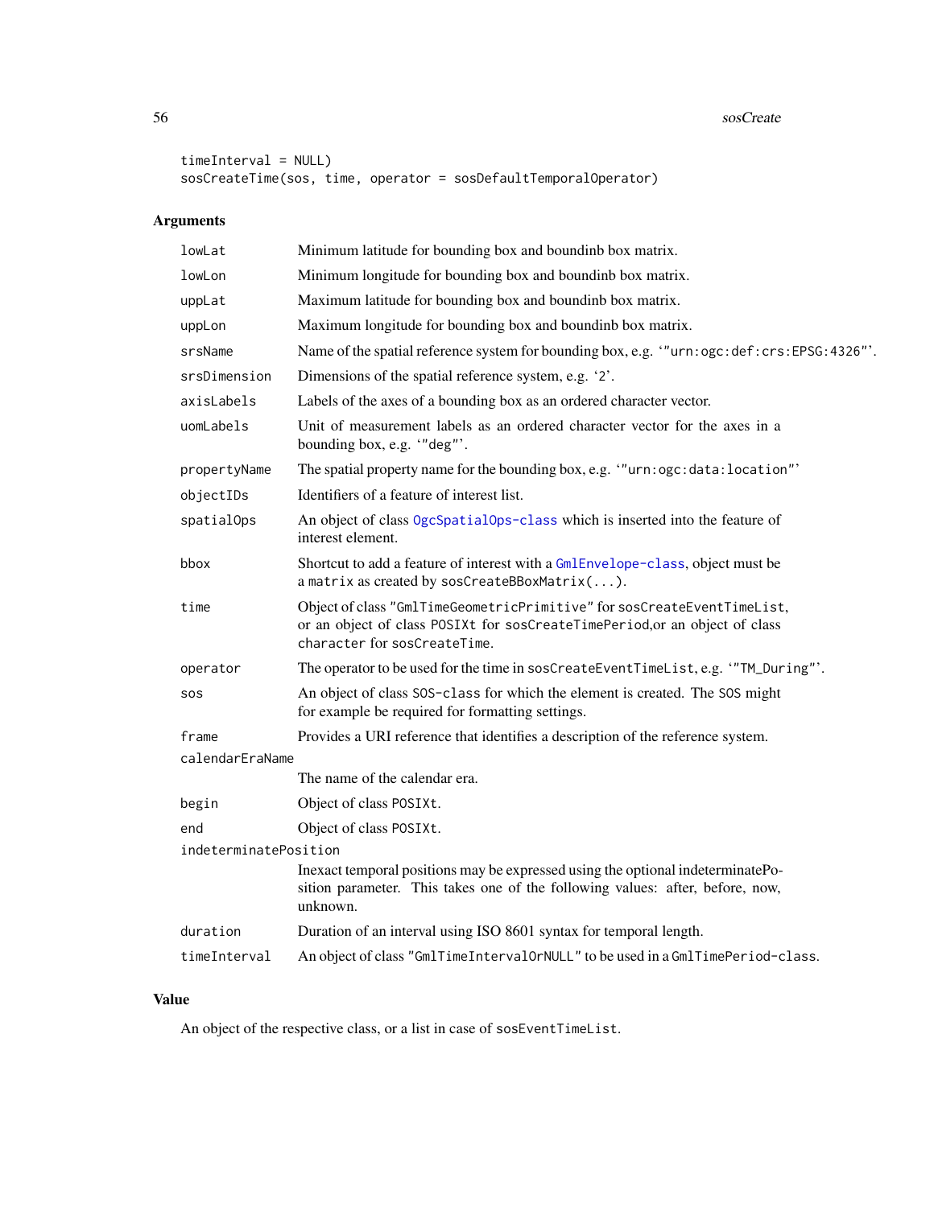```
timeInterval = NULL)
sosCreateTime(sos, time, operator = sosDefaultTemporalOperator)
```

## Arguments

| | |
|---|---|
| lowLat | Minimum latitude for bounding box and boundinb box matrix. |
| lowLon | Minimum longitude for bounding box and boundinb box matrix. |
| uppLat | Maximum latitude for bounding box and boundinb box matrix. |
| uppLon | Maximum longitude for bounding box and boundinb box matrix. |
| srsName | Name of the spatial reference system for bounding box, e.g. '"urn:ogc:def:crs:EPSG:4326"'. |
| srsDimension | Dimensions of the spatial reference system, e.g. '2'. |
| axisLabels | Labels of the axes of a bounding box as an ordered character vector. |
| uomLabels | Unit of measurement labels as an ordered character vector for the axes in a bounding box, e.g. '"deg"'. |
| propertyName | The spatial property name for the bounding box, e.g. '"urn:ogc:data:location"' |
| objectIDs | Identifiers of a feature of interest list. |
| spatialOps | An object of class OgcSpatialOps-class which is inserted into the feature of interest element. |
| bbox | Shortcut to add a feature of interest with a GmlEnvelope-class, object must be a matrix as created by sosCreateBBoxMatrix(...). |
| time | Object of class "GmlTimeGeometricPrimitive" for sosCreateEventTimeList, or an object of class POSIXt for sosCreateTimePeriod,or an object of class character for sosCreateTime. |
| operator | The operator to be used for the time in sosCreateEventTimeList, e.g. '"TM_During"'. |
| sos | An object of class SOS-class for which the element is created. The SOS might for example be required for formatting settings. |
| frame | Provides a URI reference that identifies a description of the reference system. |
| calendarEraName | The name of the calendar era. |
| begin | Object of class POSIXt. |
| end | Object of class POSIXt. |
| indeterminatePosition | Inexact temporal positions may be expressed using the optional indeterminatePosition parameter. This takes one of the following values: after, before, now, unknown. |
| duration | Duration of an interval using ISO 8601 syntax for temporal length. |
| timeInterval | An object of class "GmlTimeIntervalOrNULL" to be used in a GmlTimePeriod-class. |

## Value

An object of the respective class, or a list in case of sosEventTimeList.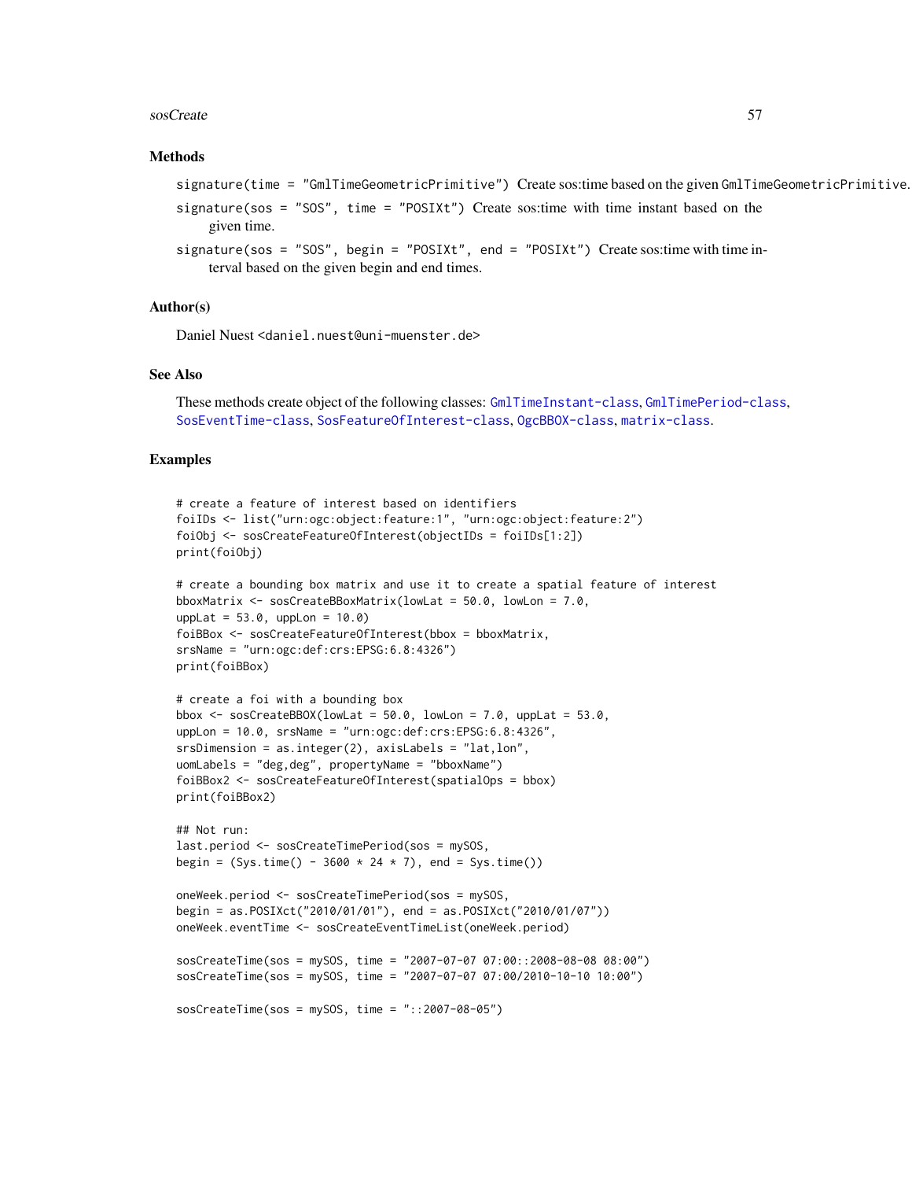### Methods

`signature(time = "GmlTimeGeometricPrimitive")` Create sos:time based on the given `GmlTimeGeometricPrimitive`.

`signature(sos = "SOS", time = "POSIXt")` Create sos:time with time instant based on the given time.

`signature(sos = "SOS", begin = "POSIXt", end = "POSIXt")` Create sos:time with time interval based on the given begin and end times.

### Author(s)

Daniel Nuest <daniel.nuest@uni-muenster.de>

### See Also

These methods create object of the following classes: GmlTimeInstant-class, GmlTimePeriod-class, SosEventTime-class, SosFeatureOfInterest-class, OgcBBOX-class, matrix-class.

### Examples

```
# create a feature of interest based on identifiers
foiIDs <- list("urn:ogc:object:feature:1", "urn:ogc:object:feature:2")
foiObj <- sosCreateFeatureOfInterest(objectIDs = foiIDs[1:2])
print(foiObj)

# create a bounding box matrix and use it to create a spatial feature of interest
bboxMatrix <- sosCreateBBoxMatrix(lowLat = 50.0, lowLon = 7.0,
uppLat = 53.0, uppLon = 10.0)
foiBBox <- sosCreateFeatureOfInterest(bbox = bboxMatrix,
srsName = "urn:ogc:def:crs:EPSG:6.8:4326")
print(foiBBox)

# create a foi with a bounding box
bbox <- sosCreateBBOX(lowLat = 50.0, lowLon = 7.0, uppLat = 53.0,
uppLon = 10.0, srsName = "urn:ogc:def:crs:EPSG:6.8:4326",
srsDimension = as.integer(2), axisLabels = "lat,lon",
uomLabels = "deg,deg", propertyName = "bboxName")
foiBBox2 <- sosCreateFeatureOfInterest(spatialOps = bbox)
print(foiBBox2)

## Not run:
last.period <- sosCreateTimePeriod(sos = mySOS,
begin = (Sys.time() - 3600 * 24 * 7), end = Sys.time())

oneWeek.period <- sosCreateTimePeriod(sos = mySOS,
begin = as.POSIXct("2010/01/01"), end = as.POSIXct("2010/01/07"))
oneWeek.eventTime <- sosCreateEventTimeList(oneWeek.period)

sosCreateTime(sos = mySOS, time = "2007-07-07 07:00::2008-08-08 08:00")
sosCreateTime(sos = mySOS, time = "2007-07-07 07:00/2010-10-10 10:00")

sosCreateTime(sos = mySOS, time = "::2007-08-05")
```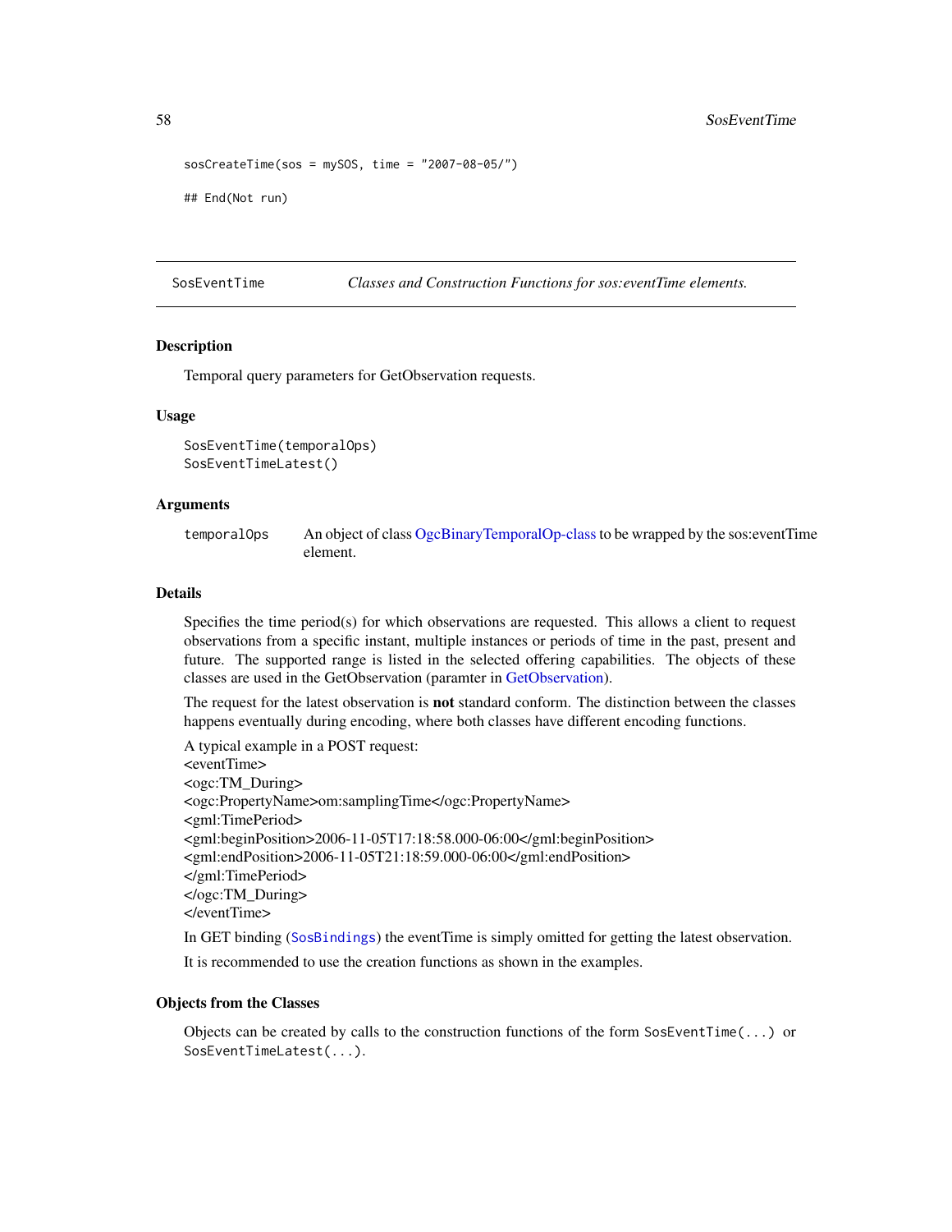```
sosCreateTime(sos = mySOS, time = "2007-08-05/")

## End(Not run)
```

---

SosEventTime — *Classes and Construction Functions for sos:eventTime elements.*

---

### Description

Temporal query parameters for GetObservation requests.

### Usage

```
SosEventTime(temporalOps)
SosEventTimeLatest()
```

### Arguments

| | |
|---|---|
| temporalOps | An object of class OgcBinaryTemporalOp-class to be wrapped by the sos:eventTime element. |

### Details

Specifies the time period(s) for which observations are requested. This allows a client to request observations from a specific instant, multiple instances or periods of time in the past, present and future. The supported range is listed in the selected offering capabilities. The objects of these classes are used in the GetObservation (paramter in GetObservation).

The request for the latest observation is **not** standard conform. The distinction between the classes happens eventually during encoding, where both classes have different encoding functions.

A typical example in a POST request:
<eventTime>
<ogc:TM_During>
<ogc:PropertyName>om:samplingTime</ogc:PropertyName>
<gml:TimePeriod>
<gml:beginPosition>2006-11-05T17:18:58.000-06:00</gml:beginPosition>
<gml:endPosition>2006-11-05T21:18:59.000-06:00</gml:endPosition>
</gml:TimePeriod>
</ogc:TM_During>
</eventTime>

In GET binding (`SosBindings`) the eventTime is simply omitted for getting the latest observation.

It is recommended to use the creation functions as shown in the examples.

### Objects from the Classes

Objects can be created by calls to the construction functions of the form `SosEventTime(...)` or `SosEventTimeLatest(...)`.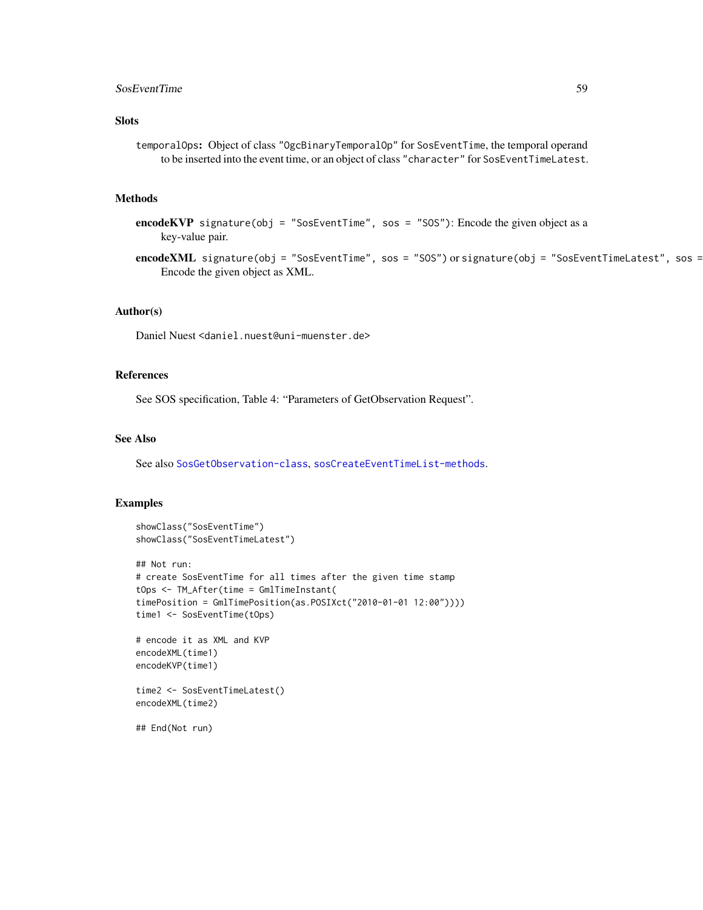## Slots

`temporalOps`: Object of class "OgcBinaryTemporalOp" for SosEventTime, the temporal operand to be inserted into the event time, or an object of class "character" for SosEventTimeLatest.

## Methods

**encodeKVP** `signature(obj = "SosEventTime", sos = "SOS")`: Encode the given object as a key-value pair.

**encodeXML** `signature(obj = "SosEventTime", sos = "SOS")` or `signature(obj = "SosEventTimeLatest", sos =` Encode the given object as XML.

## Author(s)

Daniel Nuest <daniel.nuest@uni-muenster.de>

## References

See SOS specification, Table 4: "Parameters of GetObservation Request".

## See Also

See also SosGetObservation-class, sosCreateEventTimeList-methods.

## Examples

```
showClass("SosEventTime")
showClass("SosEventTimeLatest")

## Not run:
# create SosEventTime for all times after the given time stamp
tOps <- TM_After(time = GmlTimeInstant(
timePosition = GmlTimePosition(as.POSIXct("2010-01-01 12:00"))))
time1 <- SosEventTime(tOps)

# encode it as XML and KVP
encodeXML(time1)
encodeKVP(time1)

time2 <- SosEventTimeLatest()
encodeXML(time2)

## End(Not run)
```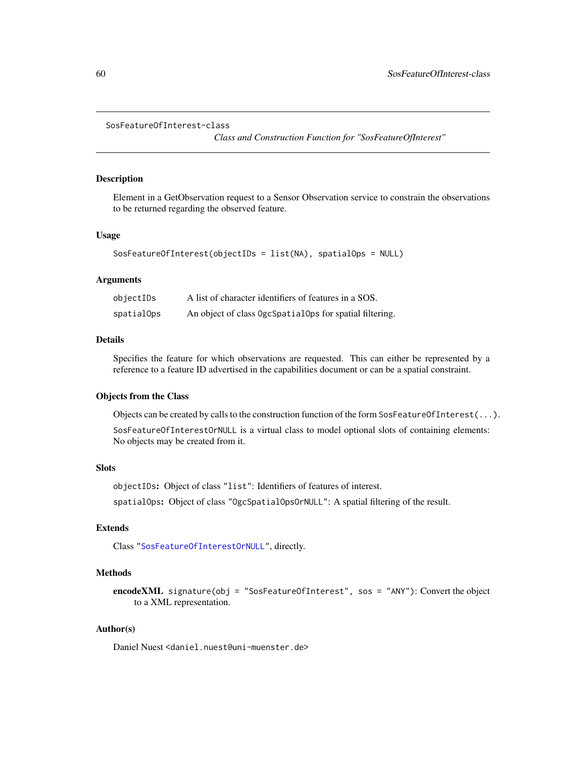SosFeatureOfInterest-class

*Class and Construction Function for "SosFeatureOfInterest"*

## Description

Element in a GetObservation request to a Sensor Observation service to constrain the observations to be returned regarding the observed feature.

## Usage

```
SosFeatureOfInterest(objectIDs = list(NA), spatialOps = NULL)
```

## Arguments

| | |
|---|---|
| `objectIDs` | A list of character identifiers of features in a SOS. |
| `spatialOps` | An object of class `OgcSpatialOps` for spatial filtering. |

## Details

Specifies the feature for which observations are requested. This can either be represented by a reference to a feature ID advertised in the capabilities document or can be a spatial constraint.

## Objects from the Class

Objects can be created by calls to the construction function of the form `SosFeatureOfInterest(...)`.

`SosFeatureOfInterestOrNULL` is a virtual class to model optional slots of containing elements: No objects may be created from it.

## Slots

`objectIDs`**:** Object of class `"list"`: Identifiers of features of interest.

`spatialOps`**:** Object of class `"OgcSpatialOpsOrNULL"`: A spatial filtering of the result.

## Extends

Class `"SosFeatureOfInterestOrNULL"`, directly.

## Methods

**encodeXML** `signature(obj = "SosFeatureOfInterest", sos = "ANY")`: Convert the object to a XML representation.

## Author(s)

Daniel Nuest `<daniel.nuest@uni-muenster.de>`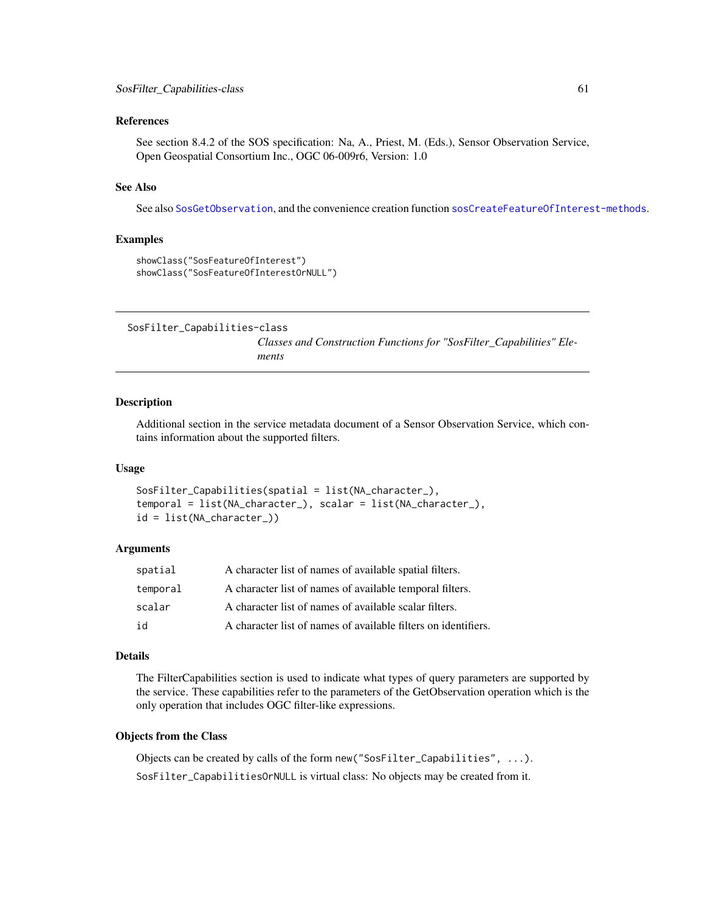### References

See section 8.4.2 of the SOS specification: Na, A., Priest, M. (Eds.), Sensor Observation Service, Open Geospatial Consortium Inc., OGC 06-009r6, Version: 1.0

### See Also

See also SosGetObservation, and the convenience creation function sosCreateFeatureOfInterest-methods.

### Examples

```
showClass("SosFeatureOfInterest")
showClass("SosFeatureOfInterestOrNULL")
```

---

## SosFilter_Capabilities-class

*Classes and Construction Functions for "SosFilter_Capabilities" Elements*

---

### Description

Additional section in the service metadata document of a Sensor Observation Service, which contains information about the supported filters.

### Usage

```
SosFilter_Capabilities(spatial = list(NA_character_),
temporal = list(NA_character_), scalar = list(NA_character_),
id = list(NA_character_))
```

### Arguments

| | |
|---|---|
| spatial | A character list of names of available spatial filters. |
| temporal | A character list of names of available temporal filters. |
| scalar | A character list of names of available scalar filters. |
| id | A character list of names of available filters on identifiers. |

### Details

The FilterCapabilities section is used to indicate what types of query parameters are supported by the service. These capabilities refer to the parameters of the GetObservation operation which is the only operation that includes OGC filter-like expressions.

### Objects from the Class

Objects can be created by calls of the form `new("SosFilter_Capabilities", ...)`.

`SosFilter_CapabilitiesOrNULL` is virtual class: No objects may be created from it.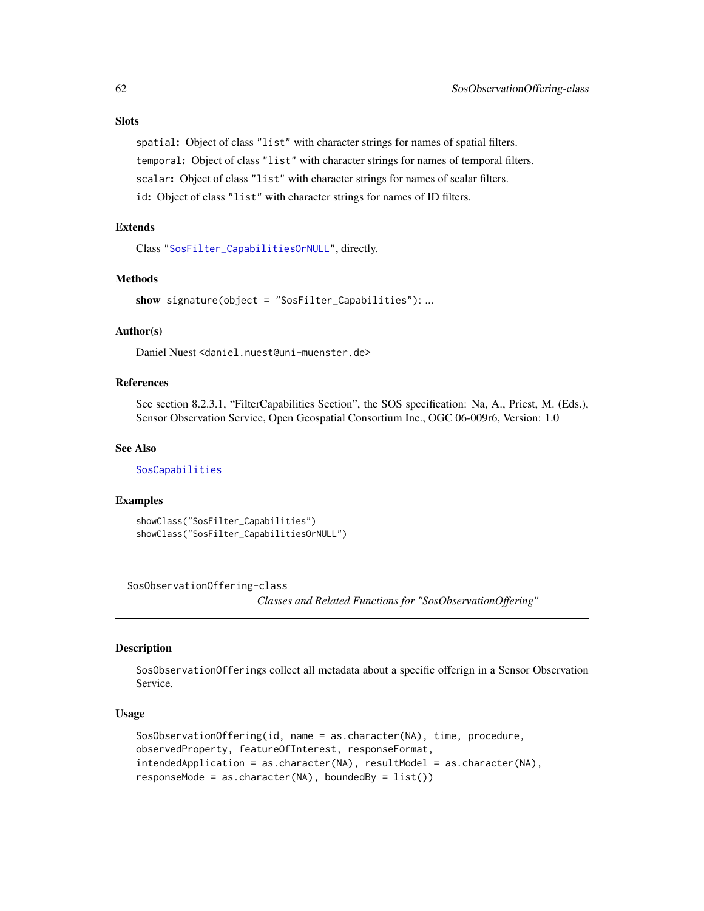## Slots

`spatial`: Object of class `"list"` with character strings for names of spatial filters.

`temporal`: Object of class `"list"` with character strings for names of temporal filters.

`scalar`: Object of class `"list"` with character strings for names of scalar filters.

`id`: Object of class `"list"` with character strings for names of ID filters.

## Extends

Class `"SosFilter_CapabilitiesOrNULL"`, directly.

## Methods

**show** `signature(object = "SosFilter_Capabilities")`: ...

## Author(s)

Daniel Nuest <daniel.nuest@uni-muenster.de>

## References

See section 8.2.3.1, "FilterCapabilities Section", the SOS specification: Na, A., Priest, M. (Eds.), Sensor Observation Service, Open Geospatial Consortium Inc., OGC 06-009r6, Version: 1.0

## See Also

`SosCapabilities`

## Examples

```
showClass("SosFilter_Capabilities")
showClass("SosFilter_CapabilitiesOrNULL")
```

---

# SosObservationOffering-class

*Classes and Related Functions for "SosObservationOffering"*

---

## Description

`SosObservationOfferings` collect all metadata about a specific offerign in a Sensor Observation Service.

## Usage

```
SosObservationOffering(id, name = as.character(NA), time, procedure,
observedProperty, featureOfInterest, responseFormat,
intendedApplication = as.character(NA), resultModel = as.character(NA),
responseMode = as.character(NA), boundedBy = list())
```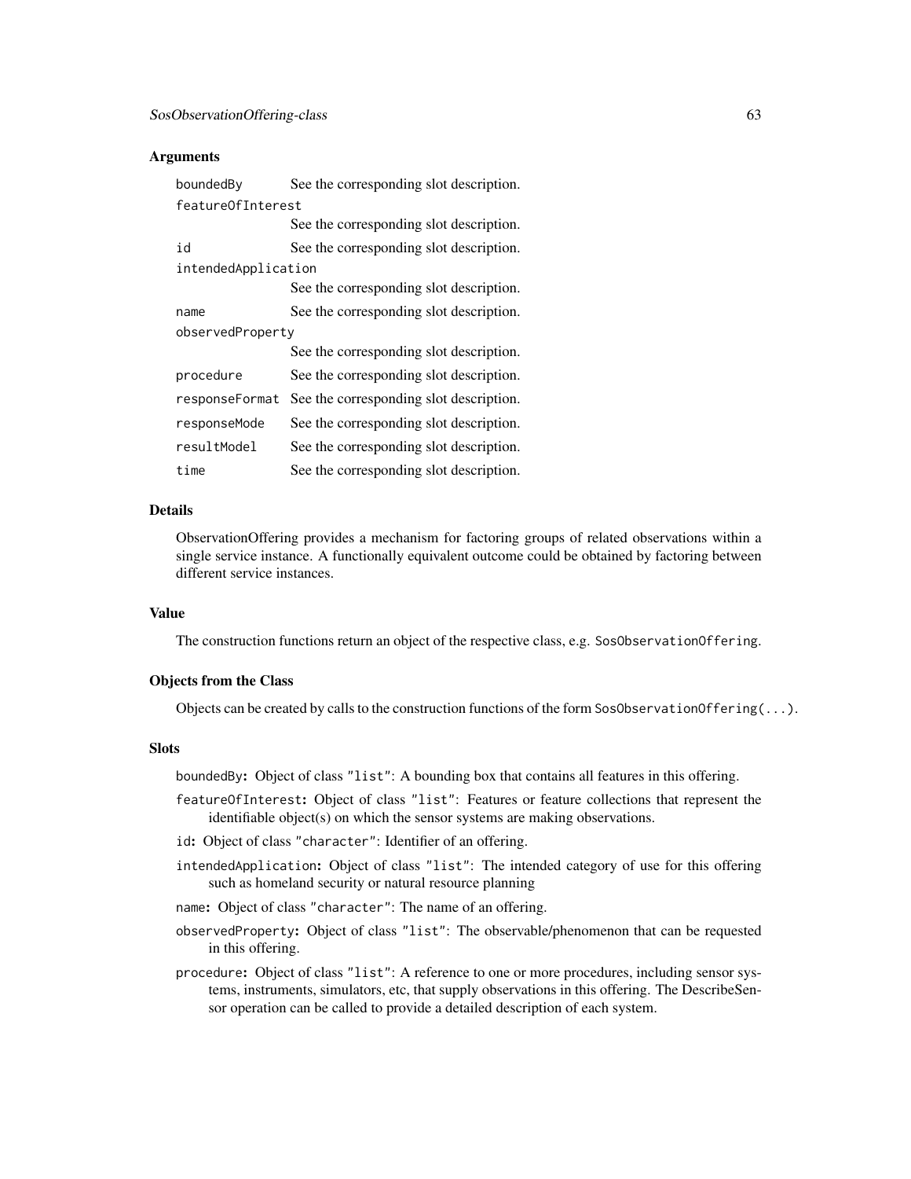### Arguments

| | |
|---|---|
| `boundedBy` | See the corresponding slot description. |
| `featureOfInterest` | See the corresponding slot description. |
| `id` | See the corresponding slot description. |
| `intendedApplication` | See the corresponding slot description. |
| `name` | See the corresponding slot description. |
| `observedProperty` | See the corresponding slot description. |
| `procedure` | See the corresponding slot description. |
| `responseFormat` | See the corresponding slot description. |
| `responseMode` | See the corresponding slot description. |
| `resultModel` | See the corresponding slot description. |
| `time` | See the corresponding slot description. |

### Details

ObservationOffering provides a mechanism for factoring groups of related observations within a single service instance. A functionally equivalent outcome could be obtained by factoring between different service instances.

### Value

The construction functions return an object of the respective class, e.g. `SosObservationOffering`.

### Objects from the Class

Objects can be created by calls to the construction functions of the form `SosObservationOffering(...)`.

### Slots

- `boundedBy`**:** Object of class `"list"`: A bounding box that contains all features in this offering.
- `featureOfInterest`**:** Object of class `"list"`: Features or feature collections that represent the identifiable object(s) on which the sensor systems are making observations.
- `id`**:** Object of class `"character"`: Identifier of an offering.
- `intendedApplication`**:** Object of class `"list"`: The intended category of use for this offering such as homeland security or natural resource planning
- `name`**:** Object of class `"character"`: The name of an offering.
- `observedProperty`**:** Object of class `"list"`: The observable/phenomenon that can be requested in this offering.
- `procedure`**:** Object of class `"list"`: A reference to one or more procedures, including sensor systems, instruments, simulators, etc, that supply observations in this offering. The DescribeSensor operation can be called to provide a detailed description of each system.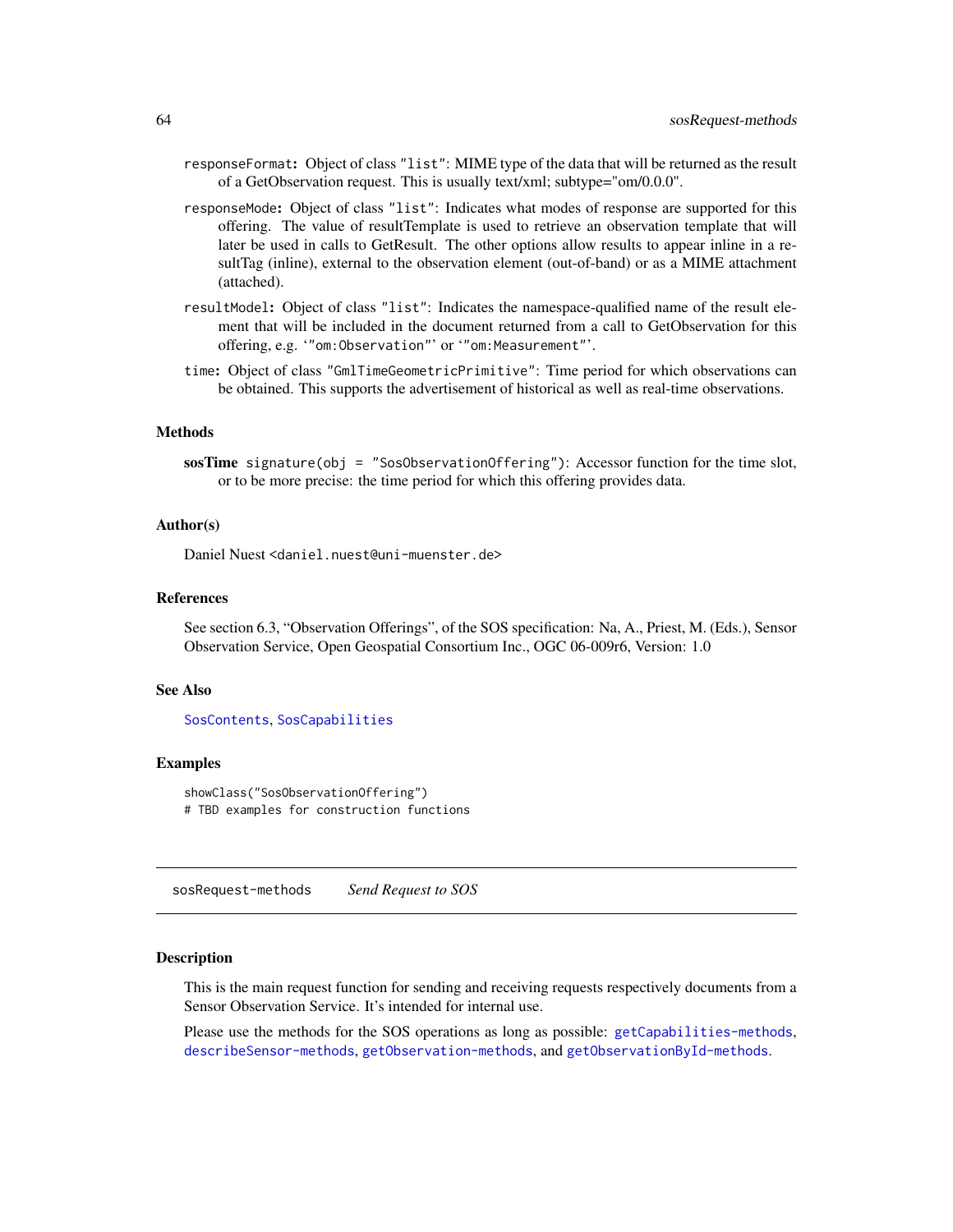**responseFormat:** Object of class "list": MIME type of the data that will be returned as the result of a GetObservation request. This is usually text/xml; subtype="om/0.0.0".

**responseMode:** Object of class "list": Indicates what modes of response are supported for this offering. The value of resultTemplate is used to retrieve an observation template that will later be used in calls to GetResult. The other options allow results to appear inline in a resultTag (inline), external to the observation element (out-of-band) or as a MIME attachment (attached).

**resultModel:** Object of class "list": Indicates the namespace-qualified name of the result element that will be included in the document returned from a call to GetObservation for this offering, e.g. '"om:Observation"' or '"om:Measurement"'.

**time:** Object of class "GmlTimeGeometricPrimitive": Time period for which observations can be obtained. This supports the advertisement of historical as well as real-time observations.

### Methods

**sosTime** `signature(obj = "SosObservationOffering")`: Accessor function for the time slot, or to be more precise: the time period for which this offering provides data.

### Author(s)

Daniel Nuest <daniel.nuest@uni-muenster.de>

### References

See section 6.3, "Observation Offerings", of the SOS specification: Na, A., Priest, M. (Eds.), Sensor Observation Service, Open Geospatial Consortium Inc., OGC 06-009r6, Version: 1.0

### See Also

SosContents, SosCapabilities

### Examples

```
showClass("SosObservationOffering")
# TBD examples for construction functions
```

---

## sosRequest-methods    *Send Request to SOS*

### Description

This is the main request function for sending and receiving requests respectively documents from a Sensor Observation Service. It's intended for internal use.

Please use the methods for the SOS operations as long as possible: getCapabilities-methods, describeSensor-methods, getObservation-methods, and getObservationById-methods.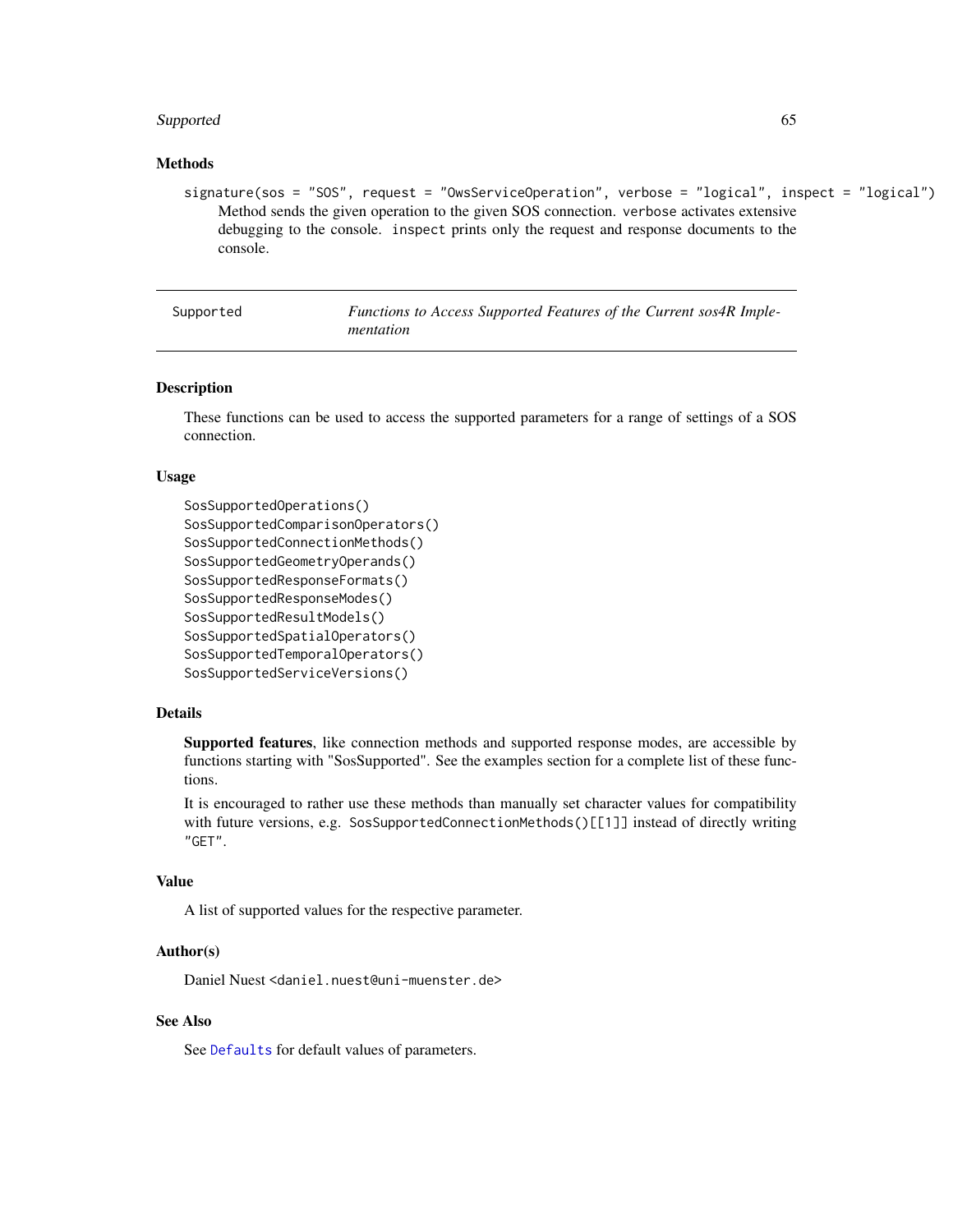### Methods

signature(sos = "SOS", request = "OwsServiceOperation", verbose = "logical", inspect = "logical")
Method sends the given operation to the given SOS connection. verbose activates extensive debugging to the console. inspect prints only the request and response documents to the console.

---

## Supported — *Functions to Access Supported Features of the Current sos4R Implementation*

---

### Description

These functions can be used to access the supported parameters for a range of settings of a SOS connection.

### Usage

```
SosSupportedOperations()
SosSupportedComparisonOperators()
SosSupportedConnectionMethods()
SosSupportedGeometryOperands()
SosSupportedResponseFormats()
SosSupportedResponseModes()
SosSupportedResultModels()
SosSupportedSpatialOperators()
SosSupportedTemporalOperators()
SosSupportedServiceVersions()
```

### Details

**Supported features**, like connection methods and supported response modes, are accessible by functions starting with "SosSupported". See the examples section for a complete list of these functions.

It is encouraged to rather use these methods than manually set character values for compatibility with future versions, e.g. SosSupportedConnectionMethods()[[1]] instead of directly writing "GET".

### Value

A list of supported values for the respective parameter.

### Author(s)

Daniel Nuest <daniel.nuest@uni-muenster.de>

### See Also

See Defaults for default values of parameters.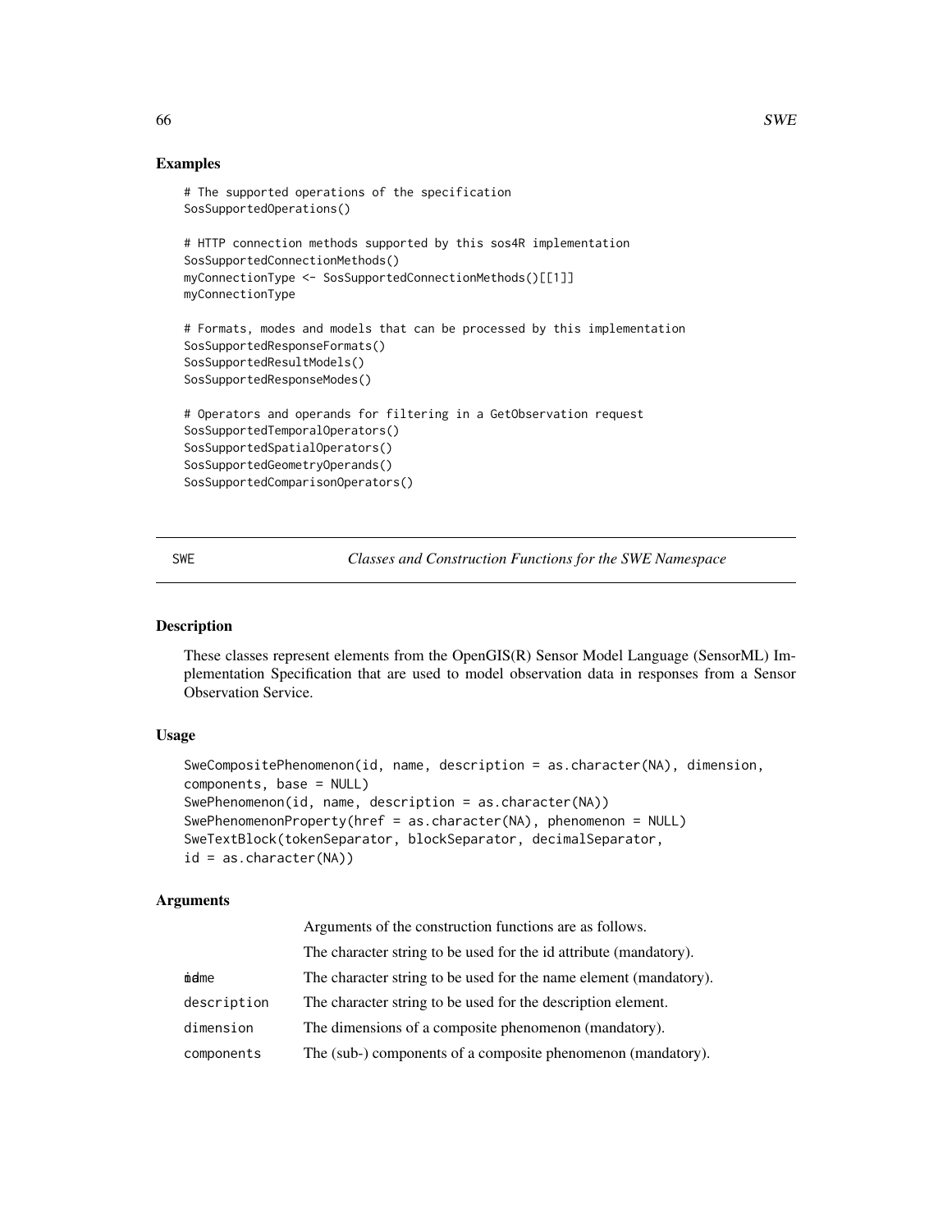## Examples

```
# The supported operations of the specification
SosSupportedOperations()

# HTTP connection methods supported by this sos4R implementation
SosSupportedConnectionMethods()
myConnectionType <- SosSupportedConnectionMethods()[[1]]
myConnectionType

# Formats, modes and models that can be processed by this implementation
SosSupportedResponseFormats()
SosSupportedResultModels()
SosSupportedResponseModes()

# Operators and operands for filtering in a GetObservation request
SosSupportedTemporalOperators()
SosSupportedSpatialOperators()
SosSupportedGeometryOperands()
SosSupportedComparisonOperators()
```

---

SWE *Classes and Construction Functions for the SWE Namespace*

---

## Description

These classes represent elements from the OpenGIS(R) Sensor Model Language (SensorML) Implementation Specification that are used to model observation data in responses from a Sensor Observation Service.

## Usage

```
SweCompositePhenomenon(id, name, description = as.character(NA), dimension,
components, base = NULL)
SwePhenomenon(id, name, description = as.character(NA))
SwePhenomenonProperty(href = as.character(NA), phenomenon = NULL)
SweTextBlock(tokenSeparator, blockSeparator, decimalSeparator,
id = as.character(NA))
```

## Arguments

| | |
|---|---|
| | Arguments of the construction functions are as follows. |
| id | The character string to be used for the id attribute (mandatory). |
| name | The character string to be used for the name element (mandatory). |
| description | The character string to be used for the description element. |
| dimension | The dimensions of a composite phenomenon (mandatory). |
| components | The (sub-) components of a composite phenomenon (mandatory). |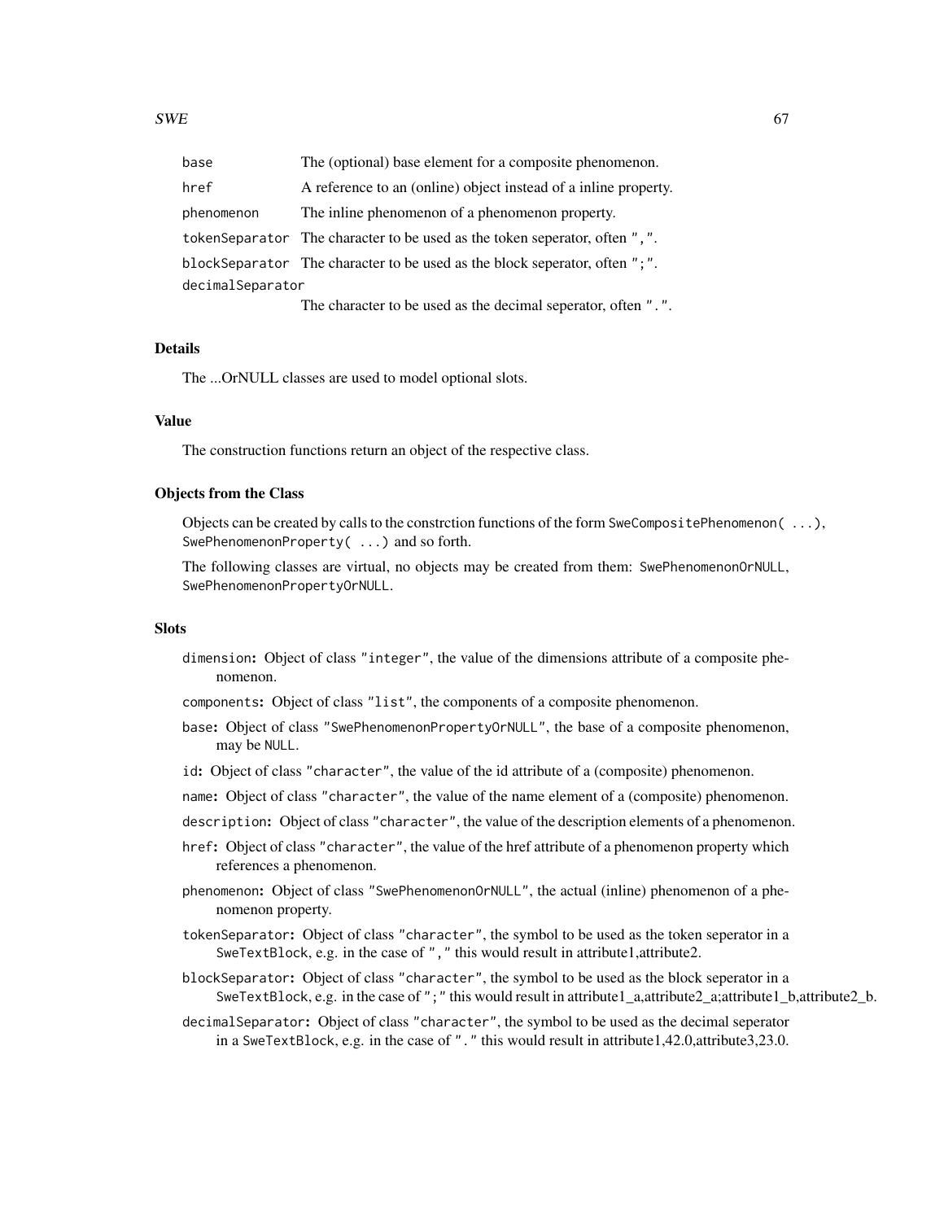| | |
|---|---|
| `base` | The (optional) base element for a composite phenomenon. |
| `href` | A reference to an (online) object instead of a inline property. |
| `phenomenon` | The inline phenomenon of a phenomenon property. |
| `tokenSeparator` | The character to be used as the token seperator, often ",". |
| `blockSeparator` | The character to be used as the block seperator, often ";". |
| `decimalSeparator` | The character to be used as the decimal seperator, often ".". |

### Details

The ...OrNULL classes are used to model optional slots.

### Value

The construction functions return an object of the respective class.

### Objects from the Class

Objects can be created by calls to the constrction functions of the form `SweCompositePhenomenon( ...)`, `SwePhenomenonProperty( ...)` and so forth.

The following classes are virtual, no objects may be created from them: `SwePhenomenonOrNULL`, `SwePhenomenonPropertyOrNULL`.

### Slots

- `dimension`: Object of class "integer", the value of the dimensions attribute of a composite phenomenon.
- `components`: Object of class "list", the components of a composite phenomenon.
- `base`: Object of class "SwePhenomenonPropertyOrNULL", the base of a composite phenomenon, may be `NULL`.
- `id`: Object of class "character", the value of the id attribute of a (composite) phenomenon.
- `name`: Object of class "character", the value of the name element of a (composite) phenomenon.
- `description`: Object of class "character", the value of the description elements of a phenomenon.
- `href`: Object of class "character", the value of the href attribute of a phenomenon property which references a phenomenon.
- `phenomenon`: Object of class "SwePhenomenonOrNULL", the actual (inline) phenomenon of a phenomenon property.
- `tokenSeparator`: Object of class "character", the symbol to be used as the token seperator in a `SweTextBlock`, e.g. in the case of "," this would result in attribute1,attribute2.
- `blockSeparator`: Object of class "character", the symbol to be used as the block seperator in a `SweTextBlock`, e.g. in the case of ";" this would result in attribute1_a,attribute2_a;attribute1_b,attribute2_b.
- `decimalSeparator`: Object of class "character", the symbol to be used as the decimal seperator in a `SweTextBlock`, e.g. in the case of "." this would result in attribute1,42.0,attribute3,23.0.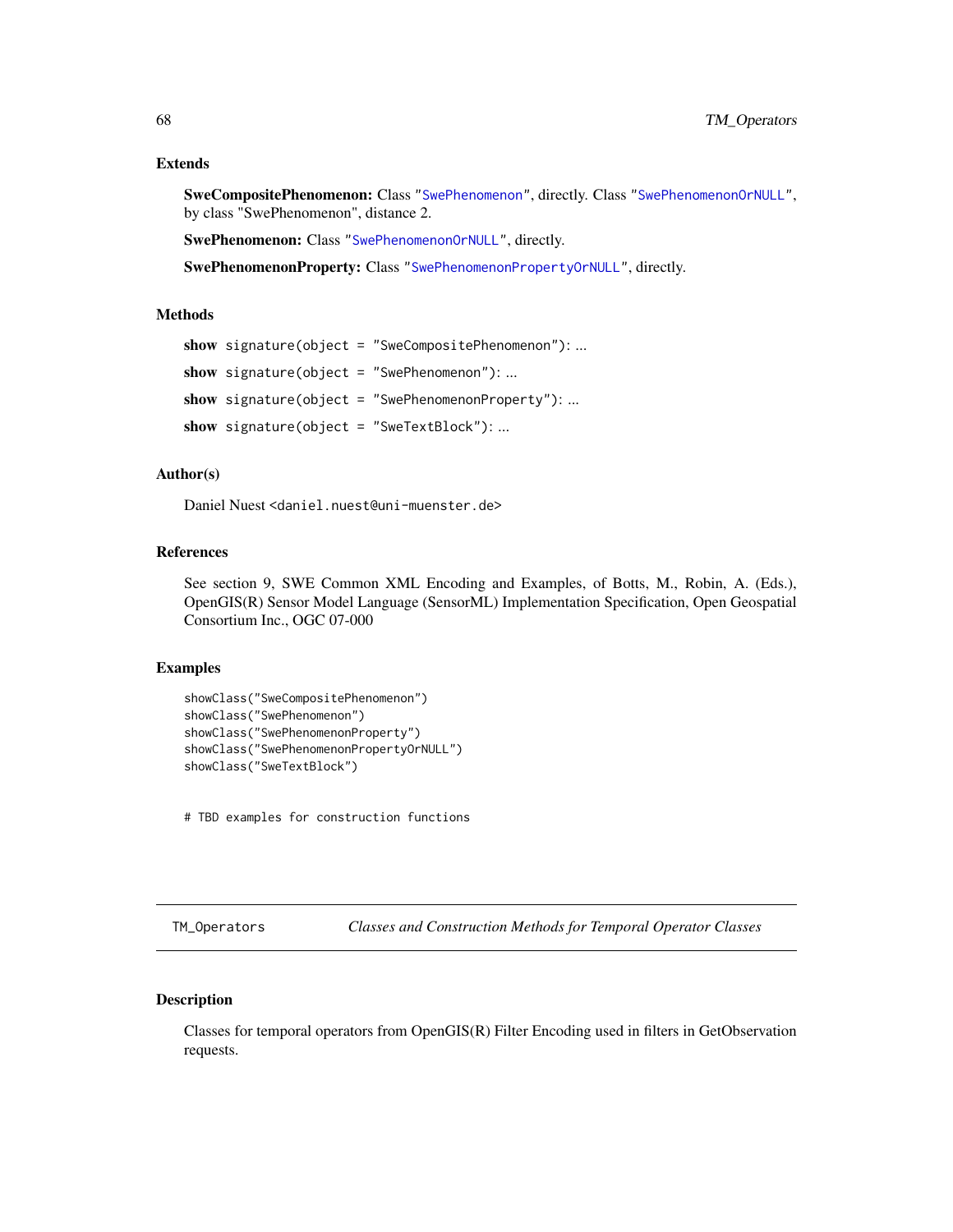### Extends

**SweCompositePhenomenon:** Class "SwePhenomenon", directly. Class "SwePhenomenonOrNULL", by class "SwePhenomenon", distance 2.

**SwePhenomenon:** Class "SwePhenomenonOrNULL", directly.

**SwePhenomenonProperty:** Class "SwePhenomenonPropertyOrNULL", directly.

### Methods

**show** `signature(object = "SweCompositePhenomenon")`: ...

**show** `signature(object = "SwePhenomenon")`: ...

**show** `signature(object = "SwePhenomenonProperty")`: ...

**show** `signature(object = "SweTextBlock")`: ...

### Author(s)

Daniel Nuest <daniel.nuest@uni-muenster.de>

### References

See section 9, SWE Common XML Encoding and Examples, of Botts, M., Robin, A. (Eds.), OpenGIS(R) Sensor Model Language (SensorML) Implementation Specification, Open Geospatial Consortium Inc., OGC 07-000

### Examples

```
showClass("SweCompositePhenomenon")
showClass("SwePhenomenon")
showClass("SwePhenomenonProperty")
showClass("SwePhenomenonPropertyOrNULL")
showClass("SweTextBlock")


# TBD examples for construction functions
```

---

## TM_Operators — *Classes and Construction Methods for Temporal Operator Classes*

---

### Description

Classes for temporal operators from OpenGIS(R) Filter Encoding used in filters in GetObservation requests.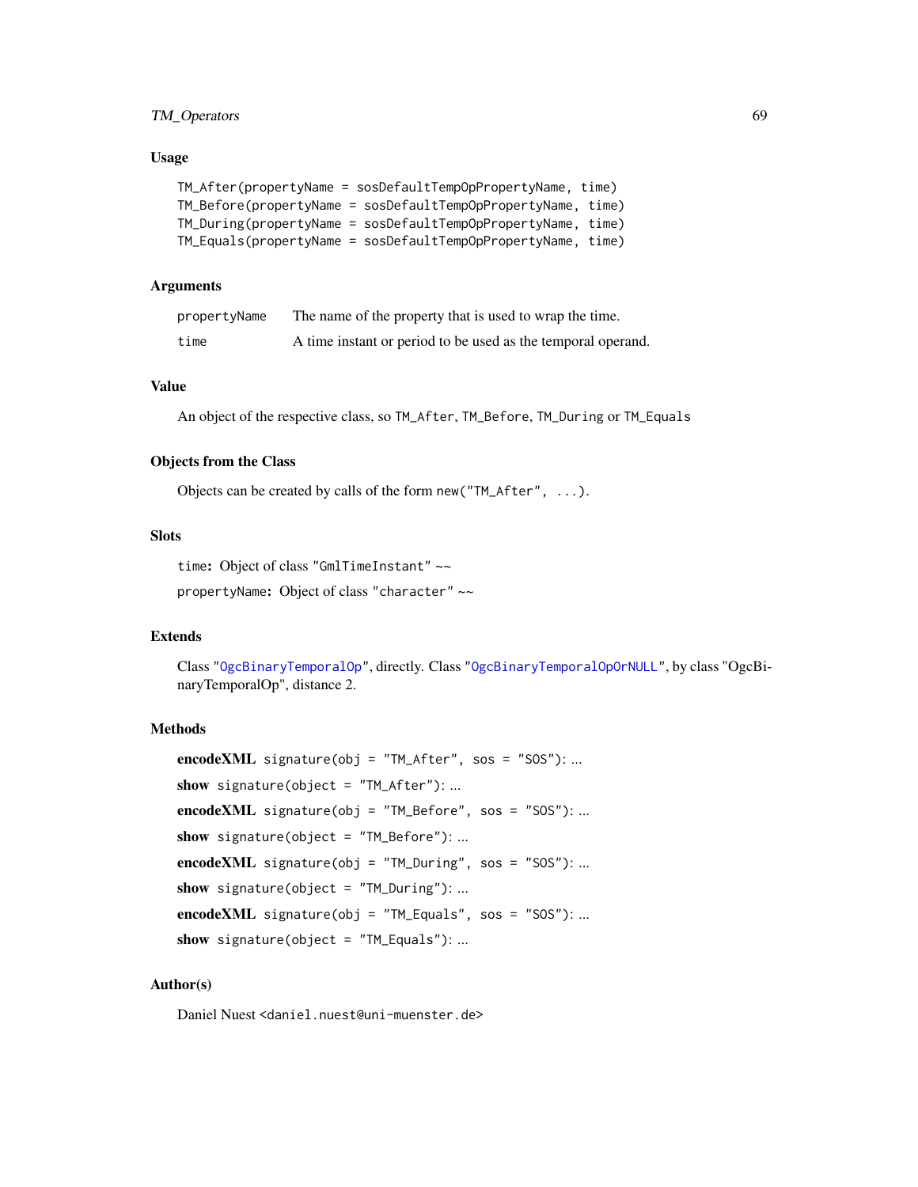### Usage

```
TM_After(propertyName = sosDefaultTempOpPropertyName, time)
TM_Before(propertyName = sosDefaultTempOpPropertyName, time)
TM_During(propertyName = sosDefaultTempOpPropertyName, time)
TM_Equals(propertyName = sosDefaultTempOpPropertyName, time)
```

### Arguments

| | |
|---|---|
| propertyName | The name of the property that is used to wrap the time. |
| time | A time instant or period to be used as the temporal operand. |

### Value

An object of the respective class, so `TM_After`, `TM_Before`, `TM_During` or `TM_Equals`

### Objects from the Class

Objects can be created by calls of the form `new("TM_After", ...)`.

### Slots

`time`: Object of class `"GmlTimeInstant"` ~~

`propertyName`: Object of class `"character"` ~~

### Extends

Class `"OgcBinaryTemporalOp"`, directly. Class `"OgcBinaryTemporalOpOrNULL"`, by class "OgcBinaryTemporalOp", distance 2.

### Methods

**encodeXML** `signature(obj = "TM_After", sos = "SOS")`: ...

**show** `signature(object = "TM_After")`: ...

**encodeXML** `signature(obj = "TM_Before", sos = "SOS")`: ...

**show** `signature(object = "TM_Before")`: ...

**encodeXML** `signature(obj = "TM_During", sos = "SOS")`: ...

**show** `signature(object = "TM_During")`: ...

**encodeXML** `signature(obj = "TM_Equals", sos = "SOS")`: ...

**show** `signature(object = "TM_Equals")`: ...

### Author(s)

Daniel Nuest <daniel.nuest@uni-muenster.de>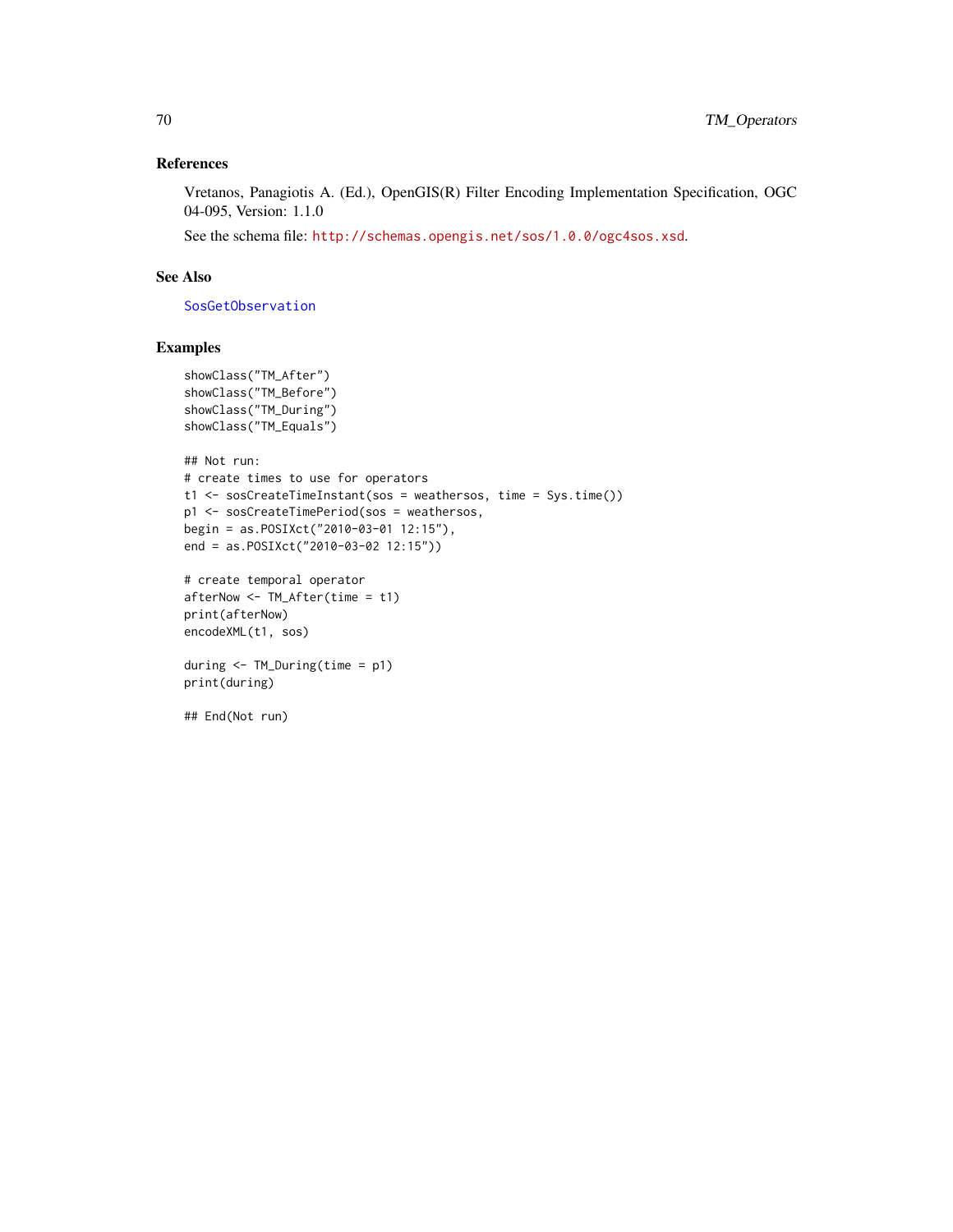### References

Vretanos, Panagiotis A. (Ed.), OpenGIS(R) Filter Encoding Implementation Specification, OGC 04-095, Version: 1.1.0

See the schema file: http://schemas.opengis.net/sos/1.0.0/ogc4sos.xsd.

### See Also

SosGetObservation

### Examples

```
showClass("TM_After")
showClass("TM_Before")
showClass("TM_During")
showClass("TM_Equals")

## Not run:
# create times to use for operators
t1 <- sosCreateTimeInstant(sos = weathersos, time = Sys.time())
p1 <- sosCreateTimePeriod(sos = weathersos,
begin = as.POSIXct("2010-03-01 12:15"),
end = as.POSIXct("2010-03-02 12:15"))

# create temporal operator
afterNow <- TM_After(time = t1)
print(afterNow)
encodeXML(t1, sos)

during <- TM_During(time = p1)
print(during)

## End(Not run)
```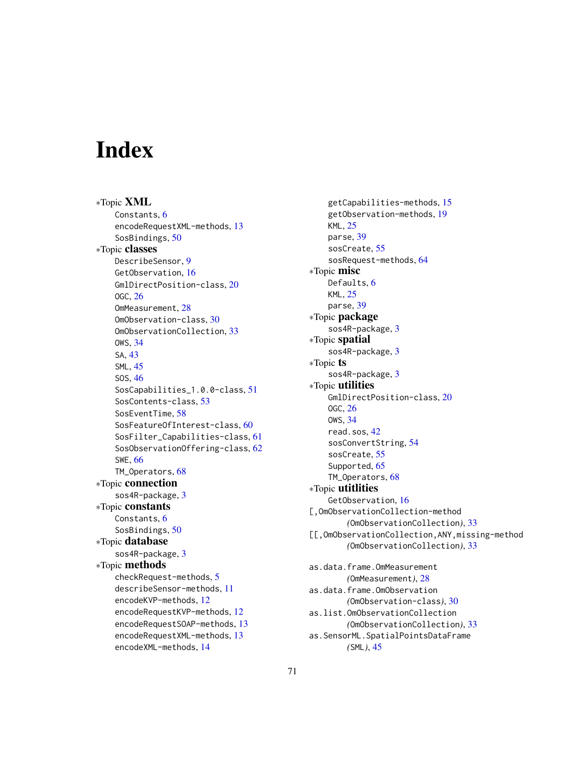# Index

∗Topic **XML**
- Constants, 6
- encodeRequestXML-methods, 13
- SosBindings, 50

∗Topic **classes**
- DescribeSensor, 9
- GetObservation, 16
- GmlDirectPosition-class, 20
- OGC, 26
- OmMeasurement, 28
- OmObservation-class, 30
- OmObservationCollection, 33
- OWS, 34
- SA, 43
- SML, 45
- SOS, 46
- SosCapabilities_1.0.0-class, 51
- SosContents-class, 53
- SosEventTime, 58
- SosFeatureOfInterest-class, 60
- SosFilter_Capabilities-class, 61
- SosObservationOffering-class, 62
- SWE, 66
- TM_Operators, 68

∗Topic **connection**
- sos4R-package, 3

∗Topic **constants**
- Constants, 6
- SosBindings, 50

∗Topic **database**
- sos4R-package, 3

∗Topic **methods**
- checkRequest-methods, 5
- describeSensor-methods, 11
- encodeKVP-methods, 12
- encodeRequestKVP-methods, 12
- encodeRequestSOAP-methods, 13
- encodeRequestXML-methods, 13
- encodeXML-methods, 14
- getCapabilities-methods, 15
- getObservation-methods, 19
- KML, 25
- parse, 39
- sosCreate, 55
- sosRequest-methods, 64

∗Topic **misc**
- Defaults, 6
- KML, 25
- parse, 39

∗Topic **package**
- sos4R-package, 3

∗Topic **spatial**
- sos4R-package, 3

∗Topic **ts**
- sos4R-package, 3

∗Topic **utilities**
- GmlDirectPosition-class, 20
- OGC, 26
- OWS, 34
- read.sos, 42
- sosConvertString, 54
- sosCreate, 55
- Supported, 65
- TM_Operators, 68

∗Topic **utitlities**
- GetObservation, 16

[,OmObservationCollection-method
  *(*OmObservationCollection*)*, 33
[[,OmObservationCollection,ANY,missing-method
  *(*OmObservationCollection*)*, 33

as.data.frame.OmMeasurement
  *(*OmMeasurement*)*, 28
as.data.frame.OmObservation
  *(*OmObservation-class*)*, 30
as.list.OmObservationCollection
  *(*OmObservationCollection*)*, 33
as.SensorML.SpatialPointsDataFrame
  *(*SML*)*, 45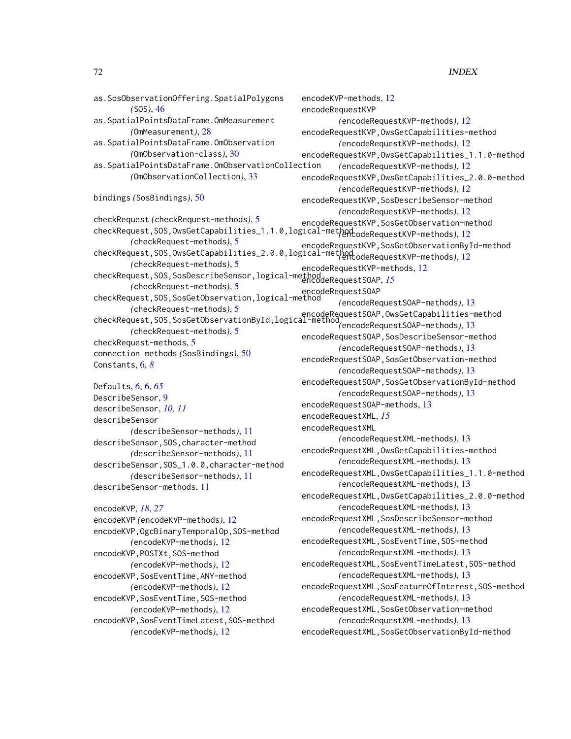as.SosObservationOffering.SpatialPolygons (SOS), 46
as.SpatialPointsDataFrame.OmMeasurement (OmMeasurement), 28
as.SpatialPointsDataFrame.OmObservation (OmObservation-class), 30
as.SpatialPointsDataFrame.OmObservationCollection (OmObservationCollection), 33

bindings (SosBindings), 50

checkRequest (checkRequest-methods), 5
checkRequest,SOS,OwsGetCapabilities_1.1.0,logical-method (checkRequest-methods), 5
checkRequest,SOS,OwsGetCapabilities_2.0.0,logical-method (checkRequest-methods), 5
checkRequest,SOS,SosDescribeSensor,logical-method (checkRequest-methods), 5
checkRequest,SOS,SosGetObservation,logical-method (checkRequest-methods), 5
checkRequest,SOS,SosGetObservationById,logical-method (checkRequest-methods), 5
checkRequest-methods, 5
connection methods (SosBindings), 50
Constants, 6, *8*

Defaults, *6*, 6, *65*
DescribeSensor, 9
describeSensor, *10, 11*
describeSensor (describeSensor-methods), 11
describeSensor,SOS,character-method (describeSensor-methods), 11
describeSensor,SOS_1.0.0,character-method (describeSensor-methods), 11
describeSensor-methods, 11

encodeKVP, *18*, *27*
encodeKVP (encodeKVP-methods), 12
encodeKVP,OgcBinaryTemporalOp,SOS-method (encodeKVP-methods), 12
encodeKVP,POSIXt,SOS-method (encodeKVP-methods), 12
encodeKVP,SosEventTime,ANY-method (encodeKVP-methods), 12
encodeKVP,SosEventTime,SOS-method (encodeKVP-methods), 12
encodeKVP,SosEventTimeLatest,SOS-method (encodeKVP-methods), 12
encodeKVP-methods, 12
encodeRequestKVP (encodeRequestKVP-methods), 12
encodeRequestKVP,OwsGetCapabilities-method (encodeRequestKVP-methods), 12
encodeRequestKVP,OwsGetCapabilities_1.1.0-method (encodeRequestKVP-methods), 12
encodeRequestKVP,OwsGetCapabilities_2.0.0-method (encodeRequestKVP-methods), 12
encodeRequestKVP,SosDescribeSensor-method (encodeRequestKVP-methods), 12
encodeRequestKVP,SosGetObservation-method (encodeRequestKVP-methods), 12
encodeRequestKVP,SosGetObservationById-method (encodeRequestKVP-methods), 12
encodeRequestKVP-methods, 12
encodeRequestSOAP, *15*
encodeRequestSOAP (encodeRequestSOAP-methods), 13
encodeRequestSOAP,OwsGetCapabilities-method (encodeRequestSOAP-methods), 13
encodeRequestSOAP,SosDescribeSensor-method (encodeRequestSOAP-methods), 13
encodeRequestSOAP,SosGetObservation-method (encodeRequestSOAP-methods), 13
encodeRequestSOAP,SosGetObservationById-method (encodeRequestSOAP-methods), 13
encodeRequestSOAP-methods, 13
encodeRequestXML, *15*
encodeRequestXML (encodeRequestXML-methods), 13
encodeRequestXML,OwsGetCapabilities-method (encodeRequestXML-methods), 13
encodeRequestXML,OwsGetCapabilities_1.1.0-method (encodeRequestXML-methods), 13
encodeRequestXML,OwsGetCapabilities_2.0.0-method (encodeRequestXML-methods), 13
encodeRequestXML,SosDescribeSensor-method (encodeRequestXML-methods), 13
encodeRequestXML,SosEventTime,SOS-method (encodeRequestXML-methods), 13
encodeRequestXML,SosEventTimeLatest,SOS-method (encodeRequestXML-methods), 13
encodeRequestXML,SosFeatureOfInterest,SOS-method (encodeRequestXML-methods), 13
encodeRequestXML,SosGetObservation-method (encodeRequestXML-methods), 13
encodeRequestXML,SosGetObservationById-method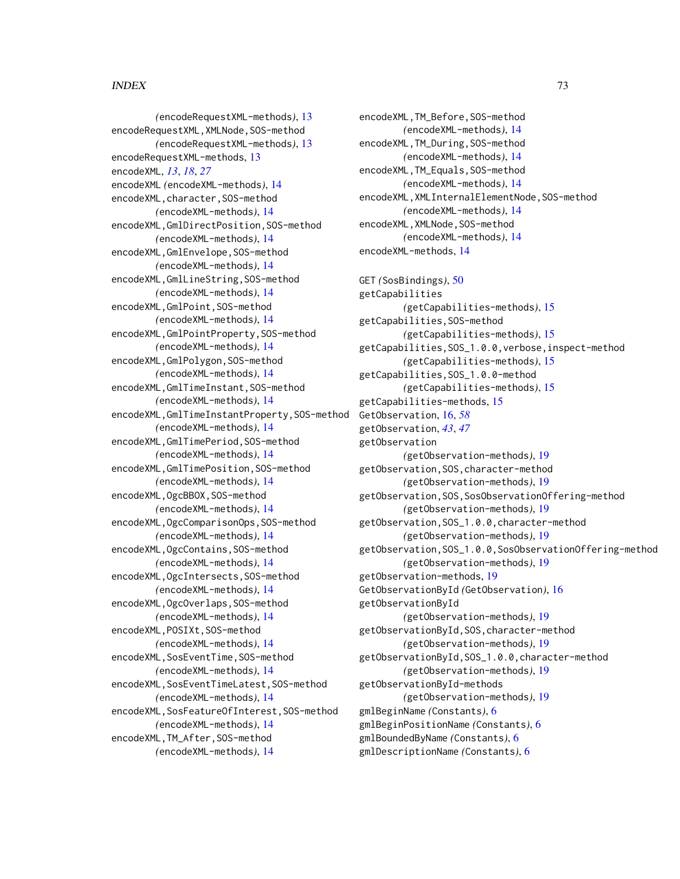(encodeRequestXML-methods), 13
encodeRequestXML,XMLNode,SOS-method
(encodeRequestXML-methods), 13
encodeRequestXML-methods, 13
encodeXML, *13*, *18*, *27*
encodeXML (encodeXML-methods), 14
encodeXML,character,SOS-method
(encodeXML-methods), 14
encodeXML,GmlDirectPosition,SOS-method
(encodeXML-methods), 14
encodeXML,GmlEnvelope,SOS-method
(encodeXML-methods), 14
encodeXML,GmlLineString,SOS-method
(encodeXML-methods), 14
encodeXML,GmlPoint,SOS-method
(encodeXML-methods), 14
encodeXML,GmlPointProperty,SOS-method
(encodeXML-methods), 14
encodeXML,GmlPolygon,SOS-method
(encodeXML-methods), 14
encodeXML,GmlTimeInstant,SOS-method
(encodeXML-methods), 14
encodeXML,GmlTimeInstantProperty,SOS-method
(encodeXML-methods), 14
encodeXML,GmlTimePeriod,SOS-method
(encodeXML-methods), 14
encodeXML,GmlTimePosition,SOS-method
(encodeXML-methods), 14
encodeXML,OgcBBOX,SOS-method
(encodeXML-methods), 14
encodeXML,OgcComparisonOps,SOS-method
(encodeXML-methods), 14
encodeXML,OgcContains,SOS-method
(encodeXML-methods), 14
encodeXML,OgcIntersects,SOS-method
(encodeXML-methods), 14
encodeXML,OgcOverlaps,SOS-method
(encodeXML-methods), 14
encodeXML,POSIXt,SOS-method
(encodeXML-methods), 14
encodeXML,SosEventTime,SOS-method
(encodeXML-methods), 14
encodeXML,SosEventTimeLatest,SOS-method
(encodeXML-methods), 14
encodeXML,SosFeatureOfInterest,SOS-method
(encodeXML-methods), 14
encodeXML,TM_After,SOS-method
(encodeXML-methods), 14
encodeXML,TM_Before,SOS-method
(encodeXML-methods), 14
encodeXML,TM_During,SOS-method
(encodeXML-methods), 14
encodeXML,TM_Equals,SOS-method
(encodeXML-methods), 14
encodeXML,XMLInternalElementNode,SOS-method
(encodeXML-methods), 14
encodeXML,XMLNode,SOS-method
(encodeXML-methods), 14
encodeXML-methods, 14

GET (SosBindings), 50
getCapabilities
(getCapabilities-methods), 15
getCapabilities,SOS-method
(getCapabilities-methods), 15
getCapabilities,SOS_1.0.0,verbose,inspect-method
(getCapabilities-methods), 15
getCapabilities,SOS_1.0.0-method
(getCapabilities-methods), 15
getCapabilities-methods, 15
GetObservation, 16, *58*
getObservation, *43*, *47*
getObservation
(getObservation-methods), 19
getObservation,SOS,character-method
(getObservation-methods), 19
getObservation,SOS,SosObservationOffering-method
(getObservation-methods), 19
getObservation,SOS_1.0.0,character-method
(getObservation-methods), 19
getObservation,SOS_1.0.0,SosObservationOffering-method
(getObservation-methods), 19
getObservation-methods, 19
GetObservationById (GetObservation), 16
getObservationById
(getObservation-methods), 19
getObservationById,SOS,character-method
(getObservation-methods), 19
getObservationById,SOS_1.0.0,character-method
(getObservation-methods), 19
getObservationById-methods
(getObservation-methods), 19
gmlBeginName (Constants), 6
gmlBeginPositionName (Constants), 6
gmlBoundedByName (Constants), 6
gmlDescriptionName (Constants), 6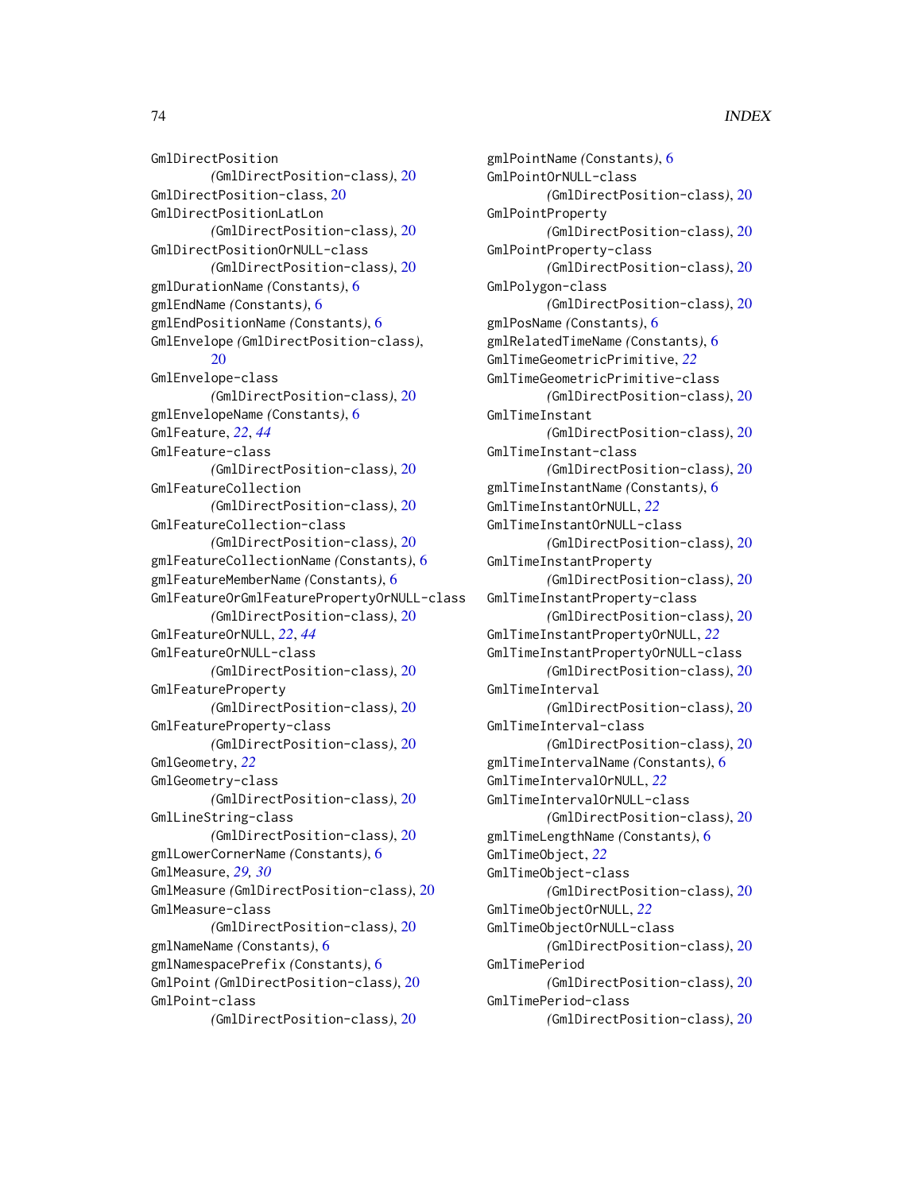GmlDirectPosition *(GmlDirectPosition-class)*, 20
GmlDirectPosition-class, 20
GmlDirectPositionLatLon *(GmlDirectPosition-class)*, 20
GmlDirectPositionOrNULL-class *(GmlDirectPosition-class)*, 20
gmlDurationName *(Constants)*, 6
gmlEndName *(Constants)*, 6
gmlEndPositionName *(Constants)*, 6
GmlEnvelope *(GmlDirectPosition-class)*, 20
GmlEnvelope-class *(GmlDirectPosition-class)*, 20
gmlEnvelopeName *(Constants)*, 6
GmlFeature, *22*, *44*
GmlFeature-class *(GmlDirectPosition-class)*, 20
GmlFeatureCollection *(GmlDirectPosition-class)*, 20
GmlFeatureCollection-class *(GmlDirectPosition-class)*, 20
gmlFeatureCollectionName *(Constants)*, 6
gmlFeatureMemberName *(Constants)*, 6
GmlFeatureOrGmlFeaturePropertyOrNULL-class *(GmlDirectPosition-class)*, 20
GmlFeatureOrNULL, *22*, *44*
GmlFeatureOrNULL-class *(GmlDirectPosition-class)*, 20
GmlFeatureProperty *(GmlDirectPosition-class)*, 20
GmlFeatureProperty-class *(GmlDirectPosition-class)*, 20
GmlGeometry, *22*
GmlGeometry-class *(GmlDirectPosition-class)*, 20
GmlLineString-class *(GmlDirectPosition-class)*, 20
gmlLowerCornerName *(Constants)*, 6
GmlMeasure, *29*, *30*
GmlMeasure *(GmlDirectPosition-class)*, 20
GmlMeasure-class *(GmlDirectPosition-class)*, 20
gmlNameName *(Constants)*, 6
gmlNamespacePrefix *(Constants)*, 6
GmlPoint *(GmlDirectPosition-class)*, 20
GmlPoint-class *(GmlDirectPosition-class)*, 20
gmlPointName *(Constants)*, 6
GmlPointOrNULL-class *(GmlDirectPosition-class)*, 20
GmlPointProperty *(GmlDirectPosition-class)*, 20
GmlPointProperty-class *(GmlDirectPosition-class)*, 20
GmlPolygon-class *(GmlDirectPosition-class)*, 20
gmlPosName *(Constants)*, 6
gmlRelatedTimeName *(Constants)*, 6
GmlTimeGeometricPrimitive, *22*
GmlTimeGeometricPrimitive-class *(GmlDirectPosition-class)*, 20
GmlTimeInstant *(GmlDirectPosition-class)*, 20
GmlTimeInstant-class *(GmlDirectPosition-class)*, 20
gmlTimeInstantName *(Constants)*, 6
GmlTimeInstantOrNULL, *22*
GmlTimeInstantOrNULL-class *(GmlDirectPosition-class)*, 20
GmlTimeInstantProperty *(GmlDirectPosition-class)*, 20
GmlTimeInstantProperty-class *(GmlDirectPosition-class)*, 20
GmlTimeInstantPropertyOrNULL, *22*
GmlTimeInstantPropertyOrNULL-class *(GmlDirectPosition-class)*, 20
GmlTimeInterval *(GmlDirectPosition-class)*, 20
GmlTimeInterval-class *(GmlDirectPosition-class)*, 20
gmlTimeIntervalName *(Constants)*, 6
GmlTimeIntervalOrNULL, *22*
GmlTimeIntervalOrNULL-class *(GmlDirectPosition-class)*, 20
gmlTimeLengthName *(Constants)*, 6
GmlTimeObject, *22*
GmlTimeObject-class *(GmlDirectPosition-class)*, 20
GmlTimeObjectOrNULL, *22*
GmlTimeObjectOrNULL-class *(GmlDirectPosition-class)*, 20
GmlTimePeriod *(GmlDirectPosition-class)*, 20
GmlTimePeriod-class *(GmlDirectPosition-class)*, 20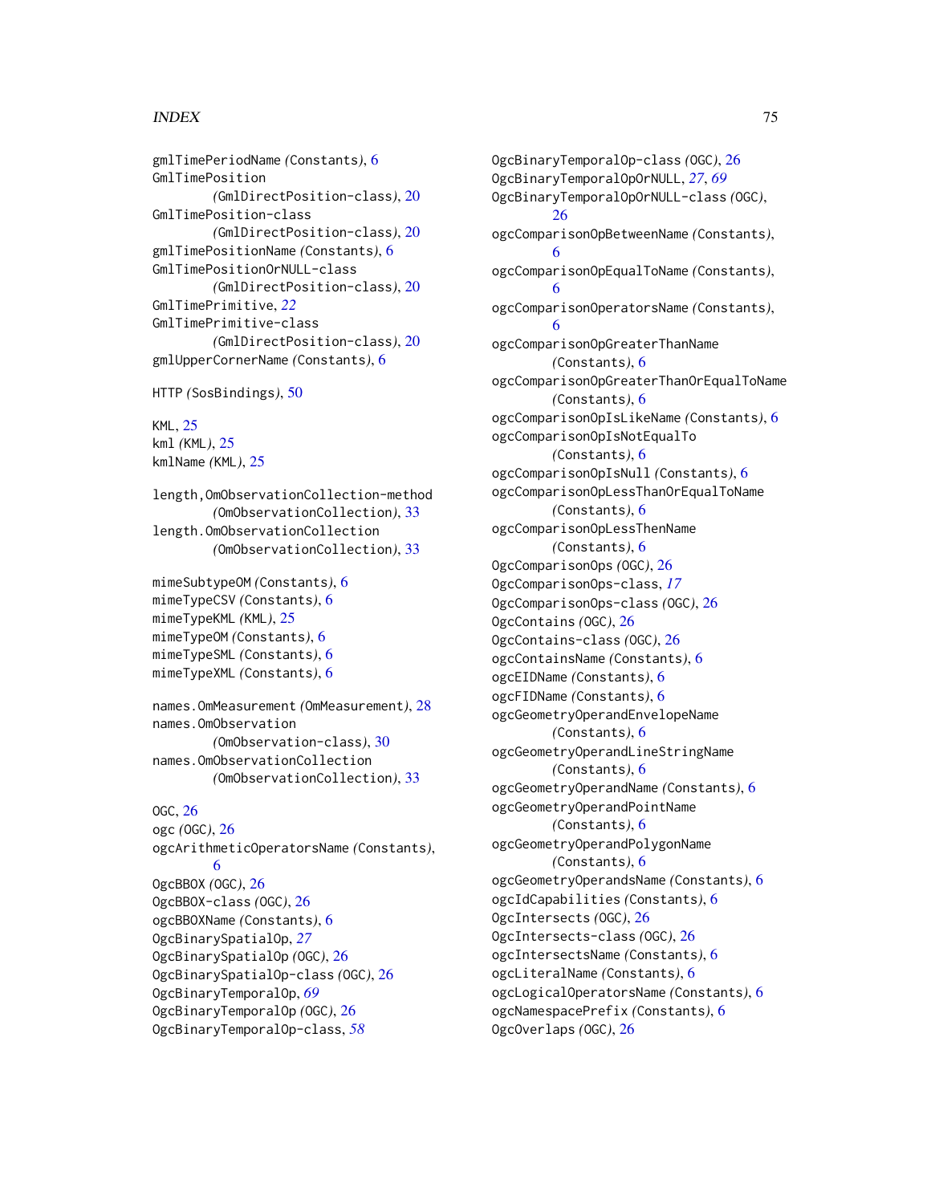gmlTimePeriodName *(Constants)*, 6
GmlTimePosition *(GmlDirectPosition-class)*, 20
GmlTimePosition-class *(GmlDirectPosition-class)*, 20
gmlTimePositionName *(Constants)*, 6
GmlTimePositionOrNULL-class *(GmlDirectPosition-class)*, 20
GmlTimePrimitive, *22*
GmlTimePrimitive-class *(GmlDirectPosition-class)*, 20
gmlUpperCornerName *(Constants)*, 6

HTTP *(SosBindings)*, 50

KML, 25
kml *(KML)*, 25
kmlName *(KML)*, 25

length,OmObservationCollection-method *(OmObservationCollection)*, 33
length.OmObservationCollection *(OmObservationCollection)*, 33

mimeSubtypeOM *(Constants)*, 6
mimeTypeCSV *(Constants)*, 6
mimeTypeKML *(KML)*, 25
mimeTypeOM *(Constants)*, 6
mimeTypeSML *(Constants)*, 6
mimeTypeXML *(Constants)*, 6

names.OmMeasurement *(OmMeasurement)*, 28
names.OmObservation *(OmObservation-class)*, 30
names.OmObservationCollection *(OmObservationCollection)*, 33

OGC, 26
ogc *(OGC)*, 26
ogcArithmeticOperatorsName *(Constants)*, 6
OgcBBOX *(OGC)*, 26
OgcBBOX-class *(OGC)*, 26
ogcBBOXName *(Constants)*, 6
OgcBinarySpatialOp, *27*
OgcBinarySpatialOp *(OGC)*, 26
OgcBinarySpatialOp-class *(OGC)*, 26
OgcBinaryTemporalOp, *69*
OgcBinaryTemporalOp *(OGC)*, 26
OgcBinaryTemporalOp-class, *58*
OgcBinaryTemporalOp-class *(OGC)*, 26
OgcBinaryTemporalOpOrNULL, *27*, *69*
OgcBinaryTemporalOpOrNULL-class *(OGC)*, 26
ogcComparisonOpBetweenName *(Constants)*, 6
ogcComparisonOpEqualToName *(Constants)*, 6
ogcComparisonOperatorsName *(Constants)*, 6
ogcComparisonOpGreaterThanName *(Constants)*, 6
ogcComparisonOpGreaterThanOrEqualToName *(Constants)*, 6
ogcComparisonOpIsLikeName *(Constants)*, 6
ogcComparisonOpIsNotEqualTo *(Constants)*, 6
ogcComparisonOpIsNull *(Constants)*, 6
ogcComparisonOpLessThanOrEqualToName *(Constants)*, 6
ogcComparisonOpLessThenName *(Constants)*, 6
OgcComparisonOps *(OGC)*, 26
OgcComparisonOps-class, *17*
OgcComparisonOps-class *(OGC)*, 26
OgcContains *(OGC)*, 26
OgcContains-class *(OGC)*, 26
ogcContainsName *(Constants)*, 6
ogcEIDName *(Constants)*, 6
ogcFIDName *(Constants)*, 6
ogcGeometryOperandEnvelopeName *(Constants)*, 6
ogcGeometryOperandLineStringName *(Constants)*, 6
ogcGeometryOperandName *(Constants)*, 6
ogcGeometryOperandPointName *(Constants)*, 6
ogcGeometryOperandPolygonName *(Constants)*, 6
ogcGeometryOperandsName *(Constants)*, 6
ogcIdCapabilities *(Constants)*, 6
OgcIntersects *(OGC)*, 26
OgcIntersects-class *(OGC)*, 26
ogcIntersectsName *(Constants)*, 6
ogcLiteralName *(Constants)*, 6
ogcLogicalOperatorsName *(Constants)*, 6
ogcNamespacePrefix *(Constants)*, 6
OgcOverlaps *(OGC)*, 26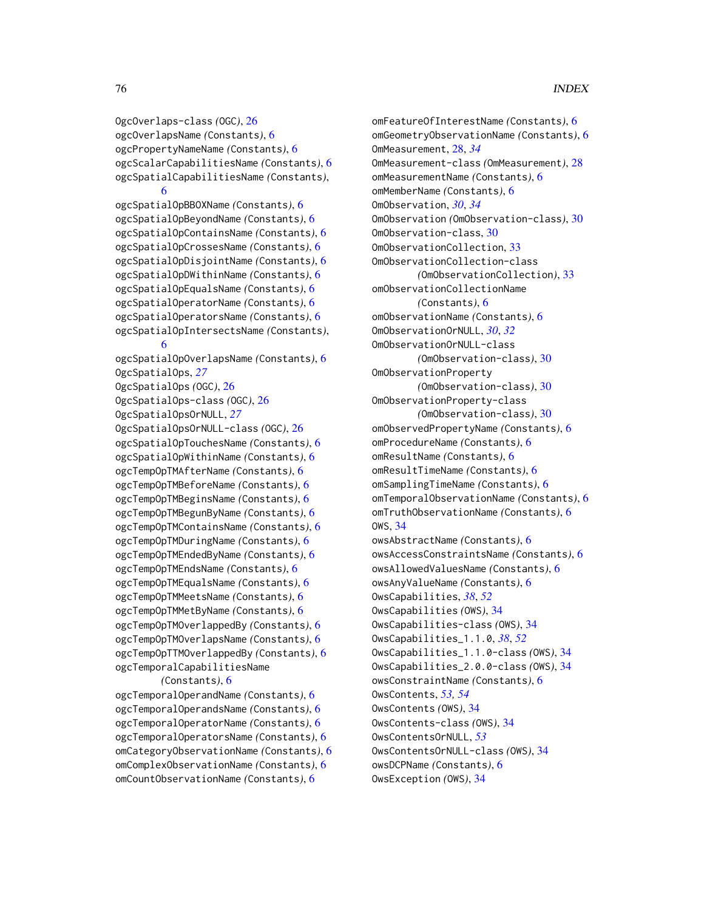OgcOverlaps-class *(OGC)*, 26
ogcOverlapsName *(Constants)*, 6
ogcPropertyNameName *(Constants)*, 6
ogcScalarCapabilitiesName *(Constants)*, 6
ogcSpatialCapabilitiesName *(Constants)*, 6
ogcSpatialOpBBOXName *(Constants)*, 6
ogcSpatialOpBeyondName *(Constants)*, 6
ogcSpatialOpContainsName *(Constants)*, 6
ogcSpatialOpCrossesName *(Constants)*, 6
ogcSpatialOpDisjointName *(Constants)*, 6
ogcSpatialOpDWithinName *(Constants)*, 6
ogcSpatialOpEqualsName *(Constants)*, 6
ogcSpatialOperatorName *(Constants)*, 6
ogcSpatialOperatorsName *(Constants)*, 6
ogcSpatialOpIntersectsName *(Constants)*, 6
ogcSpatialOpOverlapsName *(Constants)*, 6
OgcSpatialOps, *27*
OgcSpatialOps *(OGC)*, 26
OgcSpatialOps-class *(OGC)*, 26
OgcSpatialOpsOrNULL, *27*
OgcSpatialOpsOrNULL-class *(OGC)*, 26
ogcSpatialOpTouchesName *(Constants)*, 6
ogcSpatialOpWithinName *(Constants)*, 6
ogcTempOpTMAfterName *(Constants)*, 6
ogcTempOpTMBeforeName *(Constants)*, 6
ogcTempOpTMBeginsName *(Constants)*, 6
ogcTempOpTMBegunByName *(Constants)*, 6
ogcTempOpTMContainsName *(Constants)*, 6
ogcTempOpTMDuringName *(Constants)*, 6
ogcTempOpTMEndedByName *(Constants)*, 6
ogcTempOpTMEndsName *(Constants)*, 6
ogcTempOpTMEqualsName *(Constants)*, 6
ogcTempOpTMMeetsName *(Constants)*, 6
ogcTempOpTMMetByName *(Constants)*, 6
ogcTempOpTMOverlappedBy *(Constants)*, 6
ogcTempOpTMOverlapsName *(Constants)*, 6
ogcTempOpTTMOverlappedBy *(Constants)*, 6
ogcTemporalCapabilitiesName *(Constants)*, 6
ogcTemporalOperandName *(Constants)*, 6
ogcTemporalOperandsName *(Constants)*, 6
ogcTemporalOperatorName *(Constants)*, 6
ogcTemporalOperatorsName *(Constants)*, 6
omCategoryObservationName *(Constants)*, 6
omComplexObservationName *(Constants)*, 6
omCountObservationName *(Constants)*, 6
omFeatureOfInterestName *(Constants)*, 6
omGeometryObservationName *(Constants)*, 6
OmMeasurement, 28, *34*
OmMeasurement-class *(OmMeasurement)*, 28
omMeasurementName *(Constants)*, 6
omMemberName *(Constants)*, 6
OmObservation, *30*, *34*
OmObservation *(OmObservation-class)*, 30
OmObservation-class, 30
OmObservationCollection, 33
OmObservationCollection-class *(OmObservationCollection)*, 33
omObservationCollectionName *(Constants)*, 6
omObservationName *(Constants)*, 6
OmObservationOrNULL, *30*, *32*
OmObservationOrNULL-class *(OmObservation-class)*, 30
OmObservationProperty *(OmObservation-class)*, 30
OmObservationProperty-class *(OmObservation-class)*, 30
omObservedPropertyName *(Constants)*, 6
omProcedureName *(Constants)*, 6
omResultName *(Constants)*, 6
omResultTimeName *(Constants)*, 6
omSamplingTimeName *(Constants)*, 6
omTemporalObservationName *(Constants)*, 6
omTruthObservationName *(Constants)*, 6
OWS, 34
owsAbstractName *(Constants)*, 6
owsAccessConstraintsName *(Constants)*, 6
owsAllowedValuesName *(Constants)*, 6
owsAnyValueName *(Constants)*, 6
OwsCapabilities, *38*, *52*
OwsCapabilities *(OWS)*, 34
OwsCapabilities-class *(OWS)*, 34
OwsCapabilities_1.1.0, *38*, *52*
OwsCapabilities_1.1.0-class *(OWS)*, 34
OwsCapabilities_2.0.0-class *(OWS)*, 34
owsConstraintName *(Constants)*, 6
OwsContents, *53*, *54*
OwsContents *(OWS)*, 34
OwsContents-class *(OWS)*, 34
OwsContentsOrNULL, *53*
OwsContentsOrNULL-class *(OWS)*, 34
owsDCPName *(Constants)*, 6
OwsException *(OWS)*, 34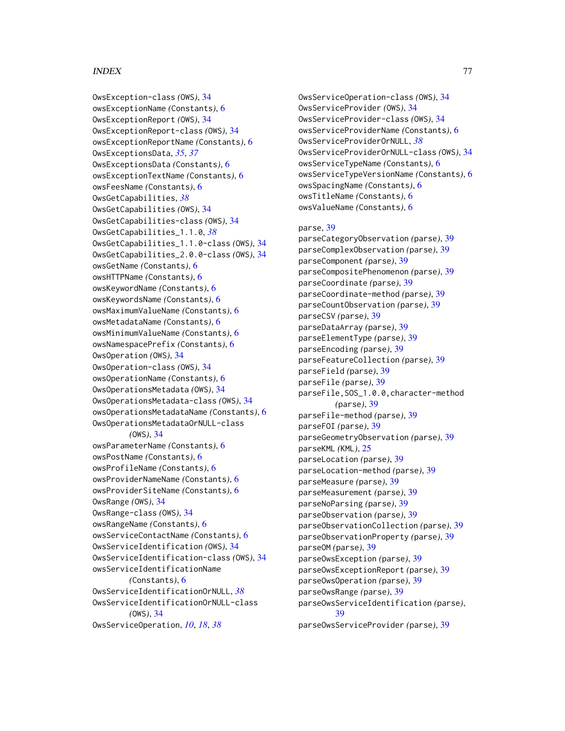OwsException-class *(OWS)*, 34
owsExceptionName *(Constants)*, 6
OwsExceptionReport *(OWS)*, 34
OwsExceptionReport-class *(OWS)*, 34
owsExceptionReportName *(Constants)*, 6
OwsExceptionsData, *35*, *37*
OwsExceptionsData *(Constants)*, 6
owsExceptionTextName *(Constants)*, 6
owsFeesName *(Constants)*, 6
OwsGetCapabilities, *38*
OwsGetCapabilities *(OWS)*, 34
OwsGetCapabilities-class *(OWS)*, 34
OwsGetCapabilities_1.1.0, *38*
OwsGetCapabilities_1.1.0-class *(OWS)*, 34
OwsGetCapabilities_2.0.0-class *(OWS)*, 34
owsGetName *(Constants)*, 6
owsHTTPName *(Constants)*, 6
owsKeywordName *(Constants)*, 6
owsKeywordsName *(Constants)*, 6
owsMaximumValueName *(Constants)*, 6
owsMetadataName *(Constants)*, 6
owsMinimumValueName *(Constants)*, 6
owsNamespacePrefix *(Constants)*, 6
OwsOperation *(OWS)*, 34
OwsOperation-class *(OWS)*, 34
owsOperationName *(Constants)*, 6
OwsOperationsMetadata *(OWS)*, 34
OwsOperationsMetadata-class *(OWS)*, 34
owsOperationsMetadataName *(Constants)*, 6
OwsOperationsMetadataOrNULL-class *(OWS)*, 34
owsParameterName *(Constants)*, 6
owsPostName *(Constants)*, 6
owsProfileName *(Constants)*, 6
owsProviderNameName *(Constants)*, 6
owsProviderSiteName *(Constants)*, 6
OwsRange *(OWS)*, 34
OwsRange-class *(OWS)*, 34
owsRangeName *(Constants)*, 6
owsServiceContactName *(Constants)*, 6
OwsServiceIdentification *(OWS)*, 34
OwsServiceIdentification-class *(OWS)*, 34
owsServiceIdentificationName *(Constants)*, 6
OwsServiceIdentificationOrNULL, *38*
OwsServiceIdentificationOrNULL-class *(OWS)*, 34
OwsServiceOperation, *10*, *18*, *38*
OwsServiceOperation-class *(OWS)*, 34
OwsServiceProvider *(OWS)*, 34
OwsServiceProvider-class *(OWS)*, 34
owsServiceProviderName *(Constants)*, 6
OwsServiceProviderOrNULL, *38*
OwsServiceProviderOrNULL-class *(OWS)*, 34
owsServiceTypeName *(Constants)*, 6
owsServiceTypeVersionName *(Constants)*, 6
owsSpacingName *(Constants)*, 6
owsTitleName *(Constants)*, 6
owsValueName *(Constants)*, 6

parse, 39
parseCategoryObservation *(parse)*, 39
parseComplexObservation *(parse)*, 39
parseComponent *(parse)*, 39
parseCompositePhenomenon *(parse)*, 39
parseCoordinate *(parse)*, 39
parseCoordinate-method *(parse)*, 39
parseCountObservation *(parse)*, 39
parseCSV *(parse)*, 39
parseDataArray *(parse)*, 39
parseElementType *(parse)*, 39
parseEncoding *(parse)*, 39
parseFeatureCollection *(parse)*, 39
parseField *(parse)*, 39
parseFile *(parse)*, 39
parseFile,SOS_1.0.0,character-method *(parse)*, 39
parseFile-method *(parse)*, 39
parseFOI *(parse)*, 39
parseGeometryObservation *(parse)*, 39
parseKML *(KML)*, 25
parseLocation *(parse)*, 39
parseLocation-method *(parse)*, 39
parseMeasure *(parse)*, 39
parseMeasurement *(parse)*, 39
parseNoParsing *(parse)*, 39
parseObservation *(parse)*, 39
parseObservationCollection *(parse)*, 39
parseObservationProperty *(parse)*, 39
parseOM *(parse)*, 39
parseOwsException *(parse)*, 39
parseOwsExceptionReport *(parse)*, 39
parseOwsOperation *(parse)*, 39
parseOwsRange *(parse)*, 39
parseOwsServiceIdentification *(parse)*, 39
parseOwsServiceProvider *(parse)*, 39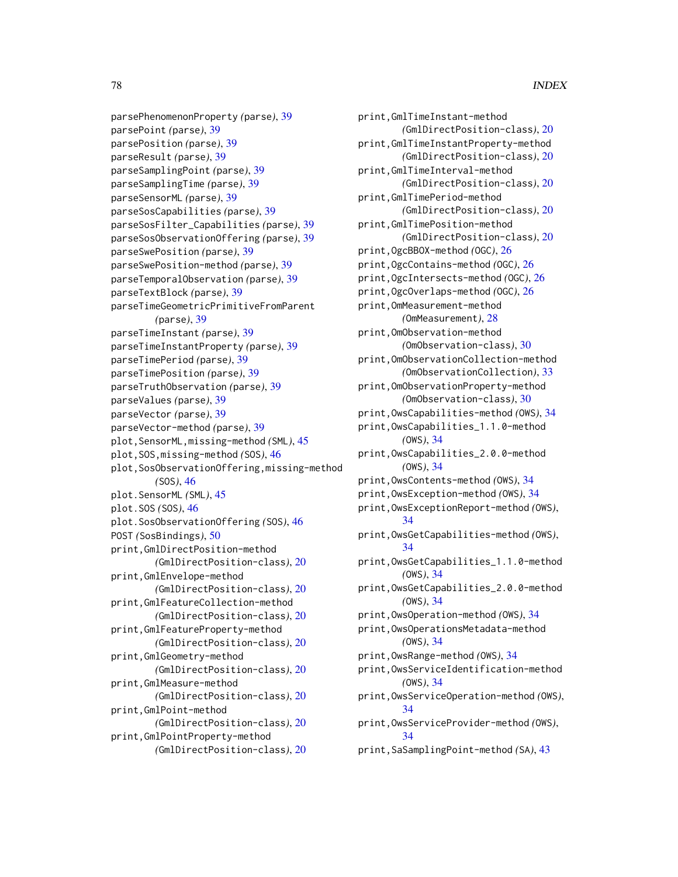parsePhenomenonProperty *(parse)*, 39
parsePoint *(parse)*, 39
parsePosition *(parse)*, 39
parseResult *(parse)*, 39
parseSamplingPoint *(parse)*, 39
parseSamplingTime *(parse)*, 39
parseSensorML *(parse)*, 39
parseSosCapabilities *(parse)*, 39
parseSosFilter_Capabilities *(parse)*, 39
parseSosObservationOffering *(parse)*, 39
parseSwePosition *(parse)*, 39
parseSwePosition-method *(parse)*, 39
parseTemporalObservation *(parse)*, 39
parseTextBlock *(parse)*, 39
parseTimeGeometricPrimitiveFromParent *(parse)*, 39
parseTimeInstant *(parse)*, 39
parseTimeInstantProperty *(parse)*, 39
parseTimePeriod *(parse)*, 39
parseTimePosition *(parse)*, 39
parseTruthObservation *(parse)*, 39
parseValues *(parse)*, 39
parseVector *(parse)*, 39
parseVector-method *(parse)*, 39
plot,SensorML,missing-method *(SML)*, 45
plot,SOS,missing-method *(SOS)*, 46
plot,SosObservationOffering,missing-method *(SOS)*, 46
plot.SensorML *(SML)*, 45
plot.SOS *(SOS)*, 46
plot.SosObservationOffering *(SOS)*, 46
POST *(SosBindings)*, 50
print,GmlDirectPosition-method *(GmlDirectPosition-class)*, 20
print,GmlEnvelope-method *(GmlDirectPosition-class)*, 20
print,GmlFeatureCollection-method *(GmlDirectPosition-class)*, 20
print,GmlFeatureProperty-method *(GmlDirectPosition-class)*, 20
print,GmlGeometry-method *(GmlDirectPosition-class)*, 20
print,GmlMeasure-method *(GmlDirectPosition-class)*, 20
print,GmlPoint-method *(GmlDirectPosition-class)*, 20
print,GmlPointProperty-method *(GmlDirectPosition-class)*, 20
print,GmlTimeInstant-method *(GmlDirectPosition-class)*, 20
print,GmlTimeInstantProperty-method *(GmlDirectPosition-class)*, 20
print,GmlTimeInterval-method *(GmlDirectPosition-class)*, 20
print,GmlTimePeriod-method *(GmlDirectPosition-class)*, 20
print,GmlTimePosition-method *(GmlDirectPosition-class)*, 20
print,OgcBBOX-method *(OGC)*, 26
print,OgcContains-method *(OGC)*, 26
print,OgcIntersects-method *(OGC)*, 26
print,OgcOverlaps-method *(OGC)*, 26
print,OmMeasurement-method *(OmMeasurement)*, 28
print,OmObservation-method *(OmObservation-class)*, 30
print,OmObservationCollection-method *(OmObservationCollection)*, 33
print,OmObservationProperty-method *(OmObservation-class)*, 30
print,OwsCapabilities-method *(OWS)*, 34
print,OwsCapabilities_1.1.0-method *(OWS)*, 34
print,OwsCapabilities_2.0.0-method *(OWS)*, 34
print,OwsContents-method *(OWS)*, 34
print,OwsException-method *(OWS)*, 34
print,OwsExceptionReport-method *(OWS)*, 34
print,OwsGetCapabilities-method *(OWS)*, 34
print,OwsGetCapabilities_1.1.0-method *(OWS)*, 34
print,OwsGetCapabilities_2.0.0-method *(OWS)*, 34
print,OwsOperation-method *(OWS)*, 34
print,OwsOperationsMetadata-method *(OWS)*, 34
print,OwsRange-method *(OWS)*, 34
print,OwsServiceIdentification-method *(OWS)*, 34
print,OwsServiceOperation-method *(OWS)*, 34
print,OwsServiceProvider-method *(OWS)*, 34
print,SaSamplingPoint-method *(SA)*, 43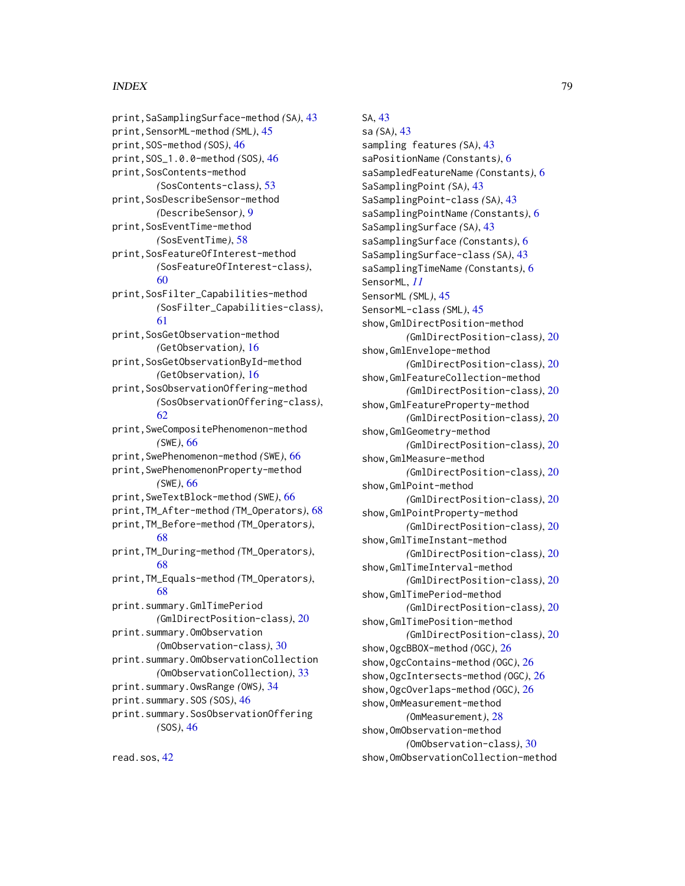print,SaSamplingSurface-method *(SA)*, 43
print,SensorML-method *(SML)*, 45
print,SOS-method *(SOS)*, 46
print,SOS_1.0.0-method *(SOS)*, 46
print,SosContents-method *(SosContents-class)*, 53
print,SosDescribeSensor-method *(DescribeSensor)*, 9
print,SosEventTime-method *(SosEventTime)*, 58
print,SosFeatureOfInterest-method *(SosFeatureOfInterest-class)*, 60
print,SosFilter_Capabilities-method *(SosFilter_Capabilities-class)*, 61
print,SosGetObservation-method *(GetObservation)*, 16
print,SosGetObservationById-method *(GetObservation)*, 16
print,SosObservationOffering-method *(SosObservationOffering-class)*, 62
print,SweCompositePhenomenon-method *(SWE)*, 66
print,SwePhenomenon-method *(SWE)*, 66
print,SwePhenomenonProperty-method *(SWE)*, 66
print,SweTextBlock-method *(SWE)*, 66
print,TM_After-method *(TM_Operators)*, 68
print,TM_Before-method *(TM_Operators)*, 68
print,TM_During-method *(TM_Operators)*, 68
print,TM_Equals-method *(TM_Operators)*, 68
print.summary.GmlTimePeriod *(GmlDirectPosition-class)*, 20
print.summary.OmObservation *(OmObservation-class)*, 30
print.summary.OmObservationCollection *(OmObservationCollection)*, 33
print.summary.OwsRange *(OWS)*, 34
print.summary.SOS *(SOS)*, 46
print.summary.SosObservationOffering *(SOS)*, 46

read.sos, 42

SA, 43
sa *(SA)*, 43
sampling features *(SA)*, 43
saPositionName *(Constants)*, 6
saSampledFeatureName *(Constants)*, 6
SaSamplingPoint *(SA)*, 43
SaSamplingPoint-class *(SA)*, 43
saSamplingPointName *(Constants)*, 6
SaSamplingSurface *(SA)*, 43
saSamplingSurface *(Constants)*, 6
SaSamplingSurface-class *(SA)*, 43
saSamplingTimeName *(Constants)*, 6
SensorML, *11*
SensorML *(SML)*, 45
SensorML-class *(SML)*, 45
show,GmlDirectPosition-method *(GmlDirectPosition-class)*, 20
show,GmlEnvelope-method *(GmlDirectPosition-class)*, 20
show,GmlFeatureCollection-method *(GmlDirectPosition-class)*, 20
show,GmlFeatureProperty-method *(GmlDirectPosition-class)*, 20
show,GmlGeometry-method *(GmlDirectPosition-class)*, 20
show,GmlMeasure-method *(GmlDirectPosition-class)*, 20
show,GmlPoint-method *(GmlDirectPosition-class)*, 20
show,GmlPointProperty-method *(GmlDirectPosition-class)*, 20
show,GmlTimeInstant-method *(GmlDirectPosition-class)*, 20
show,GmlTimeInterval-method *(GmlDirectPosition-class)*, 20
show,GmlTimePeriod-method *(GmlDirectPosition-class)*, 20
show,GmlTimePosition-method *(GmlDirectPosition-class)*, 20
show,OgcBBOX-method *(OGC)*, 26
show,OgcContains-method *(OGC)*, 26
show,OgcIntersects-method *(OGC)*, 26
show,OgcOverlaps-method *(OGC)*, 26
show,OmMeasurement-method *(OmMeasurement)*, 28
show,OmObservation-method *(OmObservation-class)*, 30
show,OmObservationCollection-method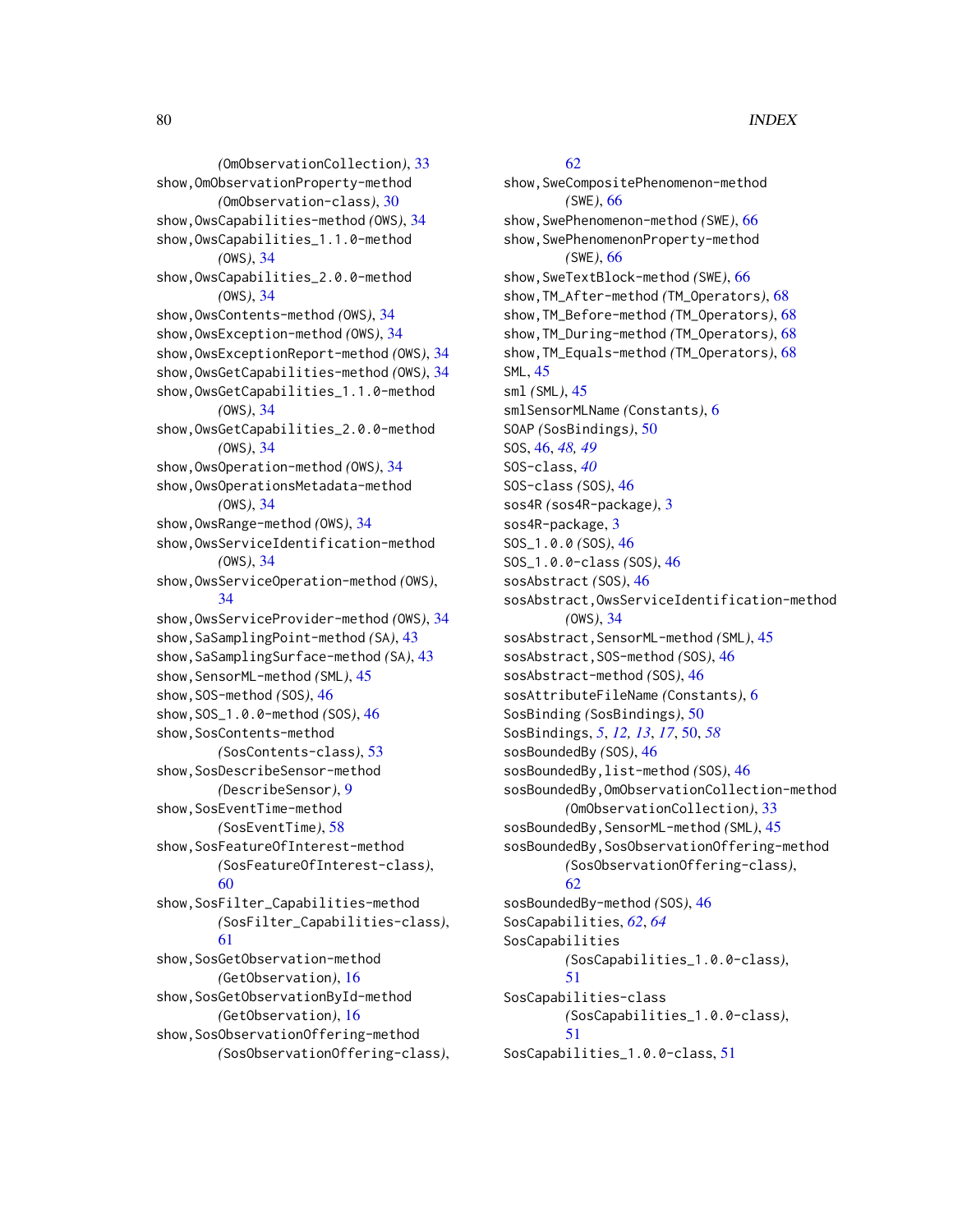(OmObservationCollection), 33
show,OmObservationProperty-method (OmObservation-class), 30
show,OwsCapabilities-method (OWS), 34
show,OwsCapabilities_1.1.0-method (OWS), 34
show,OwsCapabilities_2.0.0-method (OWS), 34
show,OwsContents-method (OWS), 34
show,OwsException-method (OWS), 34
show,OwsExceptionReport-method (OWS), 34
show,OwsGetCapabilities-method (OWS), 34
show,OwsGetCapabilities_1.1.0-method (OWS), 34
show,OwsGetCapabilities_2.0.0-method (OWS), 34
show,OwsOperation-method (OWS), 34
show,OwsOperationsMetadata-method (OWS), 34
show,OwsRange-method (OWS), 34
show,OwsServiceIdentification-method (OWS), 34
show,OwsServiceOperation-method (OWS), 34
show,OwsServiceProvider-method (OWS), 34
show,SaSamplingPoint-method (SA), 43
show,SaSamplingSurface-method (SA), 43
show,SensorML-method (SML), 45
show,SOS-method (SOS), 46
show,SOS_1.0.0-method (SOS), 46
show,SosContents-method (SosContents-class), 53
show,SosDescribeSensor-method (DescribeSensor), 9
show,SosEventTime-method (SosEventTime), 58
show,SosFeatureOfInterest-method (SosFeatureOfInterest-class), 60
show,SosFilter_Capabilities-method (SosFilter_Capabilities-class), 61
show,SosGetObservation-method (GetObservation), 16
show,SosGetObservationById-method (GetObservation), 16
show,SosObservationOffering-method (SosObservationOffering-class), 62
show,SweCompositePhenomenon-method (SWE), 66
show,SwePhenomenon-method (SWE), 66
show,SwePhenomenonProperty-method (SWE), 66
show,SweTextBlock-method (SWE), 66
show,TM_After-method (TM_Operators), 68
show,TM_Before-method (TM_Operators), 68
show,TM_During-method (TM_Operators), 68
show,TM_Equals-method (TM_Operators), 68
SML, 45
sml (SML), 45
smlSensorMLName (Constants), 6
SOAP (SosBindings), 50
SOS, 46, *48, 49*
SOS-class, *40*
SOS-class (SOS), 46
sos4R (sos4R-package), 3
sos4R-package, 3
SOS_1.0.0 (SOS), 46
SOS_1.0.0-class (SOS), 46
sosAbstract (SOS), 46
sosAbstract,OwsServiceIdentification-method (OWS), 34
sosAbstract,SensorML-method (SML), 45
sosAbstract,SOS-method (SOS), 46
sosAbstract-method (SOS), 46
sosAttributeFileName (Constants), 6
SosBinding (SosBindings), 50
SosBindings, *5*, *12, 13*, *17*, 50, *58*
sosBoundedBy (SOS), 46
sosBoundedBy,list-method (SOS), 46
sosBoundedBy,OmObservationCollection-method (OmObservationCollection), 33
sosBoundedBy,SensorML-method (SML), 45
sosBoundedBy,SosObservationOffering-method (SosObservationOffering-class), 62
sosBoundedBy-method (SOS), 46
SosCapabilities, *62*, *64*
SosCapabilities (SosCapabilities_1.0.0-class), 51
SosCapabilities-class (SosCapabilities_1.0.0-class), 51
SosCapabilities_1.0.0-class, 51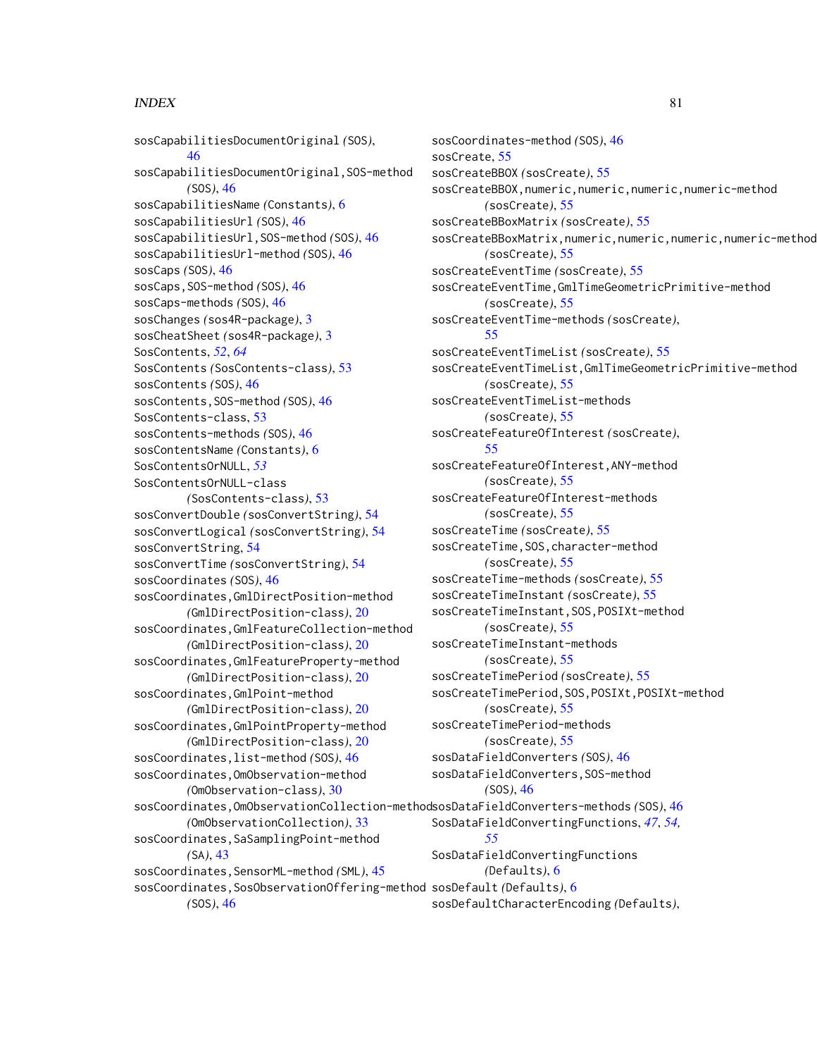sosCapabilitiesDocumentOriginal *(SOS)*, 46
sosCapabilitiesDocumentOriginal,SOS-method *(SOS)*, 46
sosCapabilitiesName *(Constants)*, 6
sosCapabilitiesUrl *(SOS)*, 46
sosCapabilitiesUrl,SOS-method *(SOS)*, 46
sosCapabilitiesUrl-method *(SOS)*, 46
sosCaps *(SOS)*, 46
sosCaps,SOS-method *(SOS)*, 46
sosCaps-methods *(SOS)*, 46
sosChanges *(sos4R-package)*, 3
sosCheatSheet *(sos4R-package)*, 3
SosContents, *52*, *64*
SosContents *(SosContents-class)*, 53
sosContents *(SOS)*, 46
sosContents,SOS-method *(SOS)*, 46
SosContents-class, 53
sosContents-methods *(SOS)*, 46
sosContentsName *(Constants)*, 6
SosContentsOrNULL, *53*
SosContentsOrNULL-class *(SosContents-class)*, 53
sosConvertDouble *(sosConvertString)*, 54
sosConvertLogical *(sosConvertString)*, 54
sosConvertString, 54
sosConvertTime *(sosConvertString)*, 54
sosCoordinates *(SOS)*, 46
sosCoordinates,GmlDirectPosition-method *(GmlDirectPosition-class)*, 20
sosCoordinates,GmlFeatureCollection-method *(GmlDirectPosition-class)*, 20
sosCoordinates,GmlFeatureProperty-method *(GmlDirectPosition-class)*, 20
sosCoordinates,GmlPoint-method *(GmlDirectPosition-class)*, 20
sosCoordinates,GmlPointProperty-method *(GmlDirectPosition-class)*, 20
sosCoordinates,list-method *(SOS)*, 46
sosCoordinates,OmObservation-method *(OmObservation-class)*, 30
sosCoordinates,OmObservationCollection-method *(OmObservationCollection)*, 33
sosCoordinates,SaSamplingPoint-method *(SA)*, 43
sosCoordinates,SensorML-method *(SML)*, 45
sosCoordinates,SosObservationOffering-method *(SOS)*, 46
sosCoordinates-method *(SOS)*, 46
sosCreate, 55
sosCreateBBOX *(sosCreate)*, 55
sosCreateBBOX,numeric,numeric,numeric,numeric-method *(sosCreate)*, 55
sosCreateBBoxMatrix *(sosCreate)*, 55
sosCreateBBoxMatrix,numeric,numeric,numeric,numeric-method *(sosCreate)*, 55
sosCreateEventTime *(sosCreate)*, 55
sosCreateEventTime,GmlTimeGeometricPrimitive-method *(sosCreate)*, 55
sosCreateEventTime-methods *(sosCreate)*, 55
sosCreateEventTimeList *(sosCreate)*, 55
sosCreateEventTimeList,GmlTimeGeometricPrimitive-method *(sosCreate)*, 55
sosCreateEventTimeList-methods *(sosCreate)*, 55
sosCreateFeatureOfInterest *(sosCreate)*, 55
sosCreateFeatureOfInterest,ANY-method *(sosCreate)*, 55
sosCreateFeatureOfInterest-methods *(sosCreate)*, 55
sosCreateTime *(sosCreate)*, 55
sosCreateTime,SOS,character-method *(sosCreate)*, 55
sosCreateTime-methods *(sosCreate)*, 55
sosCreateTimeInstant *(sosCreate)*, 55
sosCreateTimeInstant,SOS,POSIXt-method *(sosCreate)*, 55
sosCreateTimeInstant-methods *(sosCreate)*, 55
sosCreateTimePeriod *(sosCreate)*, 55
sosCreateTimePeriod,SOS,POSIXt,POSIXt-method *(sosCreate)*, 55
sosCreateTimePeriod-methods *(sosCreate)*, 55
sosDataFieldConverters *(SOS)*, 46
sosDataFieldConverters,SOS-method *(SOS)*, 46
sosDataFieldConverters-methods *(SOS)*, 46
SosDataFieldConvertingFunctions, *47*, *54*, *55*
SosDataFieldConvertingFunctions *(Defaults)*, 6
sosDefault *(Defaults)*, 6
sosDefaultCharacterEncoding *(Defaults)*,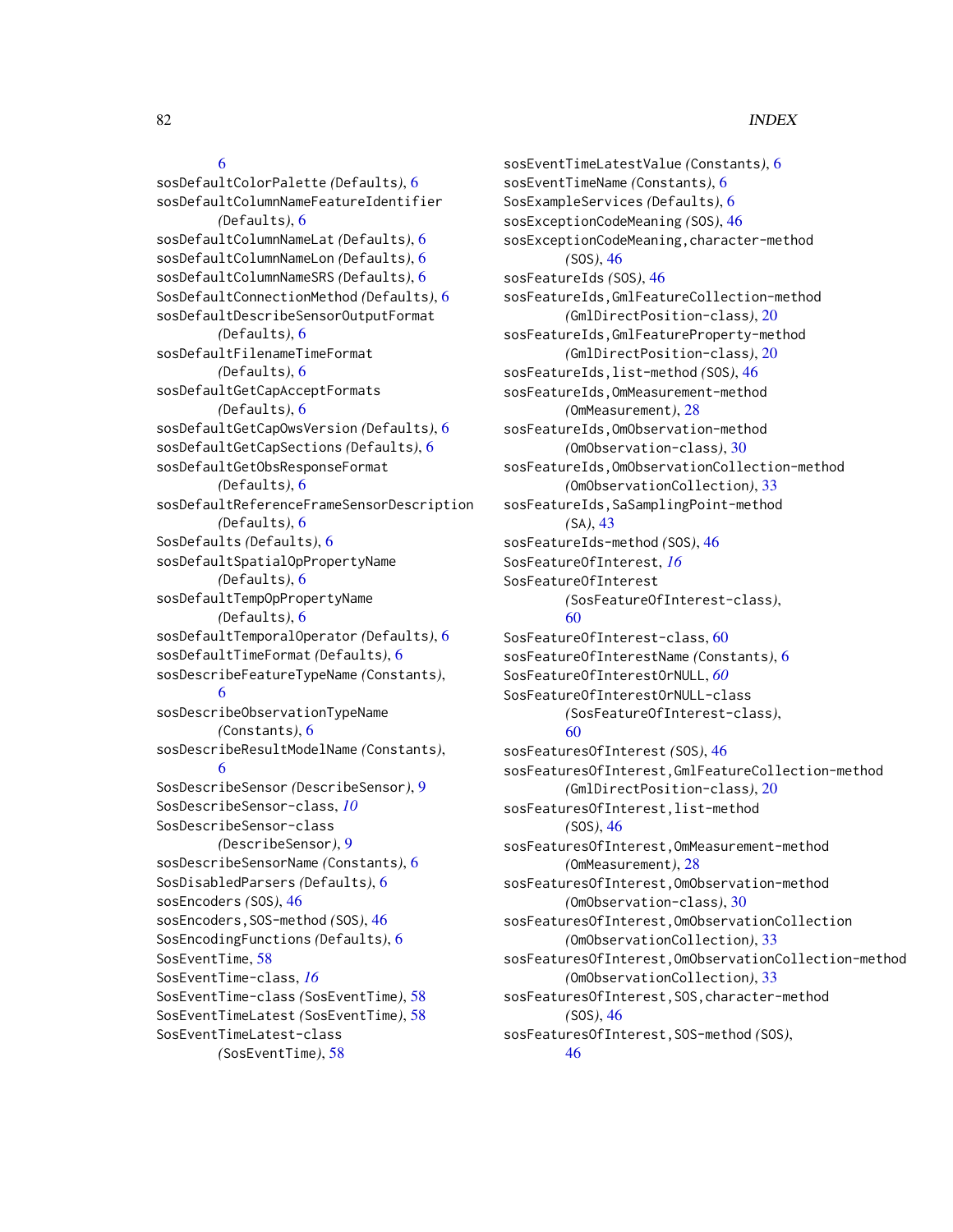6
sosDefaultColorPalette *(Defaults)*, 6
sosDefaultColumnNameFeatureIdentifier *(Defaults)*, 6
sosDefaultColumnNameLat *(Defaults)*, 6
sosDefaultColumnNameLon *(Defaults)*, 6
sosDefaultColumnNameSRS *(Defaults)*, 6
SosDefaultConnectionMethod *(Defaults)*, 6
sosDefaultDescribeSensorOutputFormat *(Defaults)*, 6
sosDefaultFilenameTimeFormat *(Defaults)*, 6
sosDefaultGetCapAcceptFormats *(Defaults)*, 6
sosDefaultGetCapOwsVersion *(Defaults)*, 6
sosDefaultGetCapSections *(Defaults)*, 6
sosDefaultGetObsResponseFormat *(Defaults)*, 6
sosDefaultReferenceFrameSensorDescription *(Defaults)*, 6
SosDefaults *(Defaults)*, 6
sosDefaultSpatialOpPropertyName *(Defaults)*, 6
sosDefaultTempOpPropertyName *(Defaults)*, 6
sosDefaultTemporalOperator *(Defaults)*, 6
sosDefaultTimeFormat *(Defaults)*, 6
sosDescribeFeatureTypeName *(Constants)*, 6
sosDescribeObservationTypeName *(Constants)*, 6
sosDescribeResultModelName *(Constants)*, 6
SosDescribeSensor *(DescribeSensor)*, 9
SosDescribeSensor-class, *10*
SosDescribeSensor-class *(DescribeSensor)*, 9
sosDescribeSensorName *(Constants)*, 6
SosDisabledParsers *(Defaults)*, 6
sosEncoders *(SOS)*, 46
sosEncoders,SOS-method *(SOS)*, 46
SosEncodingFunctions *(Defaults)*, 6
SosEventTime, 58
SosEventTime-class, *16*
SosEventTime-class *(SosEventTime)*, 58
SosEventTimeLatest *(SosEventTime)*, 58
SosEventTimeLatest-class *(SosEventTime)*, 58
sosEventTimeLatestValue *(Constants)*, 6
sosEventTimeName *(Constants)*, 6
SosExampleServices *(Defaults)*, 6
sosExceptionCodeMeaning *(SOS)*, 46
sosExceptionCodeMeaning,character-method *(SOS)*, 46
sosFeatureIds *(SOS)*, 46
sosFeatureIds,GmlFeatureCollection-method *(GmlDirectPosition-class)*, 20
sosFeatureIds,GmlFeatureProperty-method *(GmlDirectPosition-class)*, 20
sosFeatureIds,list-method *(SOS)*, 46
sosFeatureIds,OmMeasurement-method *(OmMeasurement)*, 28
sosFeatureIds,OmObservation-method *(OmObservation-class)*, 30
sosFeatureIds,OmObservationCollection-method *(OmObservationCollection)*, 33
sosFeatureIds,SaSamplingPoint-method *(SA)*, 43
sosFeatureIds-method *(SOS)*, 46
SosFeatureOfInterest, *16*
SosFeatureOfInterest *(SosFeatureOfInterest-class)*, 60
SosFeatureOfInterest-class, 60
sosFeatureOfInterestName *(Constants)*, 6
SosFeatureOfInterestOrNULL, *60*
SosFeatureOfInterestOrNULL-class *(SosFeatureOfInterest-class)*, 60
sosFeaturesOfInterest *(SOS)*, 46
sosFeaturesOfInterest,GmlFeatureCollection-method *(GmlDirectPosition-class)*, 20
sosFeaturesOfInterest,list-method *(SOS)*, 46
sosFeaturesOfInterest,OmMeasurement-method *(OmMeasurement)*, 28
sosFeaturesOfInterest,OmObservation-method *(OmObservation-class)*, 30
sosFeaturesOfInterest,OmObservationCollection *(OmObservationCollection)*, 33
sosFeaturesOfInterest,OmObservationCollection-method *(OmObservationCollection)*, 33
sosFeaturesOfInterest,SOS,character-method *(SOS)*, 46
sosFeaturesOfInterest,SOS-method *(SOS)*, 46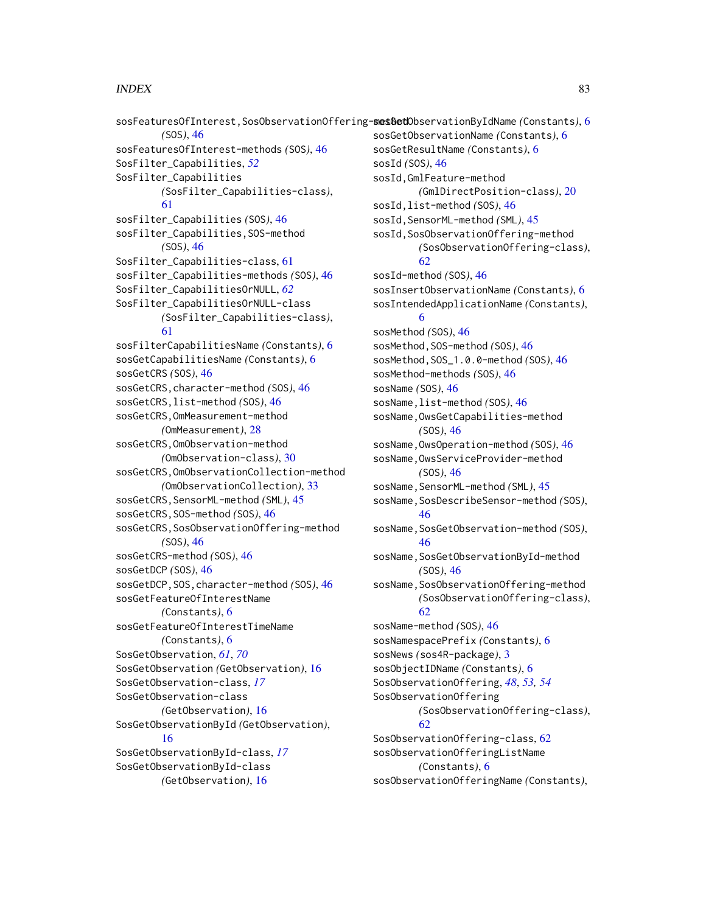sosFeaturesOfInterest,SosObservationOffering-method *(SOS)*, 46
sosFeaturesOfInterest-methods *(SOS)*, 46
SosFilter_Capabilities, *52*
SosFilter_Capabilities *(SosFilter_Capabilities-class)*, 61
sosFilter_Capabilities *(SOS)*, 46
sosFilter_Capabilities,SOS-method *(SOS)*, 46
SosFilter_Capabilities-class, 61
sosFilter_Capabilities-methods *(SOS)*, 46
SosFilter_CapabilitiesOrNULL, *62*
SosFilter_CapabilitiesOrNULL-class *(SosFilter_Capabilities-class)*, 61
sosFilterCapabilitiesName *(Constants)*, 6
sosGetCapabilitiesName *(Constants)*, 6
sosGetCRS *(SOS)*, 46
sosGetCRS,character-method *(SOS)*, 46
sosGetCRS,list-method *(SOS)*, 46
sosGetCRS,OmMeasurement-method *(OmMeasurement)*, 28
sosGetCRS,OmObservation-method *(OmObservation-class)*, 30
sosGetCRS,OmObservationCollection-method *(OmObservationCollection)*, 33
sosGetCRS,SensorML-method *(SML)*, 45
sosGetCRS,SOS-method *(SOS)*, 46
sosGetCRS,SosObservationOffering-method *(SOS)*, 46
sosGetCRS-method *(SOS)*, 46
sosGetDCP *(SOS)*, 46
sosGetDCP,SOS,character-method *(SOS)*, 46
sosGetFeatureOfInterestName *(Constants)*, 6
sosGetFeatureOfInterestTimeName *(Constants)*, 6
SosGetObservation, *61*, *70*
SosGetObservation *(GetObservation)*, 16
SosGetObservation-class, *17*
SosGetObservation-class *(GetObservation)*, 16
SosGetObservationById *(GetObservation)*, 16
SosGetObservationById-class, *17*
SosGetObservationById-class *(GetObservation)*, 16
sosGetObservationByIdName *(Constants)*, 6
sosGetObservationName *(Constants)*, 6
sosGetResultName *(Constants)*, 6
sosId *(SOS)*, 46
sosId,GmlFeature-method *(GmlDirectPosition-class)*, 20
sosId,list-method *(SOS)*, 46
sosId,SensorML-method *(SML)*, 45
sosId,SosObservationOffering-method *(SosObservationOffering-class)*, 62
sosId-method *(SOS)*, 46
sosInsertObservationName *(Constants)*, 6
sosIntendedApplicationName *(Constants)*, 6
sosMethod *(SOS)*, 46
sosMethod,SOS-method *(SOS)*, 46
sosMethod,SOS_1.0.0-method *(SOS)*, 46
sosMethod-methods *(SOS)*, 46
sosName *(SOS)*, 46
sosName,list-method *(SOS)*, 46
sosName,OwsGetCapabilities-method *(SOS)*, 46
sosName,OwsOperation-method *(SOS)*, 46
sosName,OwsServiceProvider-method *(SOS)*, 46
sosName,SensorML-method *(SML)*, 45
sosName,SosDescribeSensor-method *(SOS)*, 46
sosName,SosGetObservation-method *(SOS)*, 46
sosName,SosGetObservationById-method *(SOS)*, 46
sosName,SosObservationOffering-method *(SosObservationOffering-class)*, 62
sosName-method *(SOS)*, 46
sosNamespacePrefix *(Constants)*, 6
sosNews *(sos4R-package)*, 3
sosObjectIDName *(Constants)*, 6
SosObservationOffering, *48*, *53*, *54*
SosObservationOffering *(SosObservationOffering-class)*, 62
SosObservationOffering-class, 62
sosObservationOfferingListName *(Constants)*, 6
sosObservationOfferingName *(Constants)*,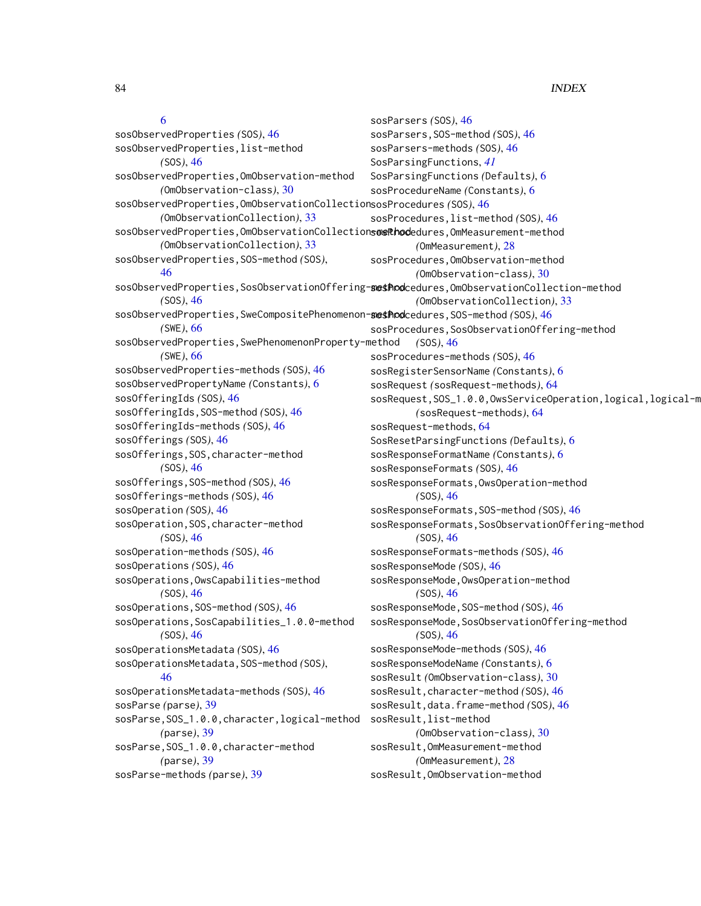6
sosObservedProperties *(SOS)*, 46
sosObservedProperties,list-method *(SOS)*, 46
sosObservedProperties,OmObservation-method *(OmObservation-class)*, 30
sosObservedProperties,OmObservationCollection *(OmObservationCollection)*, 33
sosObservedProperties,OmObservationCollection-method *(OmObservationCollection)*, 33
sosObservedProperties,SOS-method *(SOS)*, 46
sosObservedProperties,SosObservationOffering-method *(SOS)*, 46
sosObservedProperties,SweCompositePhenomenon-method *(SWE)*, 66
sosObservedProperties,SwePhenomenonProperty-method *(SWE)*, 66
sosObservedProperties-methods *(SOS)*, 46
sosObservedPropertyName *(Constants)*, 6
sosOfferingIds *(SOS)*, 46
sosOfferingIds,SOS-method *(SOS)*, 46
sosOfferingIds-methods *(SOS)*, 46
sosOfferings *(SOS)*, 46
sosOfferings,SOS,character-method *(SOS)*, 46
sosOfferings,SOS-method *(SOS)*, 46
sosOfferings-methods *(SOS)*, 46
sosOperation *(SOS)*, 46
sosOperation,SOS,character-method *(SOS)*, 46
sosOperation-methods *(SOS)*, 46
sosOperations *(SOS)*, 46
sosOperations,OwsCapabilities-method *(SOS)*, 46
sosOperations,SOS-method *(SOS)*, 46
sosOperations,SosCapabilities_1.0.0-method *(SOS)*, 46
sosOperationsMetadata *(SOS)*, 46
sosOperationsMetadata,SOS-method *(SOS)*, 46
sosOperationsMetadata-methods *(SOS)*, 46
sosParse *(parse)*, 39
sosParse,SOS_1.0.0,character,logical-method *(parse)*, 39
sosParse,SOS_1.0.0,character-method *(parse)*, 39
sosParse-methods *(parse)*, 39
sosParsers *(SOS)*, 46
sosParsers,SOS-method *(SOS)*, 46
sosParsers-methods *(SOS)*, 46
SosParsingFunctions, *41*
SosParsingFunctions *(Defaults)*, 6
sosProcedureName *(Constants)*, 6
sosProcedures *(SOS)*, 46
sosProcedures,list-method *(SOS)*, 46
sosProcedures,OmMeasurement-method *(OmMeasurement)*, 28
sosProcedures,OmObservation-method *(OmObservation-class)*, 30
sosProcedures,OmObservationCollection-method *(OmObservationCollection)*, 33
sosProcedures,SOS-method *(SOS)*, 46
sosProcedures,SosObservationOffering-method *(SOS)*, 46
sosProcedures-methods *(SOS)*, 46
sosRegisterSensorName *(Constants)*, 6
sosRequest *(sosRequest-methods)*, 64
sosRequest,SOS_1.0.0,OwsServiceOperation,logical,logical-m *(sosRequest-methods)*, 64
sosRequest-methods, 64
SosResetParsingFunctions *(Defaults)*, 6
sosResponseFormatName *(Constants)*, 6
sosResponseFormats *(SOS)*, 46
sosResponseFormats,OwsOperation-method *(SOS)*, 46
sosResponseFormats,SOS-method *(SOS)*, 46
sosResponseFormats,SosObservationOffering-method *(SOS)*, 46
sosResponseFormats-methods *(SOS)*, 46
sosResponseMode *(SOS)*, 46
sosResponseMode,OwsOperation-method *(SOS)*, 46
sosResponseMode,SOS-method *(SOS)*, 46
sosResponseMode,SosObservationOffering-method *(SOS)*, 46
sosResponseMode-methods *(SOS)*, 46
sosResponseModeName *(Constants)*, 6
sosResult *(OmObservation-class)*, 30
sosResult,character-method *(SOS)*, 46
sosResult,data.frame-method *(SOS)*, 46
sosResult,list-method *(OmObservation-class)*, 30
sosResult,OmMeasurement-method *(OmMeasurement)*, 28
sosResult,OmObservation-method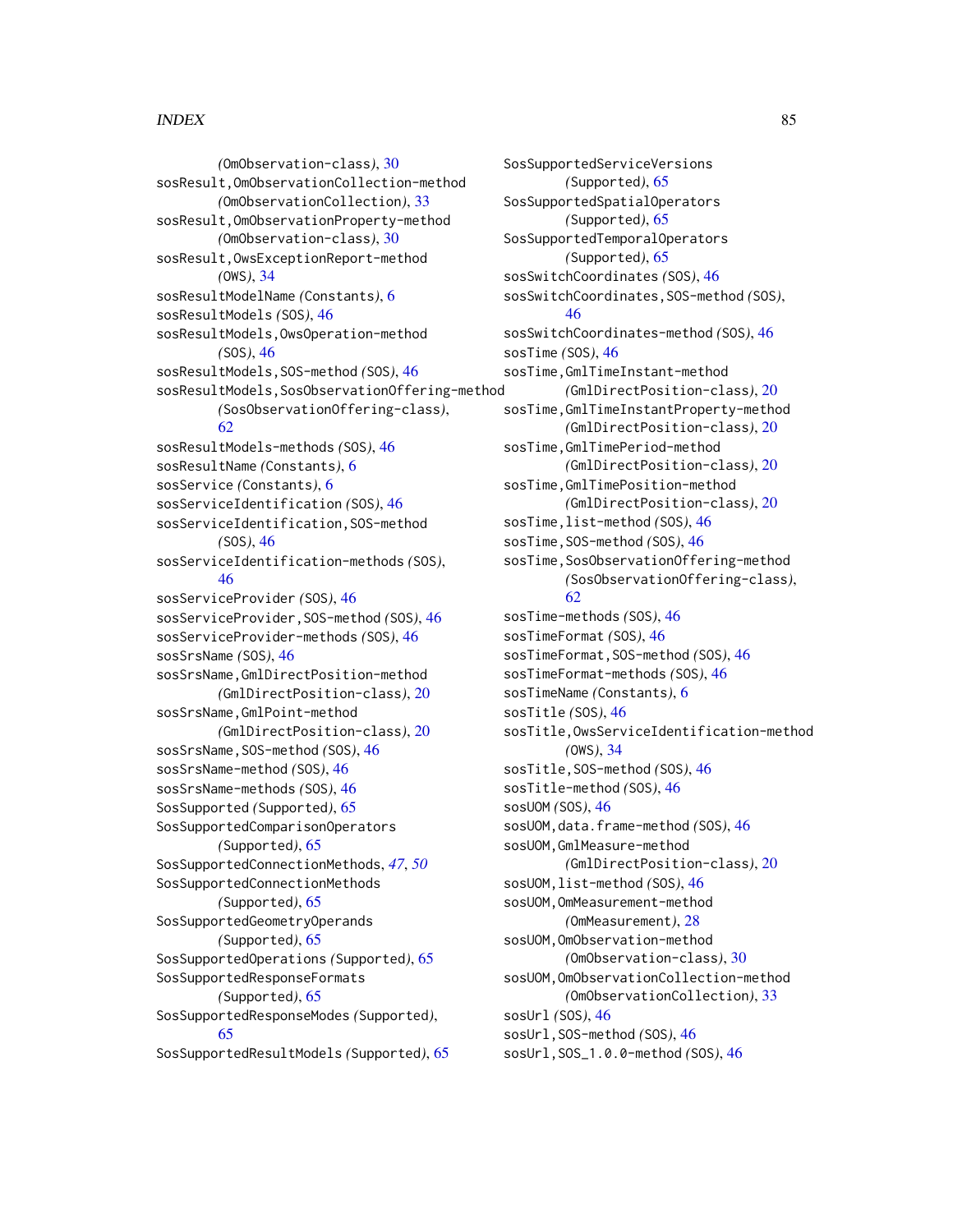(OmObservation-class), 30
sosResult,OmObservationCollection-method (OmObservationCollection), 33
sosResult,OmObservationProperty-method (OmObservation-class), 30
sosResult,OwsExceptionReport-method (OWS), 34
sosResultModelName (Constants), 6
sosResultModels (SOS), 46
sosResultModels,OwsOperation-method (SOS), 46
sosResultModels,SOS-method (SOS), 46
sosResultModels,SosObservationOffering-method (SosObservationOffering-class), 62
sosResultModels-methods (SOS), 46
sosResultName (Constants), 6
sosService (Constants), 6
sosServiceIdentification (SOS), 46
sosServiceIdentification,SOS-method (SOS), 46
sosServiceIdentification-methods (SOS), 46
sosServiceProvider (SOS), 46
sosServiceProvider,SOS-method (SOS), 46
sosServiceProvider-methods (SOS), 46
sosSrsName (SOS), 46
sosSrsName,GmlDirectPosition-method (GmlDirectPosition-class), 20
sosSrsName,GmlPoint-method (GmlDirectPosition-class), 20
sosSrsName,SOS-method (SOS), 46
sosSrsName-method (SOS), 46
sosSrsName-methods (SOS), 46
SosSupported (Supported), 65
SosSupportedComparisonOperators (Supported), 65
SosSupportedConnectionMethods, *47*, *50*
SosSupportedConnectionMethods (Supported), 65
SosSupportedGeometryOperands (Supported), 65
SosSupportedOperations (Supported), 65
SosSupportedResponseFormats (Supported), 65
SosSupportedResponseModes (Supported), 65
SosSupportedResultModels (Supported), 65
SosSupportedServiceVersions (Supported), 65
SosSupportedSpatialOperators (Supported), 65
SosSupportedTemporalOperators (Supported), 65
sosSwitchCoordinates (SOS), 46
sosSwitchCoordinates,SOS-method (SOS), 46
sosSwitchCoordinates-method (SOS), 46
sosTime (SOS), 46
sosTime,GmlTimeInstant-method (GmlDirectPosition-class), 20
sosTime,GmlTimeInstantProperty-method (GmlDirectPosition-class), 20
sosTime,GmlTimePeriod-method (GmlDirectPosition-class), 20
sosTime,GmlTimePosition-method (GmlDirectPosition-class), 20
sosTime,list-method (SOS), 46
sosTime,SOS-method (SOS), 46
sosTime,SosObservationOffering-method (SosObservationOffering-class), 62
sosTime-methods (SOS), 46
sosTimeFormat (SOS), 46
sosTimeFormat,SOS-method (SOS), 46
sosTimeFormat-methods (SOS), 46
sosTimeName (Constants), 6
sosTitle (SOS), 46
sosTitle,OwsServiceIdentification-method (OWS), 34
sosTitle,SOS-method (SOS), 46
sosTitle-method (SOS), 46
sosUOM (SOS), 46
sosUOM,data.frame-method (SOS), 46
sosUOM,GmlMeasure-method (GmlDirectPosition-class), 20
sosUOM,list-method (SOS), 46
sosUOM,OmMeasurement-method (OmMeasurement), 28
sosUOM,OmObservation-method (OmObservation-class), 30
sosUOM,OmObservationCollection-method (OmObservationCollection), 33
sosUrl (SOS), 46
sosUrl,SOS-method (SOS), 46
sosUrl,SOS_1.0.0-method (SOS), 46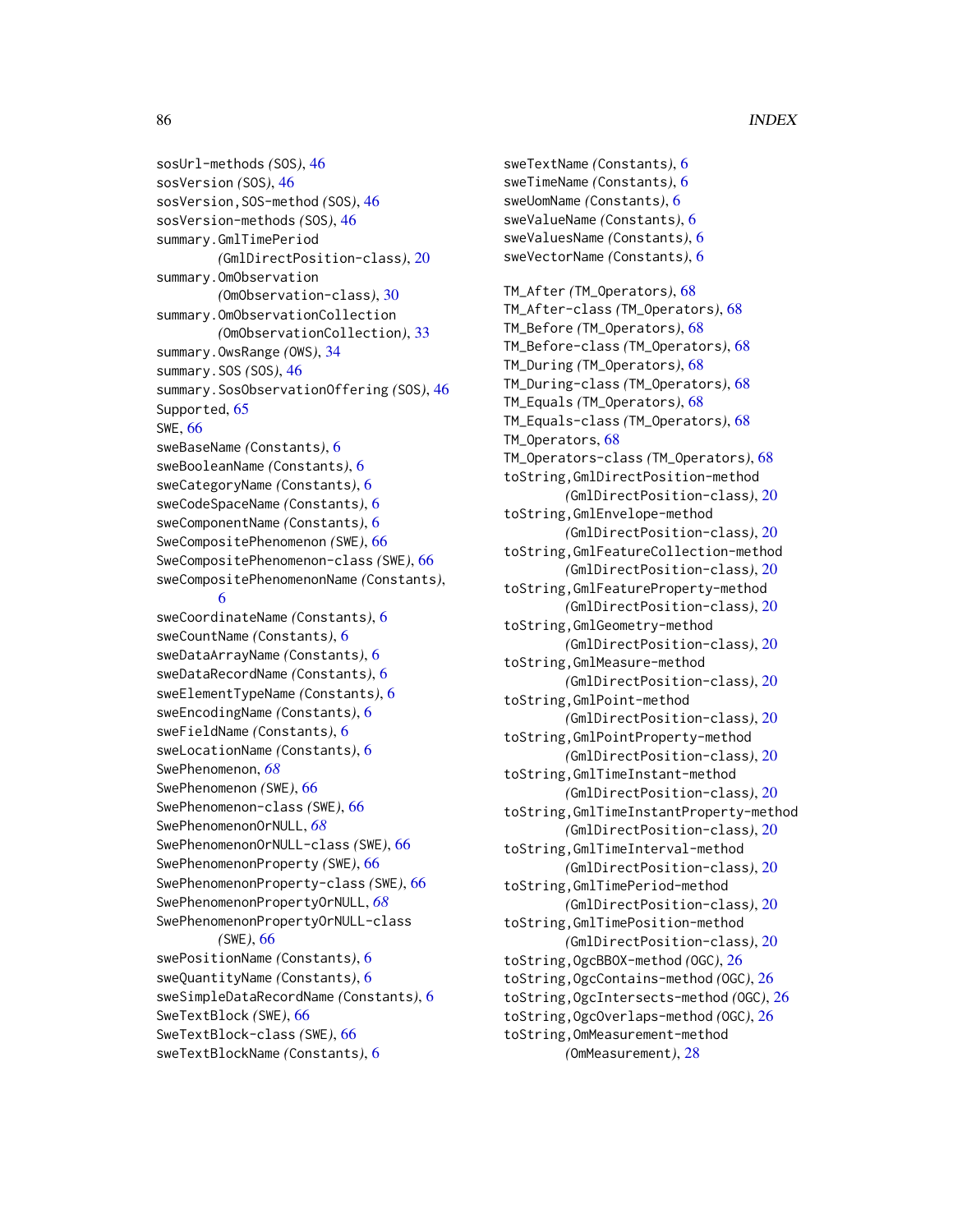sosUrl-methods *(SOS)*, 46
sosVersion *(SOS)*, 46
sosVersion,SOS-method *(SOS)*, 46
sosVersion-methods *(SOS)*, 46
summary.GmlTimePeriod *(GmlDirectPosition-class)*, 20
summary.OmObservation *(OmObservation-class)*, 30
summary.OmObservationCollection *(OmObservationCollection)*, 33
summary.OwsRange *(OWS)*, 34
summary.SOS *(SOS)*, 46
summary.SosObservationOffering *(SOS)*, 46
Supported, 65
SWE, 66
sweBaseName *(Constants)*, 6
sweBooleanName *(Constants)*, 6
sweCategoryName *(Constants)*, 6
sweCodeSpaceName *(Constants)*, 6
sweComponentName *(Constants)*, 6
SweCompositePhenomenon *(SWE)*, 66
SweCompositePhenomenon-class *(SWE)*, 66
sweCompositePhenomenonName *(Constants)*, 6
sweCoordinateName *(Constants)*, 6
sweCountName *(Constants)*, 6
sweDataArrayName *(Constants)*, 6
sweDataRecordName *(Constants)*, 6
sweElementTypeName *(Constants)*, 6
sweEncodingName *(Constants)*, 6
sweFieldName *(Constants)*, 6
sweLocationName *(Constants)*, 6
SwePhenomenon, *68*
SwePhenomenon *(SWE)*, 66
SwePhenomenon-class *(SWE)*, 66
SwePhenomenonOrNULL, *68*
SwePhenomenonOrNULL-class *(SWE)*, 66
SwePhenomenonProperty *(SWE)*, 66
SwePhenomenonProperty-class *(SWE)*, 66
SwePhenomenonPropertyOrNULL, *68*
SwePhenomenonPropertyOrNULL-class *(SWE)*, 66
swePositionName *(Constants)*, 6
sweQuantityName *(Constants)*, 6
sweSimpleDataRecordName *(Constants)*, 6
SweTextBlock *(SWE)*, 66
SweTextBlock-class *(SWE)*, 66
sweTextBlockName *(Constants)*, 6
sweTextName *(Constants)*, 6
sweTimeName *(Constants)*, 6
sweUomName *(Constants)*, 6
sweValueName *(Constants)*, 6
sweValuesName *(Constants)*, 6
sweVectorName *(Constants)*, 6

TM_After *(TM_Operators)*, 68
TM_After-class *(TM_Operators)*, 68
TM_Before *(TM_Operators)*, 68
TM_Before-class *(TM_Operators)*, 68
TM_During *(TM_Operators)*, 68
TM_During-class *(TM_Operators)*, 68
TM_Equals *(TM_Operators)*, 68
TM_Equals-class *(TM_Operators)*, 68
TM_Operators, 68
TM_Operators-class *(TM_Operators)*, 68
toString,GmlDirectPosition-method *(GmlDirectPosition-class)*, 20
toString,GmlEnvelope-method *(GmlDirectPosition-class)*, 20
toString,GmlFeatureCollection-method *(GmlDirectPosition-class)*, 20
toString,GmlFeatureProperty-method *(GmlDirectPosition-class)*, 20
toString,GmlGeometry-method *(GmlDirectPosition-class)*, 20
toString,GmlMeasure-method *(GmlDirectPosition-class)*, 20
toString,GmlPoint-method *(GmlDirectPosition-class)*, 20
toString,GmlPointProperty-method *(GmlDirectPosition-class)*, 20
toString,GmlTimeInstant-method *(GmlDirectPosition-class)*, 20
toString,GmlTimeInstantProperty-method *(GmlDirectPosition-class)*, 20
toString,GmlTimeInterval-method *(GmlDirectPosition-class)*, 20
toString,GmlTimePeriod-method *(GmlDirectPosition-class)*, 20
toString,GmlTimePosition-method *(GmlDirectPosition-class)*, 20
toString,OgcBBOX-method *(OGC)*, 26
toString,OgcContains-method *(OGC)*, 26
toString,OgcIntersects-method *(OGC)*, 26
toString,OgcOverlaps-method *(OGC)*, 26
toString,OmMeasurement-method *(OmMeasurement)*, 28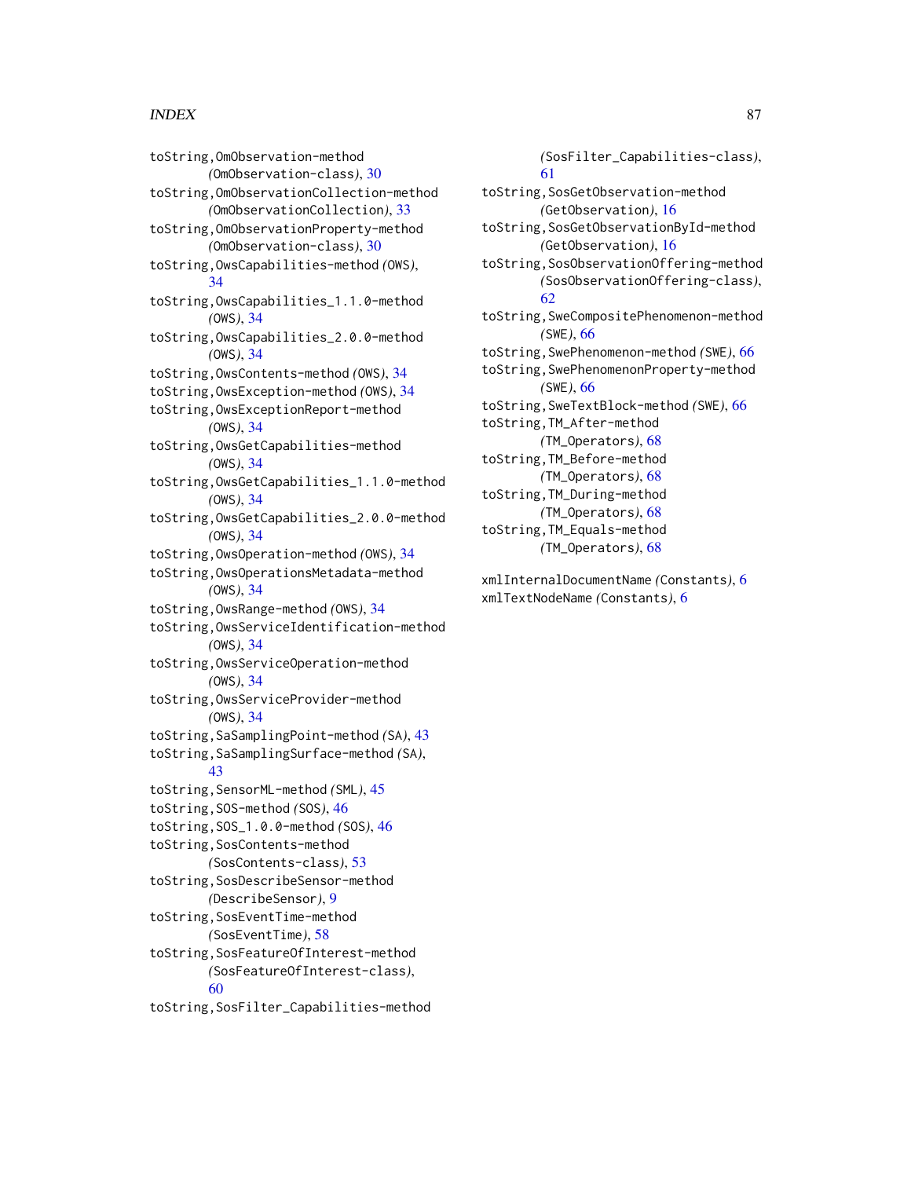toString,OmObservation-method *(OmObservation-class)*, 30
toString,OmObservationCollection-method *(OmObservationCollection)*, 33
toString,OmObservationProperty-method *(OmObservation-class)*, 30
toString,OwsCapabilities-method *(OWS)*, 34
toString,OwsCapabilities_1.1.0-method *(OWS)*, 34
toString,OwsCapabilities_2.0.0-method *(OWS)*, 34
toString,OwsContents-method *(OWS)*, 34
toString,OwsException-method *(OWS)*, 34
toString,OwsExceptionReport-method *(OWS)*, 34
toString,OwsGetCapabilities-method *(OWS)*, 34
toString,OwsGetCapabilities_1.1.0-method *(OWS)*, 34
toString,OwsGetCapabilities_2.0.0-method *(OWS)*, 34
toString,OwsOperation-method *(OWS)*, 34
toString,OwsOperationsMetadata-method *(OWS)*, 34
toString,OwsRange-method *(OWS)*, 34
toString,OwsServiceIdentification-method *(OWS)*, 34
toString,OwsServiceOperation-method *(OWS)*, 34
toString,OwsServiceProvider-method *(OWS)*, 34
toString,SaSamplingPoint-method *(SA)*, 43
toString,SaSamplingSurface-method *(SA)*, 43
toString,SensorML-method *(SML)*, 45
toString,SOS-method *(SOS)*, 46
toString,SOS_1.0.0-method *(SOS)*, 46
toString,SosContents-method *(SosContents-class)*, 53
toString,SosDescribeSensor-method *(DescribeSensor)*, 9
toString,SosEventTime-method *(SosEventTime)*, 58
toString,SosFeatureOfInterest-method *(SosFeatureOfInterest-class)*, 60
toString,SosFilter_Capabilities-method *(SosFilter_Capabilities-class)*, 61
toString,SosGetObservation-method *(GetObservation)*, 16
toString,SosGetObservationById-method *(GetObservation)*, 16
toString,SosObservationOffering-method *(SosObservationOffering-class)*, 62
toString,SweCompositePhenomenon-method *(SWE)*, 66
toString,SwePhenomenon-method *(SWE)*, 66
toString,SwePhenomenonProperty-method *(SWE)*, 66
toString,SweTextBlock-method *(SWE)*, 66
toString,TM_After-method *(TM_Operators)*, 68
toString,TM_Before-method *(TM_Operators)*, 68
toString,TM_During-method *(TM_Operators)*, 68
toString,TM_Equals-method *(TM_Operators)*, 68

xmlInternalDocumentName *(Constants)*, 6
xmlTextNodeName *(Constants)*, 6